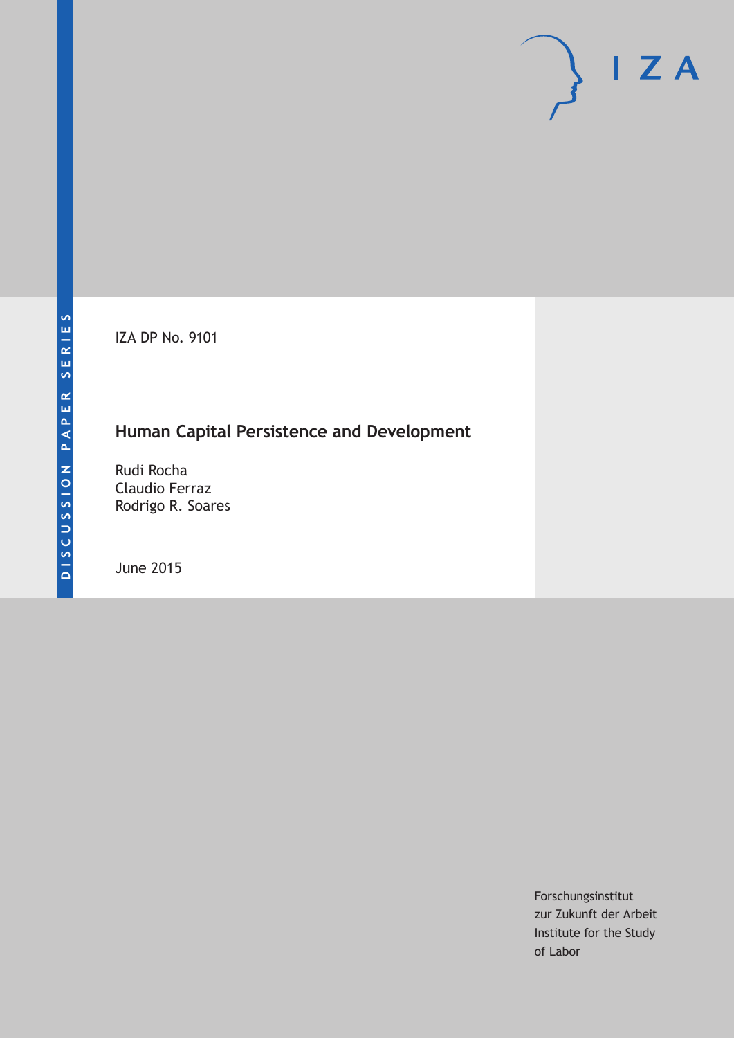DISCUSSION PAPER SERIES

IZA DP No. 9101

# Human Capital Persistence and Development

Rudi Rocha
Claudio Ferraz
Rodrigo R. Soares

June 2015

Forschungsinstitut
zur Zukunft der Arbeit
Institute for the Study
of Labor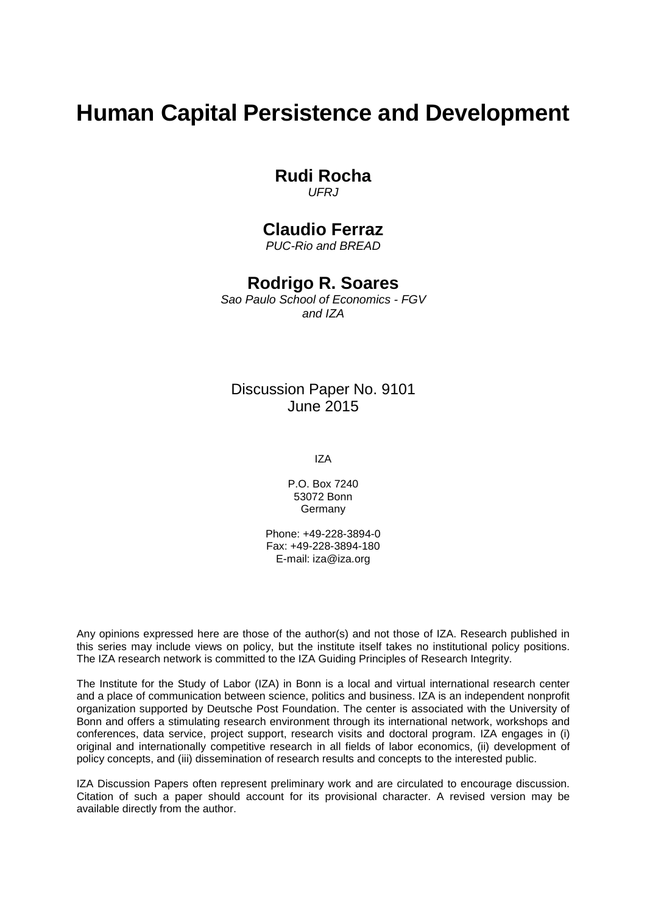# Human Capital Persistence and Development

**Rudi Rocha**
*UFRJ*

**Claudio Ferraz**
*PUC-Rio and BREAD*

**Rodrigo R. Soares**
*Sao Paulo School of Economics - FGV and IZA*

Discussion Paper No. 9101
June 2015

IZA

P.O. Box 7240
53072 Bonn
Germany

Phone: +49-228-3894-0
Fax: +49-228-3894-180
E-mail: iza@iza.org

Any opinions expressed here are those of the author(s) and not those of IZA. Research published in this series may include views on policy, but the institute itself takes no institutional policy positions. The IZA research network is committed to the IZA Guiding Principles of Research Integrity.

The Institute for the Study of Labor (IZA) in Bonn is a local and virtual international research center and a place of communication between science, politics and business. IZA is an independent nonprofit organization supported by Deutsche Post Foundation. The center is associated with the University of Bonn and offers a stimulating research environment through its international network, workshops and conferences, data service, project support, research visits and doctoral program. IZA engages in (i) original and internationally competitive research in all fields of labor economics, (ii) development of policy concepts, and (iii) dissemination of research results and concepts to the interested public.

IZA Discussion Papers often represent preliminary work and are circulated to encourage discussion. Citation of such a paper should account for its provisional character. A revised version may be available directly from the author.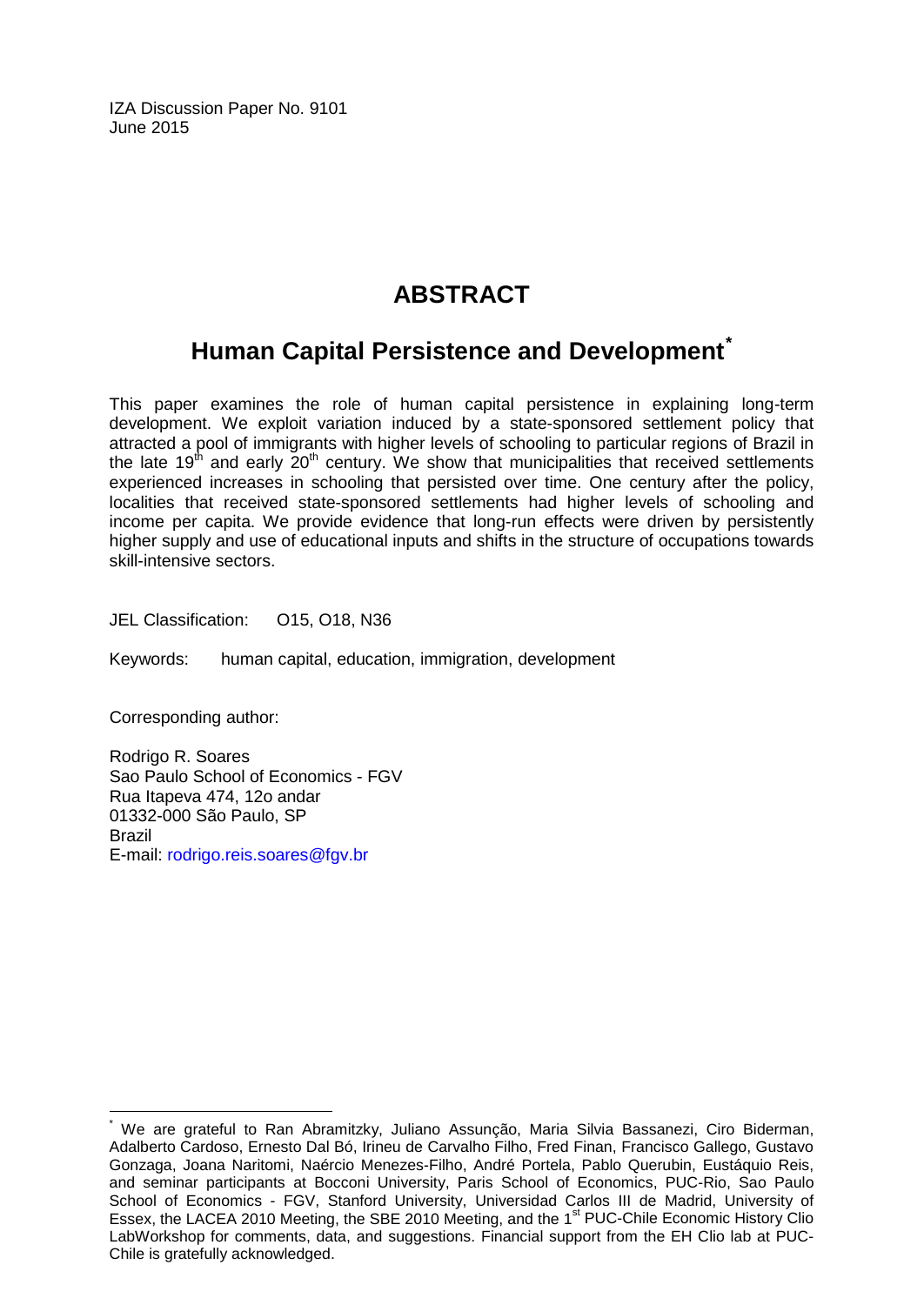IZA Discussion Paper No. 9101
June 2015

# ABSTRACT

## Human Capital Persistence and Development*

This paper examines the role of human capital persistence in explaining long-term development. We exploit variation induced by a state-sponsored settlement policy that attracted a pool of immigrants with higher levels of schooling to particular regions of Brazil in the late 19th and early 20th century. We show that municipalities that received settlements experienced increases in schooling that persisted over time. One century after the policy, localities that received state-sponsored settlements had higher levels of schooling and income per capita. We provide evidence that long-run effects were driven by persistently higher supply and use of educational inputs and shifts in the structure of occupations towards skill-intensive sectors.

JEL Classification: O15, O18, N36

Keywords: human capital, education, immigration, development

Corresponding author:

Rodrigo R. Soares
Sao Paulo School of Economics - FGV
Rua Itapeva 474, 12o andar
01332-000 São Paulo, SP
Brazil
E-mail: rodrigo.reis.soares@fgv.br

---

* We are grateful to Ran Abramitzky, Juliano Assunção, Maria Silvia Bassanezi, Ciro Biderman, Adalberto Cardoso, Ernesto Dal Bó, Irineu de Carvalho Filho, Fred Finan, Francisco Gallego, Gustavo Gonzaga, Joana Naritomi, Naércio Menezes-Filho, André Portela, Pablo Querubin, Eustáquio Reis, and seminar participants at Bocconi University, Paris School of Economics, PUC-Rio, Sao Paulo School of Economics - FGV, Stanford University, Universidad Carlos III de Madrid, University of Essex, the LACEA 2010 Meeting, the SBE 2010 Meeting, and the 1st PUC-Chile Economic History Clio LabWorkshop for comments, data, and suggestions. Financial support from the EH Clio lab at PUC-Chile is gratefully acknowledged.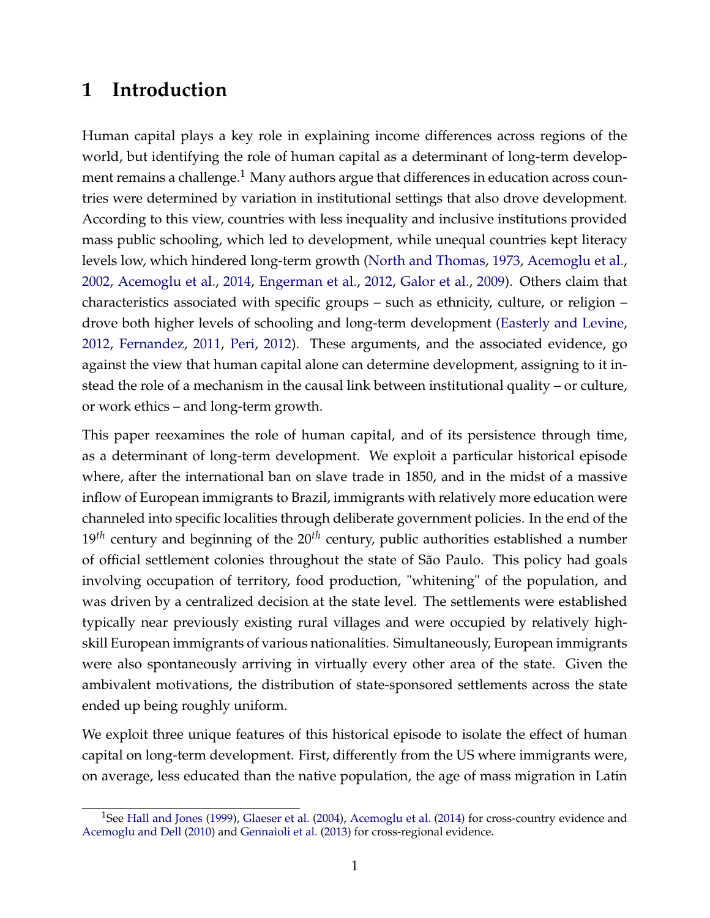# 1 Introduction

Human capital plays a key role in explaining income differences across regions of the world, but identifying the role of human capital as a determinant of long-term development remains a challenge.[1] Many authors argue that differences in education across countries were determined by variation in institutional settings that also drove development. According to this view, countries with less inequality and inclusive institutions provided mass public schooling, which led to development, while unequal countries kept literacy levels low, which hindered long-term growth (North and Thomas, 1973, Acemoglu et al., 2002, Acemoglu et al., 2014, Engerman et al., 2012, Galor et al., 2009). Others claim that characteristics associated with specific groups – such as ethnicity, culture, or religion – drove both higher levels of schooling and long-term development (Easterly and Levine, 2012, Fernandez, 2011, Peri, 2012). These arguments, and the associated evidence, go against the view that human capital alone can determine development, assigning to it instead the role of a mechanism in the causal link between institutional quality – or culture, or work ethics – and long-term growth.

This paper reexamines the role of human capital, and of its persistence through time, as a determinant of long-term development. We exploit a particular historical episode where, after the international ban on slave trade in 1850, and in the midst of a massive inflow of European immigrants to Brazil, immigrants with relatively more education were channeled into specific localities through deliberate government policies. In the end of the $19^{th}$ century and beginning of the $20^{th}$ century, public authorities established a number of official settlement colonies throughout the state of São Paulo. This policy had goals involving occupation of territory, food production, "whitening" of the population, and was driven by a centralized decision at the state level. The settlements were established typically near previously existing rural villages and were occupied by relatively high-skill European immigrants of various nationalities. Simultaneously, European immigrants were also spontaneously arriving in virtually every other area of the state. Given the ambivalent motivations, the distribution of state-sponsored settlements across the state ended up being roughly uniform.

We exploit three unique features of this historical episode to isolate the effect of human capital on long-term development. First, differently from the US where immigrants were, on average, less educated than the native population, the age of mass migration in Latin

[1] See Hall and Jones (1999), Glaeser et al. (2004), Acemoglu et al. (2014) for cross-country evidence and Acemoglu and Dell (2010) and Gennaioli et al. (2013) for cross-regional evidence.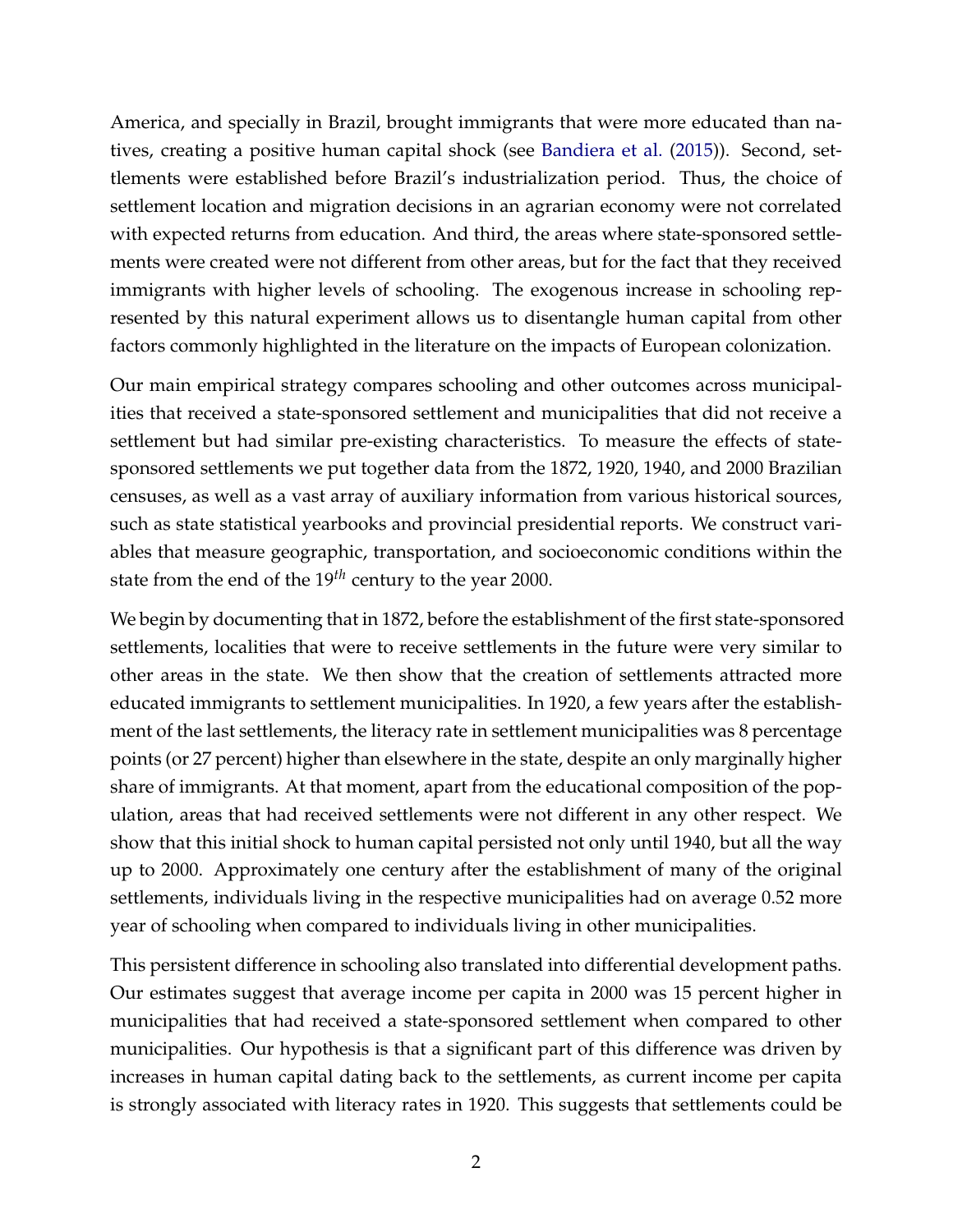America, and specially in Brazil, brought immigrants that were more educated than natives, creating a positive human capital shock (see Bandiera et al. (2015)). Second, settlements were established before Brazil's industrialization period. Thus, the choice of settlement location and migration decisions in an agrarian economy were not correlated with expected returns from education. And third, the areas where state-sponsored settlements were created were not different from other areas, but for the fact that they received immigrants with higher levels of schooling. The exogenous increase in schooling represented by this natural experiment allows us to disentangle human capital from other factors commonly highlighted in the literature on the impacts of European colonization.

Our main empirical strategy compares schooling and other outcomes across municipalities that received a state-sponsored settlement and municipalities that did not receive a settlement but had similar pre-existing characteristics. To measure the effects of state-sponsored settlements we put together data from the 1872, 1920, 1940, and 2000 Brazilian censuses, as well as a vast array of auxiliary information from various historical sources, such as state statistical yearbooks and provincial presidential reports. We construct variables that measure geographic, transportation, and socioeconomic conditions within the state from the end of the $19^{th}$ century to the year 2000.

We begin by documenting that in 1872, before the establishment of the first state-sponsored settlements, localities that were to receive settlements in the future were very similar to other areas in the state. We then show that the creation of settlements attracted more educated immigrants to settlement municipalities. In 1920, a few years after the establishment of the last settlements, the literacy rate in settlement municipalities was 8 percentage points (or 27 percent) higher than elsewhere in the state, despite an only marginally higher share of immigrants. At that moment, apart from the educational composition of the population, areas that had received settlements were not different in any other respect. We show that this initial shock to human capital persisted not only until 1940, but all the way up to 2000. Approximately one century after the establishment of many of the original settlements, individuals living in the respective municipalities had on average 0.52 more year of schooling when compared to individuals living in other municipalities.

This persistent difference in schooling also translated into differential development paths. Our estimates suggest that average income per capita in 2000 was 15 percent higher in municipalities that had received a state-sponsored settlement when compared to other municipalities. Our hypothesis is that a significant part of this difference was driven by increases in human capital dating back to the settlements, as current income per capita is strongly associated with literacy rates in 1920. This suggests that settlements could be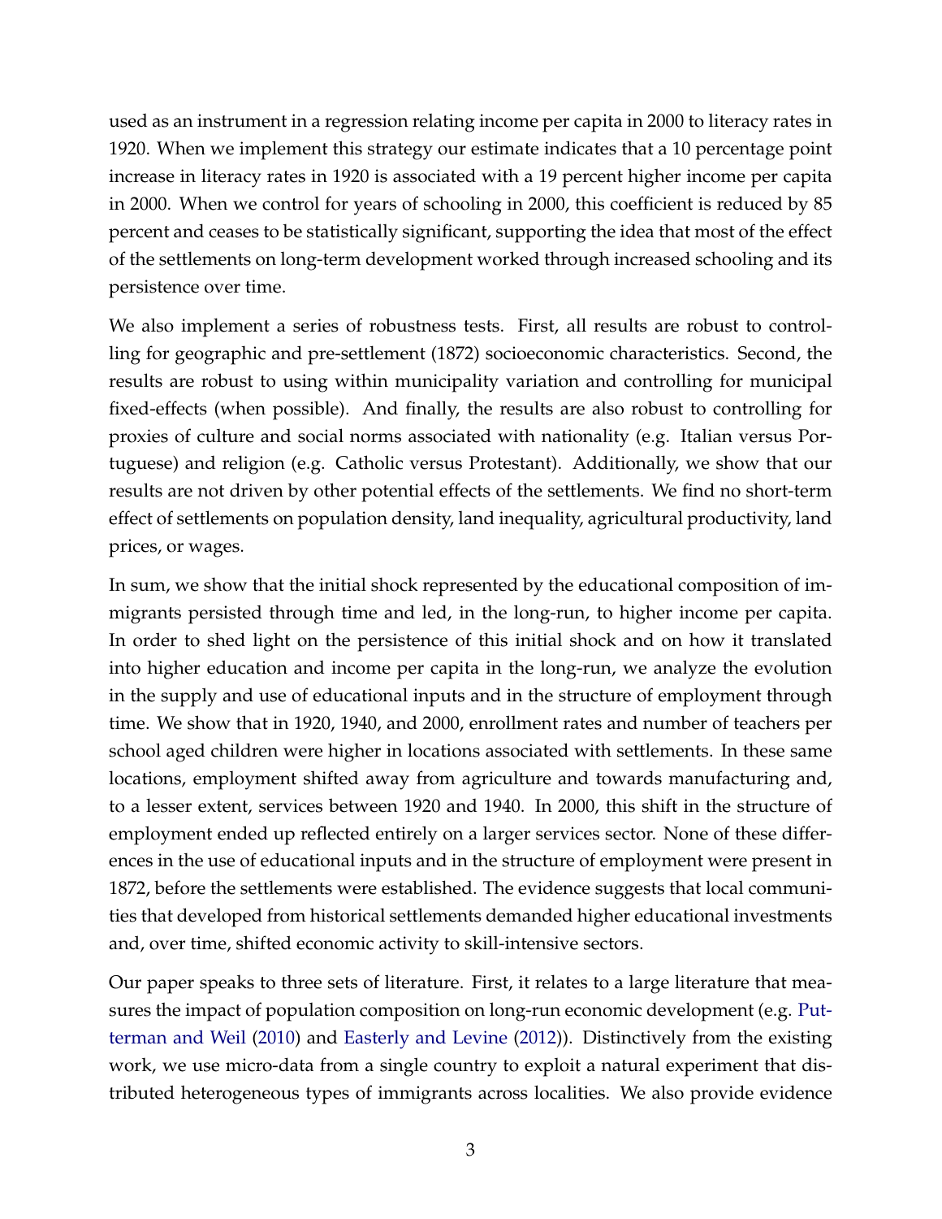used as an instrument in a regression relating income per capita in 2000 to literacy rates in 1920. When we implement this strategy our estimate indicates that a 10 percentage point increase in literacy rates in 1920 is associated with a 19 percent higher income per capita in 2000. When we control for years of schooling in 2000, this coefficient is reduced by 85 percent and ceases to be statistically significant, supporting the idea that most of the effect of the settlements on long-term development worked through increased schooling and its persistence over time.

We also implement a series of robustness tests. First, all results are robust to controlling for geographic and pre-settlement (1872) socioeconomic characteristics. Second, the results are robust to using within municipality variation and controlling for municipal fixed-effects (when possible). And finally, the results are also robust to controlling for proxies of culture and social norms associated with nationality (e.g. Italian versus Portuguese) and religion (e.g. Catholic versus Protestant). Additionally, we show that our results are not driven by other potential effects of the settlements. We find no short-term effect of settlements on population density, land inequality, agricultural productivity, land prices, or wages.

In sum, we show that the initial shock represented by the educational composition of immigrants persisted through time and led, in the long-run, to higher income per capita. In order to shed light on the persistence of this initial shock and on how it translated into higher education and income per capita in the long-run, we analyze the evolution in the supply and use of educational inputs and in the structure of employment through time. We show that in 1920, 1940, and 2000, enrollment rates and number of teachers per school aged children were higher in locations associated with settlements. In these same locations, employment shifted away from agriculture and towards manufacturing and, to a lesser extent, services between 1920 and 1940. In 2000, this shift in the structure of employment ended up reflected entirely on a larger services sector. None of these differences in the use of educational inputs and in the structure of employment were present in 1872, before the settlements were established. The evidence suggests that local communities that developed from historical settlements demanded higher educational investments and, over time, shifted economic activity to skill-intensive sectors.

Our paper speaks to three sets of literature. First, it relates to a large literature that measures the impact of population composition on long-run economic development (e.g. Putterman and Weil (2010) and Easterly and Levine (2012)). Distinctively from the existing work, we use micro-data from a single country to exploit a natural experiment that distributed heterogeneous types of immigrants across localities. We also provide evidence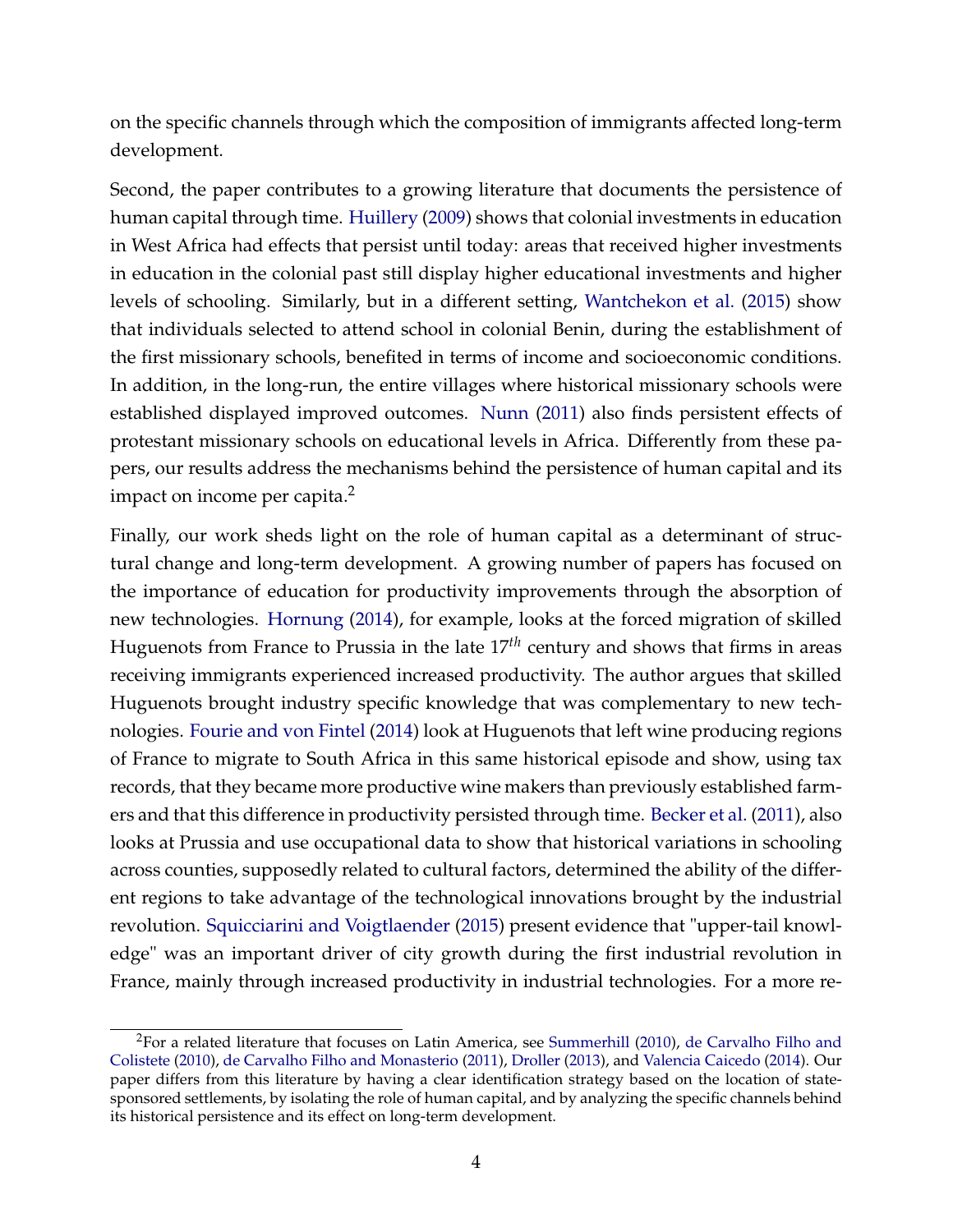on the specific channels through which the composition of immigrants affected long-term development.

Second, the paper contributes to a growing literature that documents the persistence of human capital through time. Huillery (2009) shows that colonial investments in education in West Africa had effects that persist until today: areas that received higher investments in education in the colonial past still display higher educational investments and higher levels of schooling. Similarly, but in a different setting, Wantchekon et al. (2015) show that individuals selected to attend school in colonial Benin, during the establishment of the first missionary schools, benefited in terms of income and socioeconomic conditions. In addition, in the long-run, the entire villages where historical missionary schools were established displayed improved outcomes. Nunn (2011) also finds persistent effects of protestant missionary schools on educational levels in Africa. Differently from these papers, our results address the mechanisms behind the persistence of human capital and its impact on income per capita.[2]

Finally, our work sheds light on the role of human capital as a determinant of structural change and long-term development. A growing number of papers has focused on the importance of education for productivity improvements through the absorption of new technologies. Hornung (2014), for example, looks at the forced migration of skilled Huguenots from France to Prussia in the late $17^{th}$ century and shows that firms in areas receiving immigrants experienced increased productivity. The author argues that skilled Huguenots brought industry specific knowledge that was complementary to new technologies. Fourie and von Fintel (2014) look at Huguenots that left wine producing regions of France to migrate to South Africa in this same historical episode and show, using tax records, that they became more productive wine makers than previously established farmers and that this difference in productivity persisted through time. Becker et al. (2011), also looks at Prussia and use occupational data to show that historical variations in schooling across counties, supposedly related to cultural factors, determined the ability of the different regions to take advantage of the technological innovations brought by the industrial revolution. Squicciarini and Voigtlaender (2015) present evidence that "upper-tail knowledge" was an important driver of city growth during the first industrial revolution in France, mainly through increased productivity in industrial technologies. For a more re-

[2] For a related literature that focuses on Latin America, see Summerhill (2010), de Carvalho Filho and Colistete (2010), de Carvalho Filho and Monasterio (2011), Droller (2013), and Valencia Caicedo (2014). Our paper differs from this literature by having a clear identification strategy based on the location of state-sponsored settlements, by isolating the role of human capital, and by analyzing the specific channels behind its historical persistence and its effect on long-term development.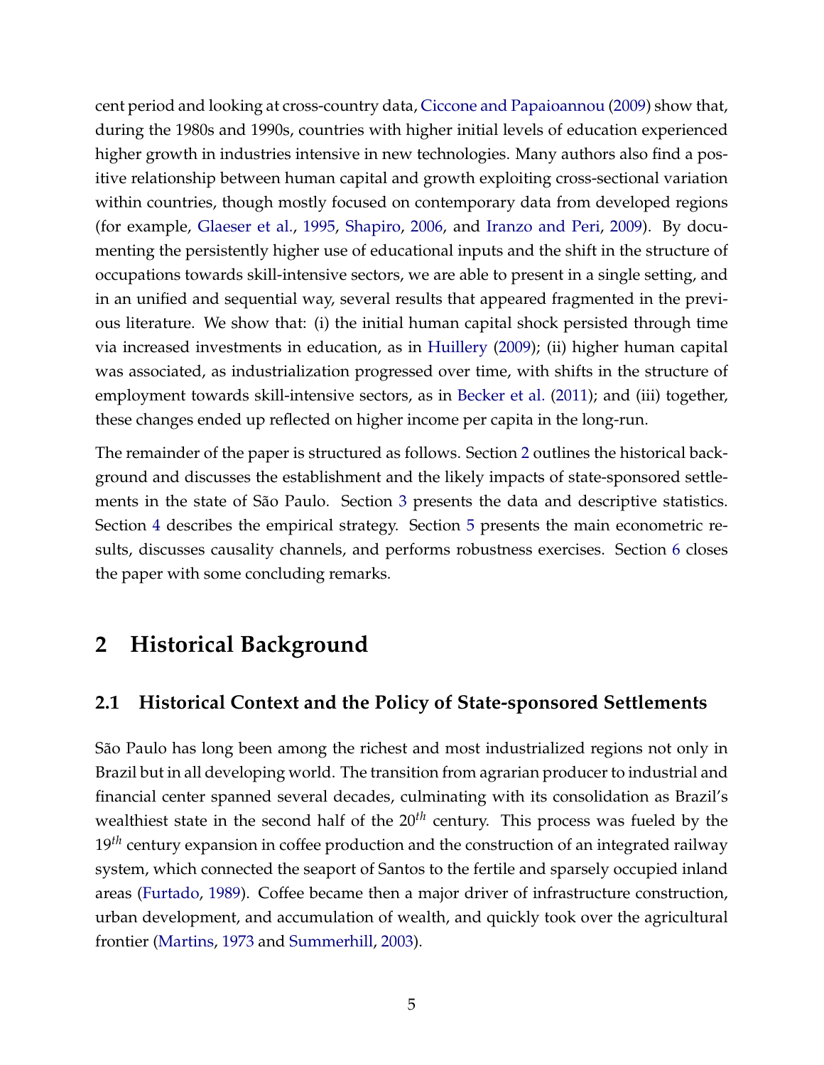cent period and looking at cross-country data, Ciccone and Papaioannou (2009) show that, during the 1980s and 1990s, countries with higher initial levels of education experienced higher growth in industries intensive in new technologies. Many authors also find a positive relationship between human capital and growth exploiting cross-sectional variation within countries, though mostly focused on contemporary data from developed regions (for example, Glaeser et al., 1995, Shapiro, 2006, and Iranzo and Peri, 2009). By documenting the persistently higher use of educational inputs and the shift in the structure of occupations towards skill-intensive sectors, we are able to present in a single setting, and in an unified and sequential way, several results that appeared fragmented in the previous literature. We show that: (i) the initial human capital shock persisted through time via increased investments in education, as in Huillery (2009); (ii) higher human capital was associated, as industrialization progressed over time, with shifts in the structure of employment towards skill-intensive sectors, as in Becker et al. (2011); and (iii) together, these changes ended up reflected on higher income per capita in the long-run.

The remainder of the paper is structured as follows. Section 2 outlines the historical background and discusses the establishment and the likely impacts of state-sponsored settlements in the state of São Paulo. Section 3 presents the data and descriptive statistics. Section 4 describes the empirical strategy. Section 5 presents the main econometric results, discusses causality channels, and performs robustness exercises. Section 6 closes the paper with some concluding remarks.

# 2 Historical Background

## 2.1 Historical Context and the Policy of State-sponsored Settlements

São Paulo has long been among the richest and most industrialized regions not only in Brazil but in all developing world. The transition from agrarian producer to industrial and financial center spanned several decades, culminating with its consolidation as Brazil's wealthiest state in the second half of the $20^{th}$ century. This process was fueled by the $19^{th}$ century expansion in coffee production and the construction of an integrated railway system, which connected the seaport of Santos to the fertile and sparsely occupied inland areas (Furtado, 1989). Coffee became then a major driver of infrastructure construction, urban development, and accumulation of wealth, and quickly took over the agricultural frontier (Martins, 1973 and Summerhill, 2003).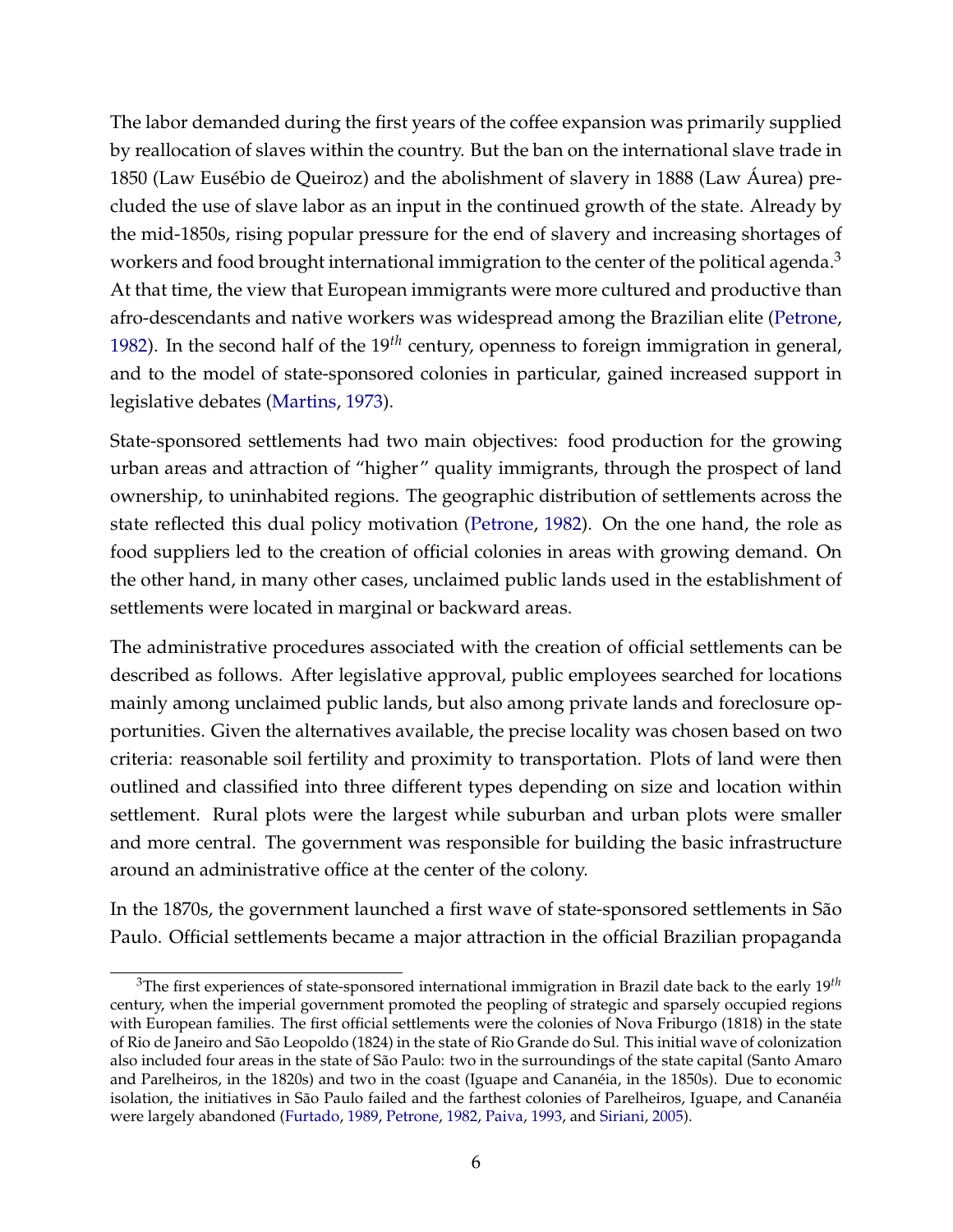The labor demanded during the first years of the coffee expansion was primarily supplied by reallocation of slaves within the country. But the ban on the international slave trade in 1850 (Law Eusébio de Queiroz) and the abolishment of slavery in 1888 (Law Áurea) precluded the use of slave labor as an input in the continued growth of the state. Already by the mid-1850s, rising popular pressure for the end of slavery and increasing shortages of workers and food brought international immigration to the center of the political agenda.[3] At that time, the view that European immigrants were more cultured and productive than afro-descendants and native workers was widespread among the Brazilian elite (Petrone, 1982). In the second half of the 19$^{th}$ century, openness to foreign immigration in general, and to the model of state-sponsored colonies in particular, gained increased support in legislative debates (Martins, 1973).

State-sponsored settlements had two main objectives: food production for the growing urban areas and attraction of "higher" quality immigrants, through the prospect of land ownership, to uninhabited regions. The geographic distribution of settlements across the state reflected this dual policy motivation (Petrone, 1982). On the one hand, the role as food suppliers led to the creation of official colonies in areas with growing demand. On the other hand, in many other cases, unclaimed public lands used in the establishment of settlements were located in marginal or backward areas.

The administrative procedures associated with the creation of official settlements can be described as follows. After legislative approval, public employees searched for locations mainly among unclaimed public lands, but also among private lands and foreclosure opportunities. Given the alternatives available, the precise locality was chosen based on two criteria: reasonable soil fertility and proximity to transportation. Plots of land were then outlined and classified into three different types depending on size and location within settlement. Rural plots were the largest while suburban and urban plots were smaller and more central. The government was responsible for building the basic infrastructure around an administrative office at the center of the colony.

In the 1870s, the government launched a first wave of state-sponsored settlements in São Paulo. Official settlements became a major attraction in the official Brazilian propaganda

[3] The first experiences of state-sponsored international immigration in Brazil date back to the early 19$^{th}$ century, when the imperial government promoted the peopling of strategic and sparsely occupied regions with European families. The first official settlements were the colonies of Nova Friburgo (1818) in the state of Rio de Janeiro and São Leopoldo (1824) in the state of Rio Grande do Sul. This initial wave of colonization also included four areas in the state of São Paulo: two in the surroundings of the state capital (Santo Amaro and Parelheiros, in the 1820s) and two in the coast (Iguape and Cananéia, in the 1850s). Due to economic isolation, the initiatives in São Paulo failed and the farthest colonies of Parelheiros, Iguape, and Cananéia were largely abandoned (Furtado, 1989, Petrone, 1982, Paiva, 1993, and Siriani, 2005).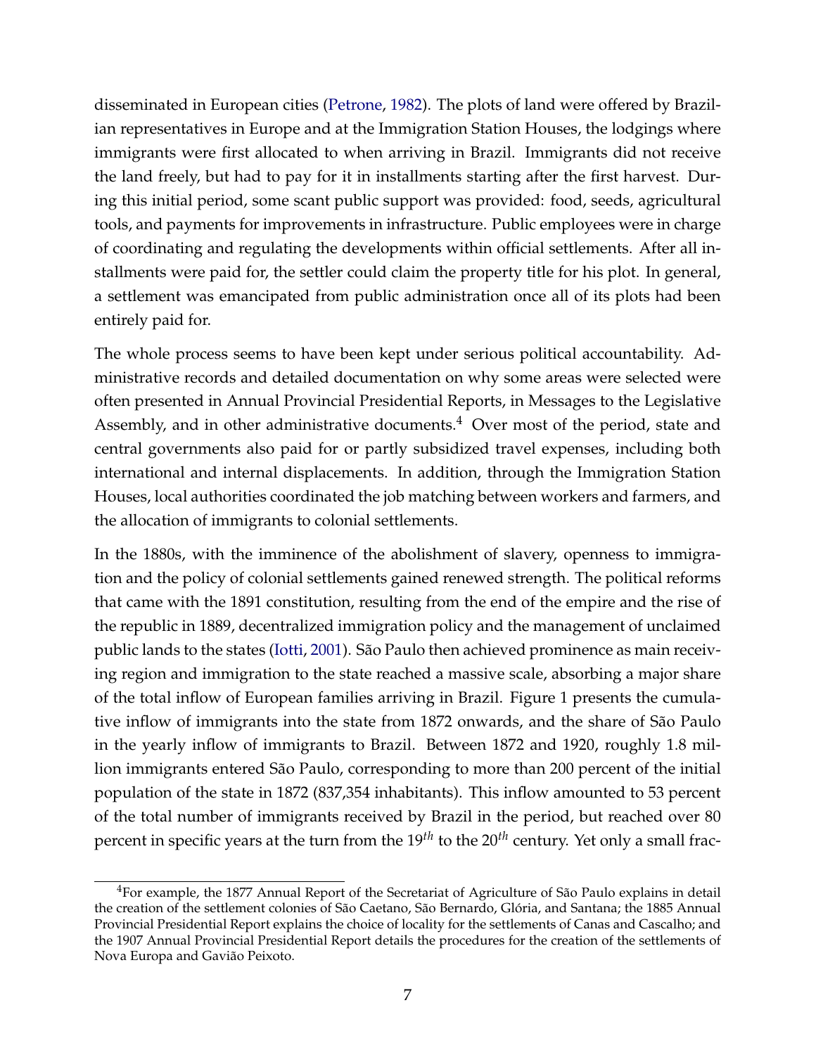disseminated in European cities (Petrone, 1982). The plots of land were offered by Brazilian representatives in Europe and at the Immigration Station Houses, the lodgings where immigrants were first allocated to when arriving in Brazil. Immigrants did not receive the land freely, but had to pay for it in installments starting after the first harvest. During this initial period, some scant public support was provided: food, seeds, agricultural tools, and payments for improvements in infrastructure. Public employees were in charge of coordinating and regulating the developments within official settlements. After all installments were paid for, the settler could claim the property title for his plot. In general, a settlement was emancipated from public administration once all of its plots had been entirely paid for.

The whole process seems to have been kept under serious political accountability. Administrative records and detailed documentation on why some areas were selected were often presented in Annual Provincial Presidential Reports, in Messages to the Legislative Assembly, and in other administrative documents.[4] Over most of the period, state and central governments also paid for or partly subsidized travel expenses, including both international and internal displacements. In addition, through the Immigration Station Houses, local authorities coordinated the job matching between workers and farmers, and the allocation of immigrants to colonial settlements.

In the 1880s, with the imminence of the abolishment of slavery, openness to immigration and the policy of colonial settlements gained renewed strength. The political reforms that came with the 1891 constitution, resulting from the end of the empire and the rise of the republic in 1889, decentralized immigration policy and the management of unclaimed public lands to the states (Iotti, 2001). São Paulo then achieved prominence as main receiving region and immigration to the state reached a massive scale, absorbing a major share of the total inflow of European families arriving in Brazil. Figure 1 presents the cumulative inflow of immigrants into the state from 1872 onwards, and the share of São Paulo in the yearly inflow of immigrants to Brazil. Between 1872 and 1920, roughly 1.8 million immigrants entered São Paulo, corresponding to more than 200 percent of the initial population of the state in 1872 (837,354 inhabitants). This inflow amounted to 53 percent of the total number of immigrants received by Brazil in the period, but reached over 80 percent in specific years at the turn from the 19$^{th}$ to the 20$^{th}$ century. Yet only a small frac-

[4] For example, the 1877 Annual Report of the Secretariat of Agriculture of São Paulo explains in detail the creation of the settlement colonies of São Caetano, São Bernardo, Glória, and Santana; the 1885 Annual Provincial Presidential Report explains the choice of locality for the settlements of Canas and Cascalho; and the 1907 Annual Provincial Presidential Report details the procedures for the creation of the settlements of Nova Europa and Gavião Peixoto.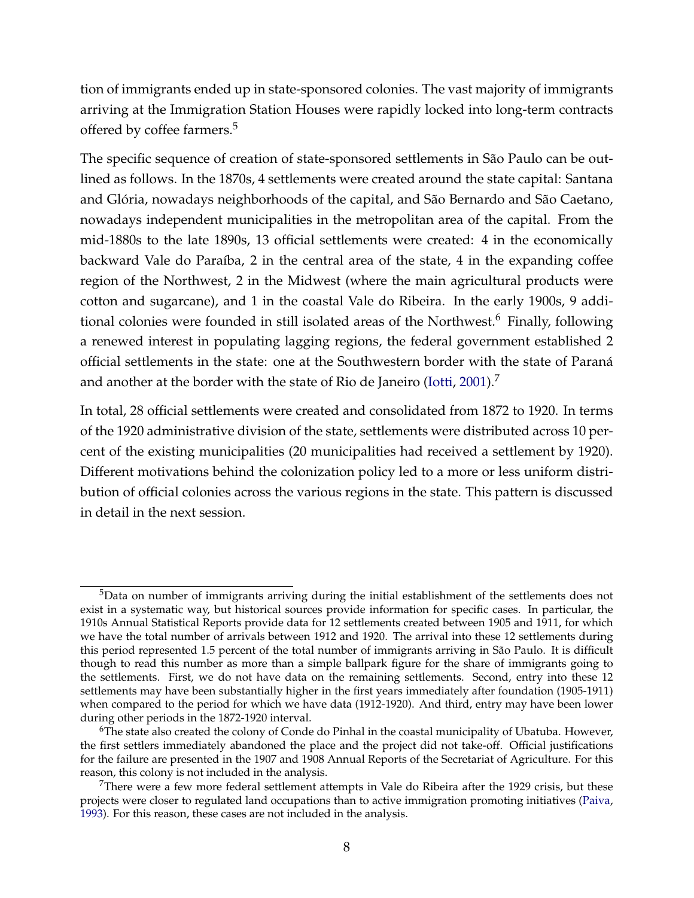tion of immigrants ended up in state-sponsored colonies. The vast majority of immigrants arriving at the Immigration Station Houses were rapidly locked into long-term contracts offered by coffee farmers.[5]

The specific sequence of creation of state-sponsored settlements in São Paulo can be outlined as follows. In the 1870s, 4 settlements were created around the state capital: Santana and Glória, nowadays neighborhoods of the capital, and São Bernardo and São Caetano, nowadays independent municipalities in the metropolitan area of the capital. From the mid-1880s to the late 1890s, 13 official settlements were created: 4 in the economically backward Vale do Paraíba, 2 in the central area of the state, 4 in the expanding coffee region of the Northwest, 2 in the Midwest (where the main agricultural products were cotton and sugarcane), and 1 in the coastal Vale do Ribeira. In the early 1900s, 9 additional colonies were founded in still isolated areas of the Northwest.[6] Finally, following a renewed interest in populating lagging regions, the federal government established 2 official settlements in the state: one at the Southwestern border with the state of Paraná and another at the border with the state of Rio de Janeiro (Iotti, 2001).[7]

In total, 28 official settlements were created and consolidated from 1872 to 1920. In terms of the 1920 administrative division of the state, settlements were distributed across 10 percent of the existing municipalities (20 municipalities had received a settlement by 1920). Different motivations behind the colonization policy led to a more or less uniform distribution of official colonies across the various regions in the state. This pattern is discussed in detail in the next session.

---

[5]Data on number of immigrants arriving during the initial establishment of the settlements does not exist in a systematic way, but historical sources provide information for specific cases. In particular, the 1910s Annual Statistical Reports provide data for 12 settlements created between 1905 and 1911, for which we have the total number of arrivals between 1912 and 1920. The arrival into these 12 settlements during this period represented 1.5 percent of the total number of immigrants arriving in São Paulo. It is difficult though to read this number as more than a simple ballpark figure for the share of immigrants going to the settlements. First, we do not have data on the remaining settlements. Second, entry into these 12 settlements may have been substantially higher in the first years immediately after foundation (1905-1911) when compared to the period for which we have data (1912-1920). And third, entry may have been lower during other periods in the 1872-1920 interval.

[6]The state also created the colony of Conde do Pinhal in the coastal municipality of Ubatuba. However, the first settlers immediately abandoned the place and the project did not take-off. Official justifications for the failure are presented in the 1907 and 1908 Annual Reports of the Secretariat of Agriculture. For this reason, this colony is not included in the analysis.

[7]There were a few more federal settlement attempts in Vale do Ribeira after the 1929 crisis, but these projects were closer to regulated land occupations than to active immigration promoting initiatives (Paiva, 1993). For this reason, these cases are not included in the analysis.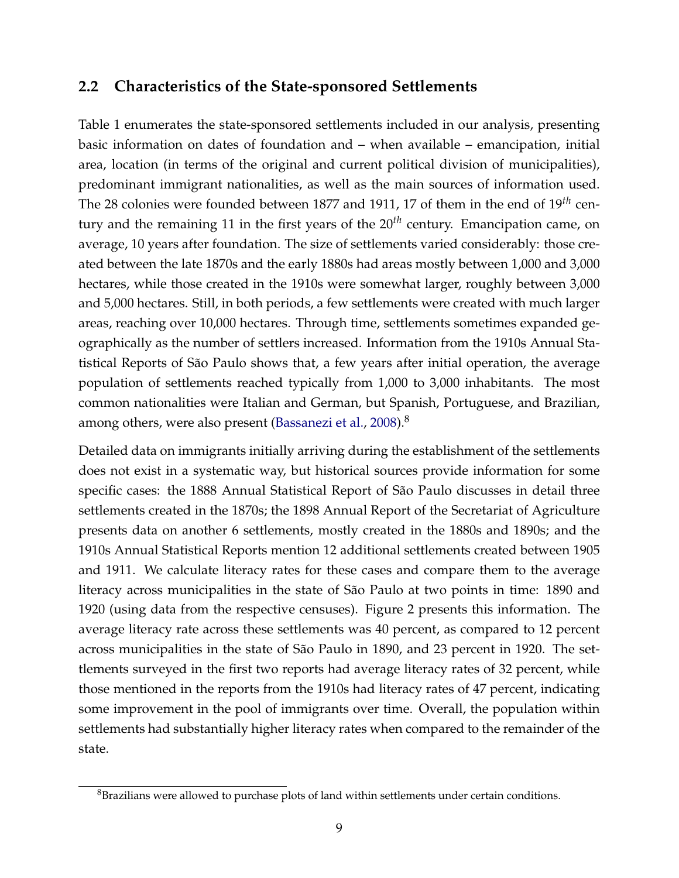## 2.2 Characteristics of the State-sponsored Settlements

Table 1 enumerates the state-sponsored settlements included in our analysis, presenting basic information on dates of foundation and – when available – emancipation, initial area, location (in terms of the original and current political division of municipalities), predominant immigrant nationalities, as well as the main sources of information used. The 28 colonies were founded between 1877 and 1911, 17 of them in the end of $19^{th}$ century and the remaining 11 in the first years of the $20^{th}$ century. Emancipation came, on average, 10 years after foundation. The size of settlements varied considerably: those created between the late 1870s and the early 1880s had areas mostly between 1,000 and 3,000 hectares, while those created in the 1910s were somewhat larger, roughly between 3,000 and 5,000 hectares. Still, in both periods, a few settlements were created with much larger areas, reaching over 10,000 hectares. Through time, settlements sometimes expanded geographically as the number of settlers increased. Information from the 1910s Annual Statistical Reports of São Paulo shows that, a few years after initial operation, the average population of settlements reached typically from 1,000 to 3,000 inhabitants. The most common nationalities were Italian and German, but Spanish, Portuguese, and Brazilian, among others, were also present (Bassanezi et al., 2008).[8]

Detailed data on immigrants initially arriving during the establishment of the settlements does not exist in a systematic way, but historical sources provide information for some specific cases: the 1888 Annual Statistical Report of São Paulo discusses in detail three settlements created in the 1870s; the 1898 Annual Report of the Secretariat of Agriculture presents data on another 6 settlements, mostly created in the 1880s and 1890s; and the 1910s Annual Statistical Reports mention 12 additional settlements created between 1905 and 1911. We calculate literacy rates for these cases and compare them to the average literacy across municipalities in the state of São Paulo at two points in time: 1890 and 1920 (using data from the respective censuses). Figure 2 presents this information. The average literacy rate across these settlements was 40 percent, as compared to 12 percent across municipalities in the state of São Paulo in 1890, and 23 percent in 1920. The settlements surveyed in the first two reports had average literacy rates of 32 percent, while those mentioned in the reports from the 1910s had literacy rates of 47 percent, indicating some improvement in the pool of immigrants over time. Overall, the population within settlements had substantially higher literacy rates when compared to the remainder of the state.

[8] Brazilians were allowed to purchase plots of land within settlements under certain conditions.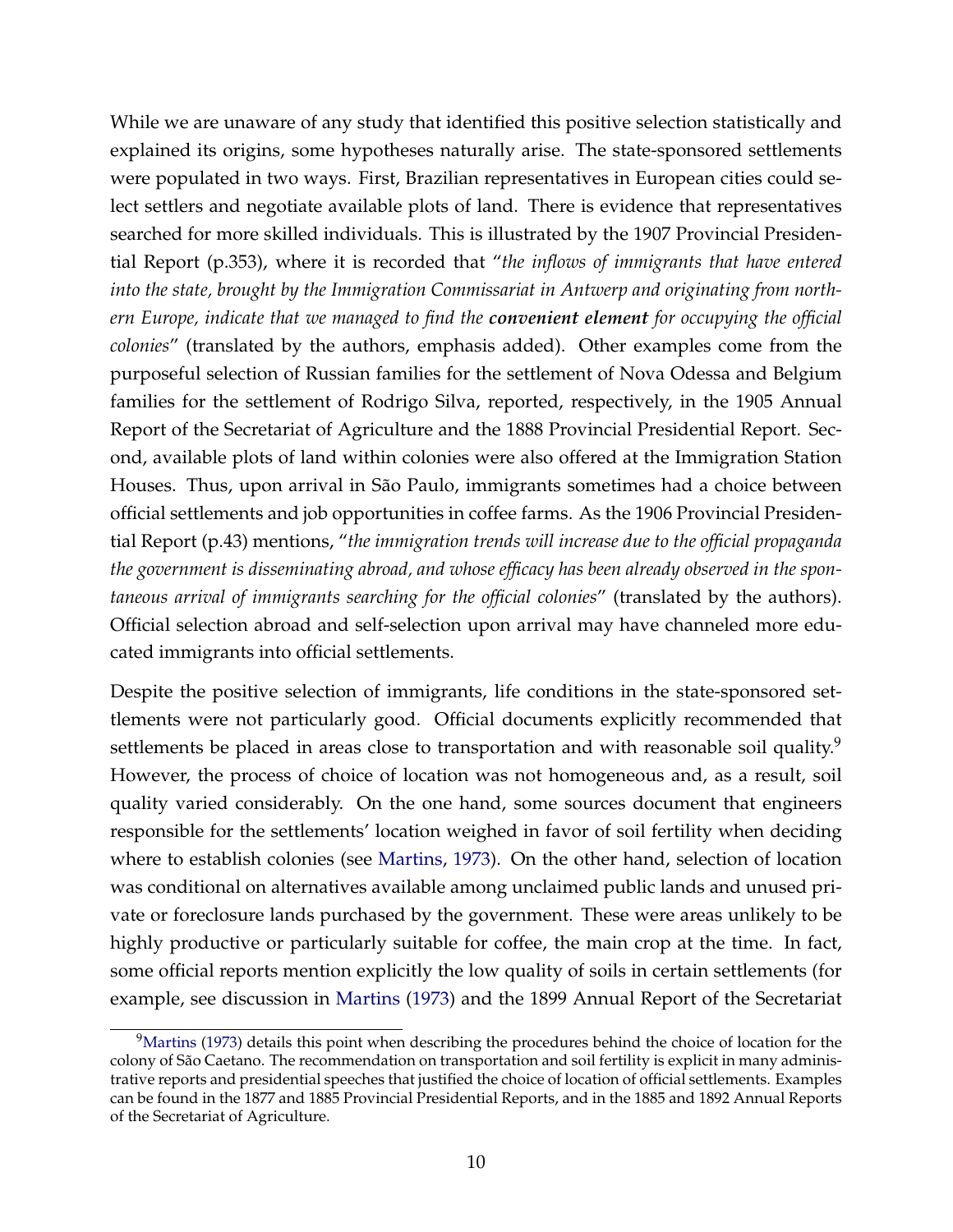While we are unaware of any study that identified this positive selection statistically and explained its origins, some hypotheses naturally arise. The state-sponsored settlements were populated in two ways. First, Brazilian representatives in European cities could select settlers and negotiate available plots of land. There is evidence that representatives searched for more skilled individuals. This is illustrated by the 1907 Provincial Presidential Report (p.353), where it is recorded that "*the inflows of immigrants that have entered into the state, brought by the Immigration Commissariat in Antwerp and originating from northern Europe, indicate that we managed to find the **convenient element** for occupying the official colonies*" (translated by the authors, emphasis added). Other examples come from the purposeful selection of Russian families for the settlement of Nova Odessa and Belgium families for the settlement of Rodrigo Silva, reported, respectively, in the 1905 Annual Report of the Secretariat of Agriculture and the 1888 Provincial Presidential Report. Second, available plots of land within colonies were also offered at the Immigration Station Houses. Thus, upon arrival in São Paulo, immigrants sometimes had a choice between official settlements and job opportunities in coffee farms. As the 1906 Provincial Presidential Report (p.43) mentions, "*the immigration trends will increase due to the official propaganda the government is disseminating abroad, and whose efficacy has been already observed in the spontaneous arrival of immigrants searching for the official colonies*" (translated by the authors). Official selection abroad and self-selection upon arrival may have channeled more educated immigrants into official settlements.

Despite the positive selection of immigrants, life conditions in the state-sponsored settlements were not particularly good. Official documents explicitly recommended that settlements be placed in areas close to transportation and with reasonable soil quality.[9] However, the process of choice of location was not homogeneous and, as a result, soil quality varied considerably. On the one hand, some sources document that engineers responsible for the settlements' location weighed in favor of soil fertility when deciding where to establish colonies (see Martins, 1973). On the other hand, selection of location was conditional on alternatives available among unclaimed public lands and unused private or foreclosure lands purchased by the government. These were areas unlikely to be highly productive or particularly suitable for coffee, the main crop at the time. In fact, some official reports mention explicitly the low quality of soils in certain settlements (for example, see discussion in Martins (1973) and the 1899 Annual Report of the Secretariat

[9] Martins (1973) details this point when describing the procedures behind the choice of location for the colony of São Caetano. The recommendation on transportation and soil fertility is explicit in many administrative reports and presidential speeches that justified the choice of location of official settlements. Examples can be found in the 1877 and 1885 Provincial Presidential Reports, and in the 1885 and 1892 Annual Reports of the Secretariat of Agriculture.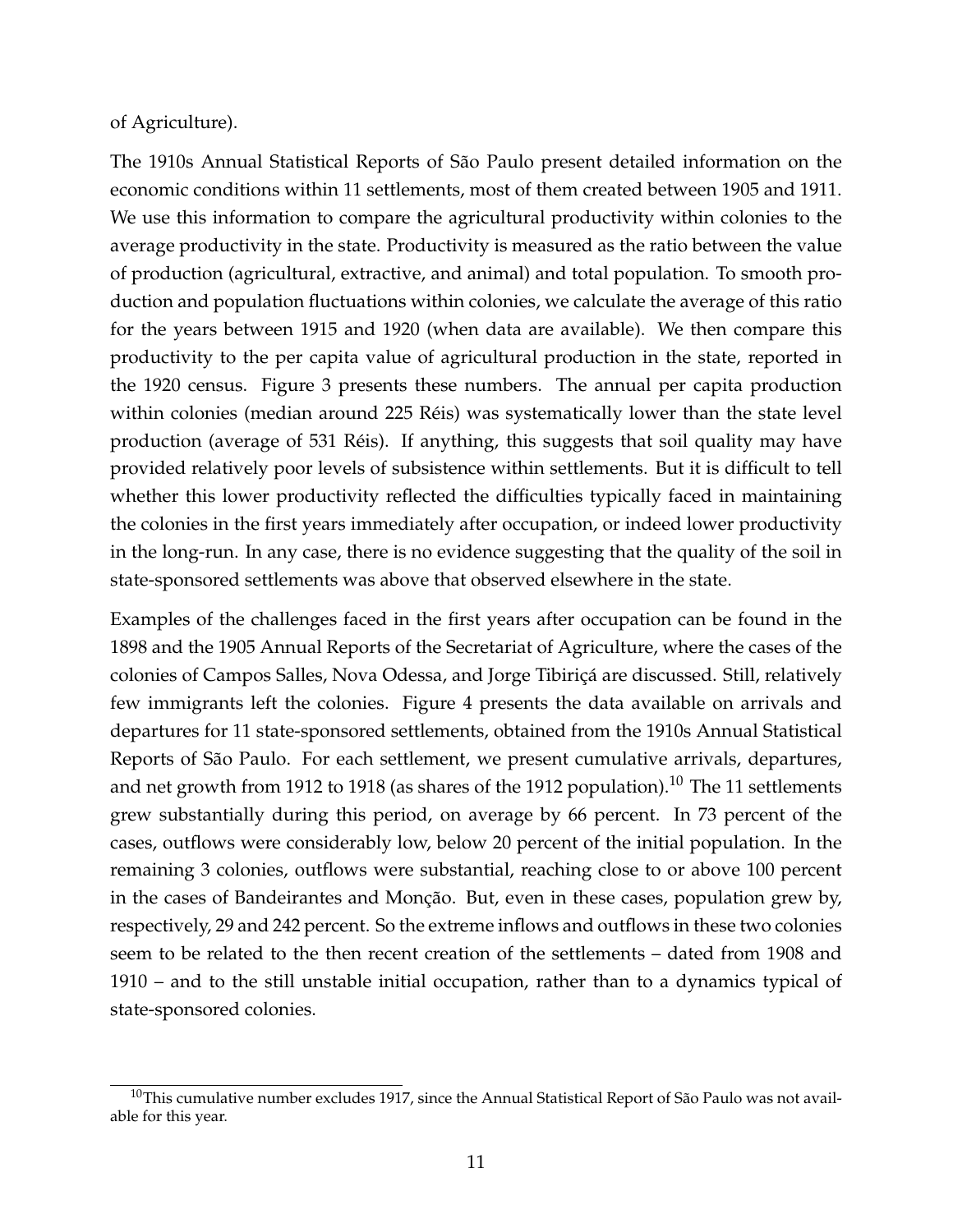of Agriculture).

The 1910s Annual Statistical Reports of São Paulo present detailed information on the economic conditions within 11 settlements, most of them created between 1905 and 1911. We use this information to compare the agricultural productivity within colonies to the average productivity in the state. Productivity is measured as the ratio between the value of production (agricultural, extractive, and animal) and total population. To smooth production and population fluctuations within colonies, we calculate the average of this ratio for the years between 1915 and 1920 (when data are available). We then compare this productivity to the per capita value of agricultural production in the state, reported in the 1920 census. Figure 3 presents these numbers. The annual per capita production within colonies (median around 225 Réis) was systematically lower than the state level production (average of 531 Réis). If anything, this suggests that soil quality may have provided relatively poor levels of subsistence within settlements. But it is difficult to tell whether this lower productivity reflected the difficulties typically faced in maintaining the colonies in the first years immediately after occupation, or indeed lower productivity in the long-run. In any case, there is no evidence suggesting that the quality of the soil in state-sponsored settlements was above that observed elsewhere in the state.

Examples of the challenges faced in the first years after occupation can be found in the 1898 and the 1905 Annual Reports of the Secretariat of Agriculture, where the cases of the colonies of Campos Salles, Nova Odessa, and Jorge Tibiriçá are discussed. Still, relatively few immigrants left the colonies. Figure 4 presents the data available on arrivals and departures for 11 state-sponsored settlements, obtained from the 1910s Annual Statistical Reports of São Paulo. For each settlement, we present cumulative arrivals, departures, and net growth from 1912 to 1918 (as shares of the 1912 population).[10] The 11 settlements grew substantially during this period, on average by 66 percent. In 73 percent of the cases, outflows were considerably low, below 20 percent of the initial population. In the remaining 3 colonies, outflows were substantial, reaching close to or above 100 percent in the cases of Bandeirantes and Monção. But, even in these cases, population grew by, respectively, 29 and 242 percent. So the extreme inflows and outflows in these two colonies seem to be related to the then recent creation of the settlements – dated from 1908 and 1910 – and to the still unstable initial occupation, rather than to a dynamics typical of state-sponsored colonies.

[10] This cumulative number excludes 1917, since the Annual Statistical Report of São Paulo was not available for this year.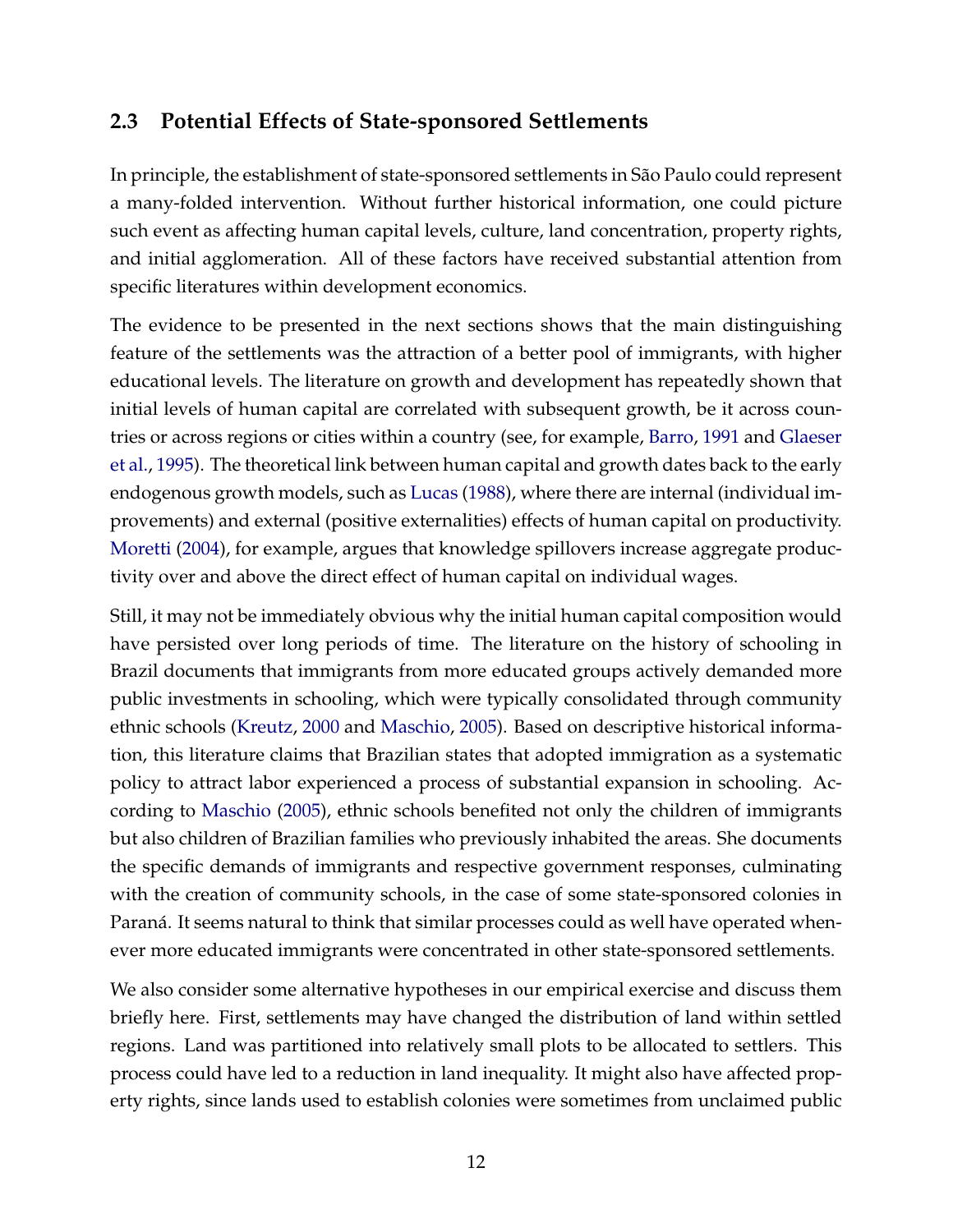### 2.3 Potential Effects of State-sponsored Settlements

In principle, the establishment of state-sponsored settlements in São Paulo could represent a many-folded intervention. Without further historical information, one could picture such event as affecting human capital levels, culture, land concentration, property rights, and initial agglomeration. All of these factors have received substantial attention from specific literatures within development economics.

The evidence to be presented in the next sections shows that the main distinguishing feature of the settlements was the attraction of a better pool of immigrants, with higher educational levels. The literature on growth and development has repeatedly shown that initial levels of human capital are correlated with subsequent growth, be it across countries or across regions or cities within a country (see, for example, Barro, 1991 and Glaeser et al., 1995). The theoretical link between human capital and growth dates back to the early endogenous growth models, such as Lucas (1988), where there are internal (individual improvements) and external (positive externalities) effects of human capital on productivity. Moretti (2004), for example, argues that knowledge spillovers increase aggregate productivity over and above the direct effect of human capital on individual wages.

Still, it may not be immediately obvious why the initial human capital composition would have persisted over long periods of time. The literature on the history of schooling in Brazil documents that immigrants from more educated groups actively demanded more public investments in schooling, which were typically consolidated through community ethnic schools (Kreutz, 2000 and Maschio, 2005). Based on descriptive historical information, this literature claims that Brazilian states that adopted immigration as a systematic policy to attract labor experienced a process of substantial expansion in schooling. According to Maschio (2005), ethnic schools benefited not only the children of immigrants but also children of Brazilian families who previously inhabited the areas. She documents the specific demands of immigrants and respective government responses, culminating with the creation of community schools, in the case of some state-sponsored colonies in Paraná. It seems natural to think that similar processes could as well have operated whenever more educated immigrants were concentrated in other state-sponsored settlements.

We also consider some alternative hypotheses in our empirical exercise and discuss them briefly here. First, settlements may have changed the distribution of land within settled regions. Land was partitioned into relatively small plots to be allocated to settlers. This process could have led to a reduction in land inequality. It might also have affected property rights, since lands used to establish colonies were sometimes from unclaimed public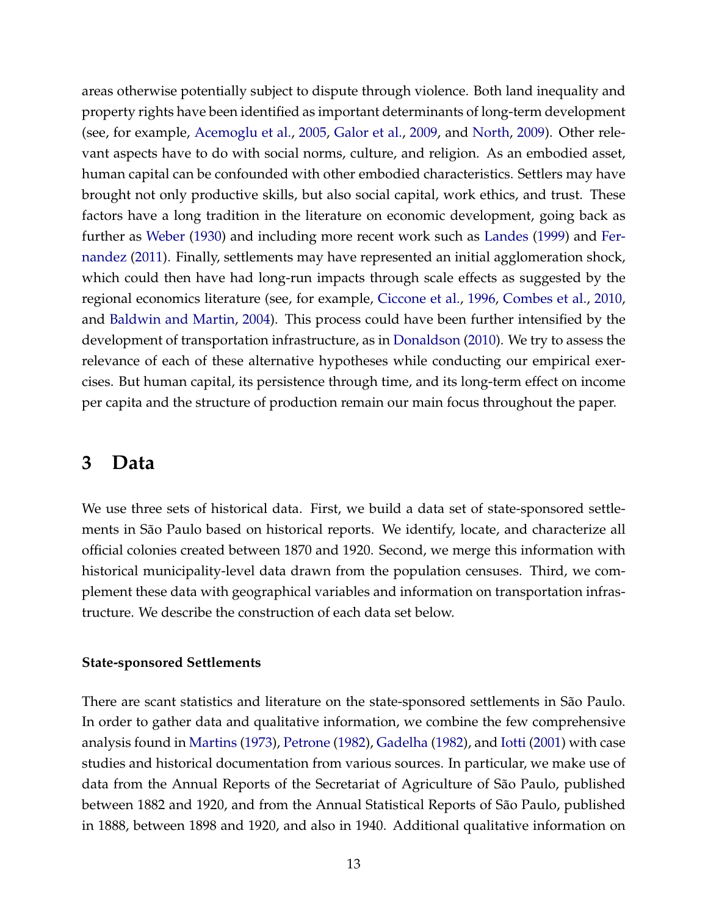areas otherwise potentially subject to dispute through violence. Both land inequality and property rights have been identified as important determinants of long-term development (see, for example, Acemoglu et al., 2005, Galor et al., 2009, and North, 2009). Other relevant aspects have to do with social norms, culture, and religion. As an embodied asset, human capital can be confounded with other embodied characteristics. Settlers may have brought not only productive skills, but also social capital, work ethics, and trust. These factors have a long tradition in the literature on economic development, going back as further as Weber (1930) and including more recent work such as Landes (1999) and Fernandez (2011). Finally, settlements may have represented an initial agglomeration shock, which could then have had long-run impacts through scale effects as suggested by the regional economics literature (see, for example, Ciccone et al., 1996, Combes et al., 2010, and Baldwin and Martin, 2004). This process could have been further intensified by the development of transportation infrastructure, as in Donaldson (2010). We try to assess the relevance of each of these alternative hypotheses while conducting our empirical exercises. But human capital, its persistence through time, and its long-term effect on income per capita and the structure of production remain our main focus throughout the paper.

# 3 Data

We use three sets of historical data. First, we build a data set of state-sponsored settlements in São Paulo based on historical reports. We identify, locate, and characterize all official colonies created between 1870 and 1920. Second, we merge this information with historical municipality-level data drawn from the population censuses. Third, we complement these data with geographical variables and information on transportation infrastructure. We describe the construction of each data set below.

**State-sponsored Settlements**

There are scant statistics and literature on the state-sponsored settlements in São Paulo. In order to gather data and qualitative information, we combine the few comprehensive analysis found in Martins (1973), Petrone (1982), Gadelha (1982), and Iotti (2001) with case studies and historical documentation from various sources. In particular, we make use of data from the Annual Reports of the Secretariat of Agriculture of São Paulo, published between 1882 and 1920, and from the Annual Statistical Reports of São Paulo, published in 1888, between 1898 and 1920, and also in 1940. Additional qualitative information on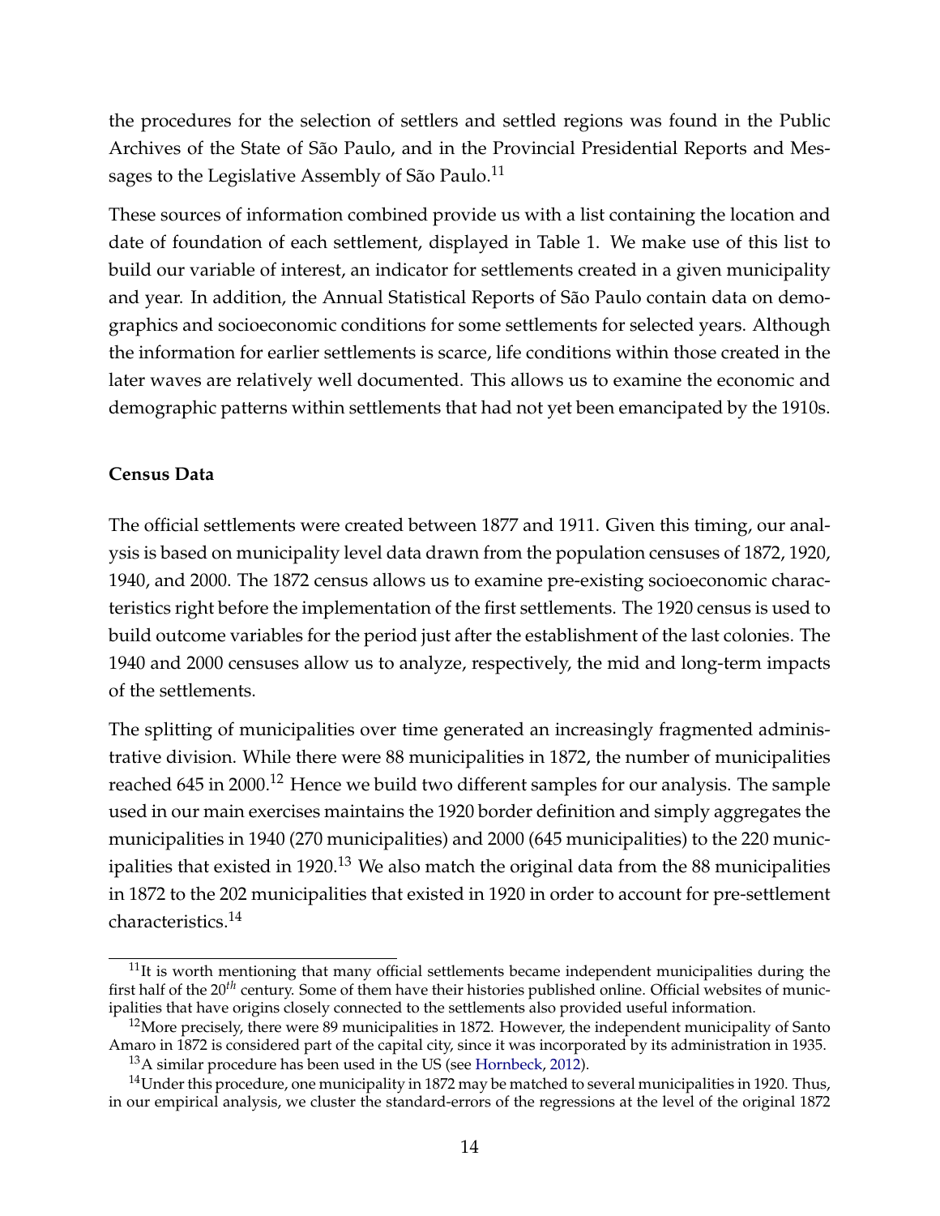the procedures for the selection of settlers and settled regions was found in the Public Archives of the State of São Paulo, and in the Provincial Presidential Reports and Messages to the Legislative Assembly of São Paulo.[11]

These sources of information combined provide us with a list containing the location and date of foundation of each settlement, displayed in Table 1. We make use of this list to build our variable of interest, an indicator for settlements created in a given municipality and year. In addition, the Annual Statistical Reports of São Paulo contain data on demographics and socioeconomic conditions for some settlements for selected years. Although the information for earlier settlements is scarce, life conditions within those created in the later waves are relatively well documented. This allows us to examine the economic and demographic patterns within settlements that had not yet been emancipated by the 1910s.

**Census Data**

The official settlements were created between 1877 and 1911. Given this timing, our analysis is based on municipality level data drawn from the population censuses of 1872, 1920, 1940, and 2000. The 1872 census allows us to examine pre-existing socioeconomic characteristics right before the implementation of the first settlements. The 1920 census is used to build outcome variables for the period just after the establishment of the last colonies. The 1940 and 2000 censuses allow us to analyze, respectively, the mid and long-term impacts of the settlements.

The splitting of municipalities over time generated an increasingly fragmented administrative division. While there were 88 municipalities in 1872, the number of municipalities reached 645 in 2000.[12] Hence we build two different samples for our analysis. The sample used in our main exercises maintains the 1920 border definition and simply aggregates the municipalities in 1940 (270 municipalities) and 2000 (645 municipalities) to the 220 municipalities that existed in 1920.[13] We also match the original data from the 88 municipalities in 1872 to the 202 municipalities that existed in 1920 in order to account for pre-settlement characteristics.[14]

[11] It is worth mentioning that many official settlements became independent municipalities during the first half of the 20$^{th}$ century. Some of them have their histories published online. Official websites of municipalities that have origins closely connected to the settlements also provided useful information.

[12] More precisely, there were 89 municipalities in 1872. However, the independent municipality of Santo Amaro in 1872 is considered part of the capital city, since it was incorporated by its administration in 1935.

[13] A similar procedure has been used in the US (see Hornbeck, 2012).

[14] Under this procedure, one municipality in 1872 may be matched to several municipalities in 1920. Thus, in our empirical analysis, we cluster the standard-errors of the regressions at the level of the original 1872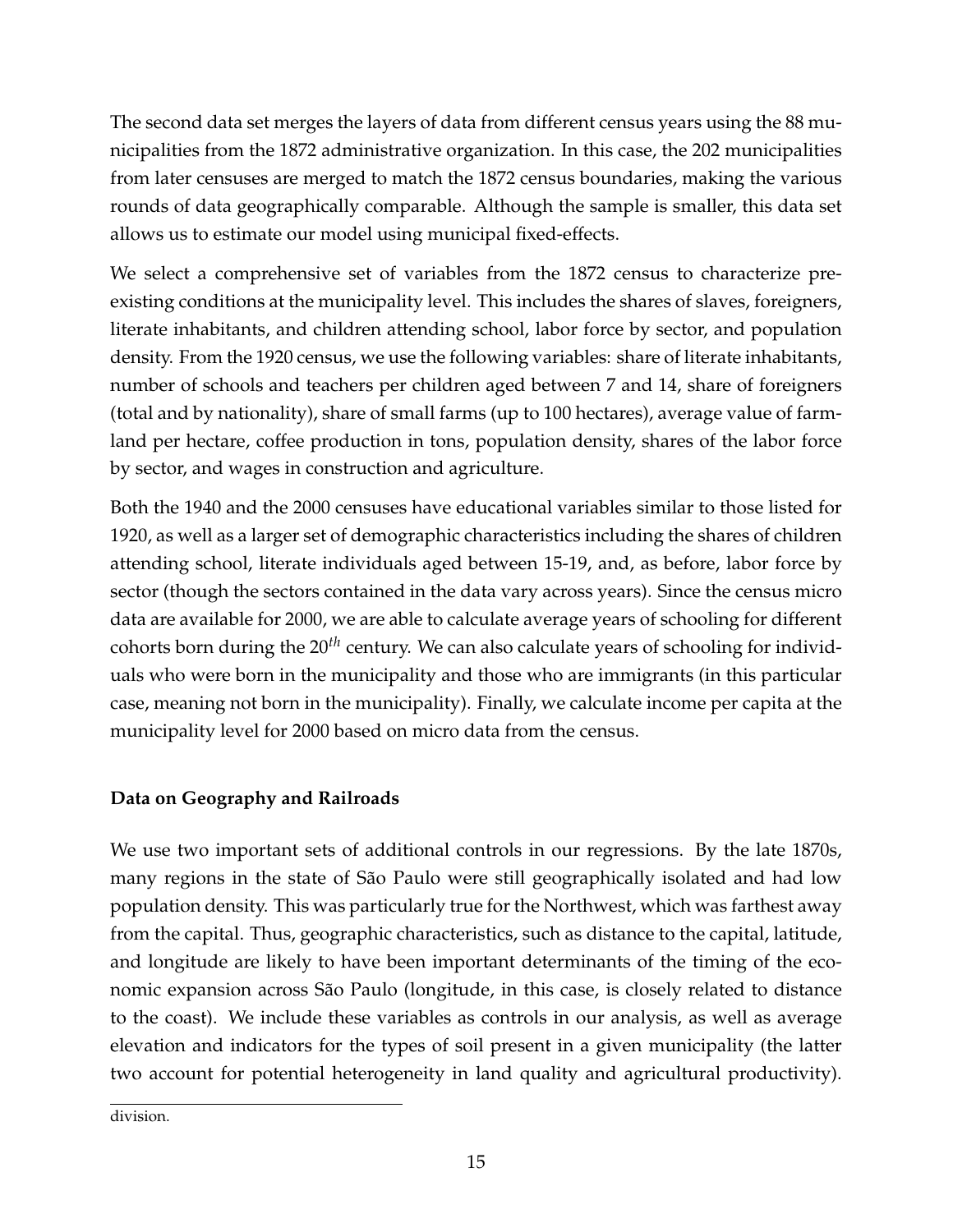The second data set merges the layers of data from different census years using the 88 municipalities from the 1872 administrative organization. In this case, the 202 municipalities from later censuses are merged to match the 1872 census boundaries, making the various rounds of data geographically comparable. Although the sample is smaller, this data set allows us to estimate our model using municipal fixed-effects.

We select a comprehensive set of variables from the 1872 census to characterize preexisting conditions at the municipality level. This includes the shares of slaves, foreigners, literate inhabitants, and children attending school, labor force by sector, and population density. From the 1920 census, we use the following variables: share of literate inhabitants, number of schools and teachers per children aged between 7 and 14, share of foreigners (total and by nationality), share of small farms (up to 100 hectares), average value of farmland per hectare, coffee production in tons, population density, shares of the labor force by sector, and wages in construction and agriculture.

Both the 1940 and the 2000 censuses have educational variables similar to those listed for 1920, as well as a larger set of demographic characteristics including the shares of children attending school, literate individuals aged between 15-19, and, as before, labor force by sector (though the sectors contained in the data vary across years). Since the census micro data are available for 2000, we are able to calculate average years of schooling for different cohorts born during the 20$^{th}$ century. We can also calculate years of schooling for individuals who were born in the municipality and those who are immigrants (in this particular case, meaning not born in the municipality). Finally, we calculate income per capita at the municipality level for 2000 based on micro data from the census.

**Data on Geography and Railroads**

We use two important sets of additional controls in our regressions. By the late 1870s, many regions in the state of São Paulo were still geographically isolated and had low population density. This was particularly true for the Northwest, which was farthest away from the capital. Thus, geographic characteristics, such as distance to the capital, latitude, and longitude are likely to have been important determinants of the timing of the economic expansion across São Paulo (longitude, in this case, is closely related to distance to the coast). We include these variables as controls in our analysis, as well as average elevation and indicators for the types of soil present in a given municipality (the latter two account for potential heterogeneity in land quality and agricultural productivity).

division.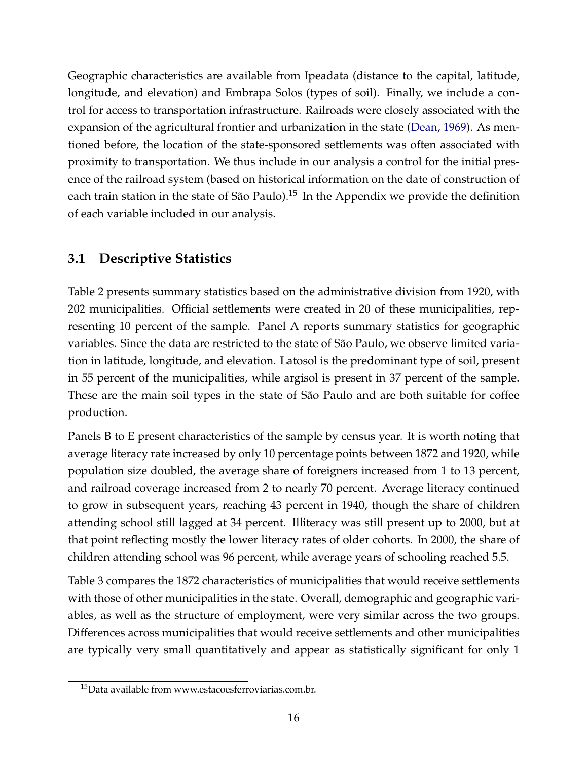Geographic characteristics are available from Ipeadata (distance to the capital, latitude, longitude, and elevation) and Embrapa Solos (types of soil). Finally, we include a control for access to transportation infrastructure. Railroads were closely associated with the expansion of the agricultural frontier and urbanization in the state (Dean, 1969). As mentioned before, the location of the state-sponsored settlements was often associated with proximity to transportation. We thus include in our analysis a control for the initial presence of the railroad system (based on historical information on the date of construction of each train station in the state of São Paulo).[15] In the Appendix we provide the definition of each variable included in our analysis.

## 3.1 Descriptive Statistics

Table 2 presents summary statistics based on the administrative division from 1920, with 202 municipalities. Official settlements were created in 20 of these municipalities, representing 10 percent of the sample. Panel A reports summary statistics for geographic variables. Since the data are restricted to the state of São Paulo, we observe limited variation in latitude, longitude, and elevation. Latosol is the predominant type of soil, present in 55 percent of the municipalities, while argisol is present in 37 percent of the sample. These are the main soil types in the state of São Paulo and are both suitable for coffee production.

Panels B to E present characteristics of the sample by census year. It is worth noting that average literacy rate increased by only 10 percentage points between 1872 and 1920, while population size doubled, the average share of foreigners increased from 1 to 13 percent, and railroad coverage increased from 2 to nearly 70 percent. Average literacy continued to grow in subsequent years, reaching 43 percent in 1940, though the share of children attending school still lagged at 34 percent. Illiteracy was still present up to 2000, but at that point reflecting mostly the lower literacy rates of older cohorts. In 2000, the share of children attending school was 96 percent, while average years of schooling reached 5.5.

Table 3 compares the 1872 characteristics of municipalities that would receive settlements with those of other municipalities in the state. Overall, demographic and geographic variables, as well as the structure of employment, were very similar across the two groups. Differences across municipalities that would receive settlements and other municipalities are typically very small quantitatively and appear as statistically significant for only 1

[15] Data available from www.estacoesferroviarias.com.br.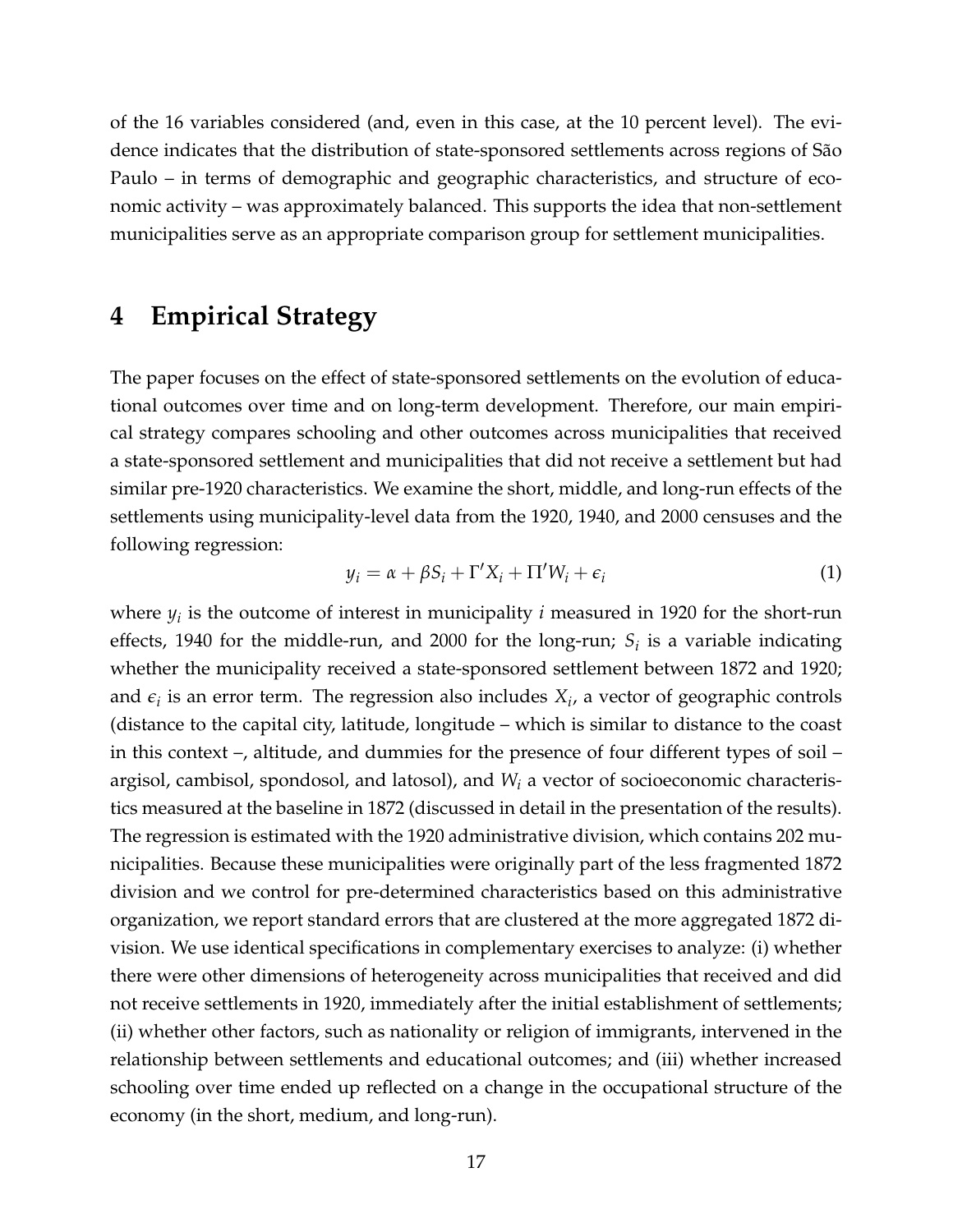of the 16 variables considered (and, even in this case, at the 10 percent level). The evidence indicates that the distribution of state-sponsored settlements across regions of São Paulo – in terms of demographic and geographic characteristics, and structure of economic activity – was approximately balanced. This supports the idea that non-settlement municipalities serve as an appropriate comparison group for settlement municipalities.

# 4 Empirical Strategy

The paper focuses on the effect of state-sponsored settlements on the evolution of educational outcomes over time and on long-term development. Therefore, our main empirical strategy compares schooling and other outcomes across municipalities that received a state-sponsored settlement and municipalities that did not receive a settlement but had similar pre-1920 characteristics. We examine the short, middle, and long-run effects of the settlements using municipality-level data from the 1920, 1940, and 2000 censuses and the following regression:

$$y_i = \alpha + \beta S_i + \Gamma' X_i + \Pi' W_i + \epsilon_i \tag{1}$$

where $y_i$ is the outcome of interest in municipality $i$ measured in 1920 for the short-run effects, 1940 for the middle-run, and 2000 for the long-run; $S_i$ is a variable indicating whether the municipality received a state-sponsored settlement between 1872 and 1920; and $\epsilon_i$ is an error term. The regression also includes $X_i$, a vector of geographic controls (distance to the capital city, latitude, longitude – which is similar to distance to the coast in this context –, altitude, and dummies for the presence of four different types of soil – argisol, cambisol, spondosol, and latosol), and $W_i$ a vector of socioeconomic characteristics measured at the baseline in 1872 (discussed in detail in the presentation of the results). The regression is estimated with the 1920 administrative division, which contains 202 municipalities. Because these municipalities were originally part of the less fragmented 1872 division and we control for pre-determined characteristics based on this administrative organization, we report standard errors that are clustered at the more aggregated 1872 division. We use identical specifications in complementary exercises to analyze: (i) whether there were other dimensions of heterogeneity across municipalities that received and did not receive settlements in 1920, immediately after the initial establishment of settlements; (ii) whether other factors, such as nationality or religion of immigrants, intervened in the relationship between settlements and educational outcomes; and (iii) whether increased schooling over time ended up reflected on a change in the occupational structure of the economy (in the short, medium, and long-run).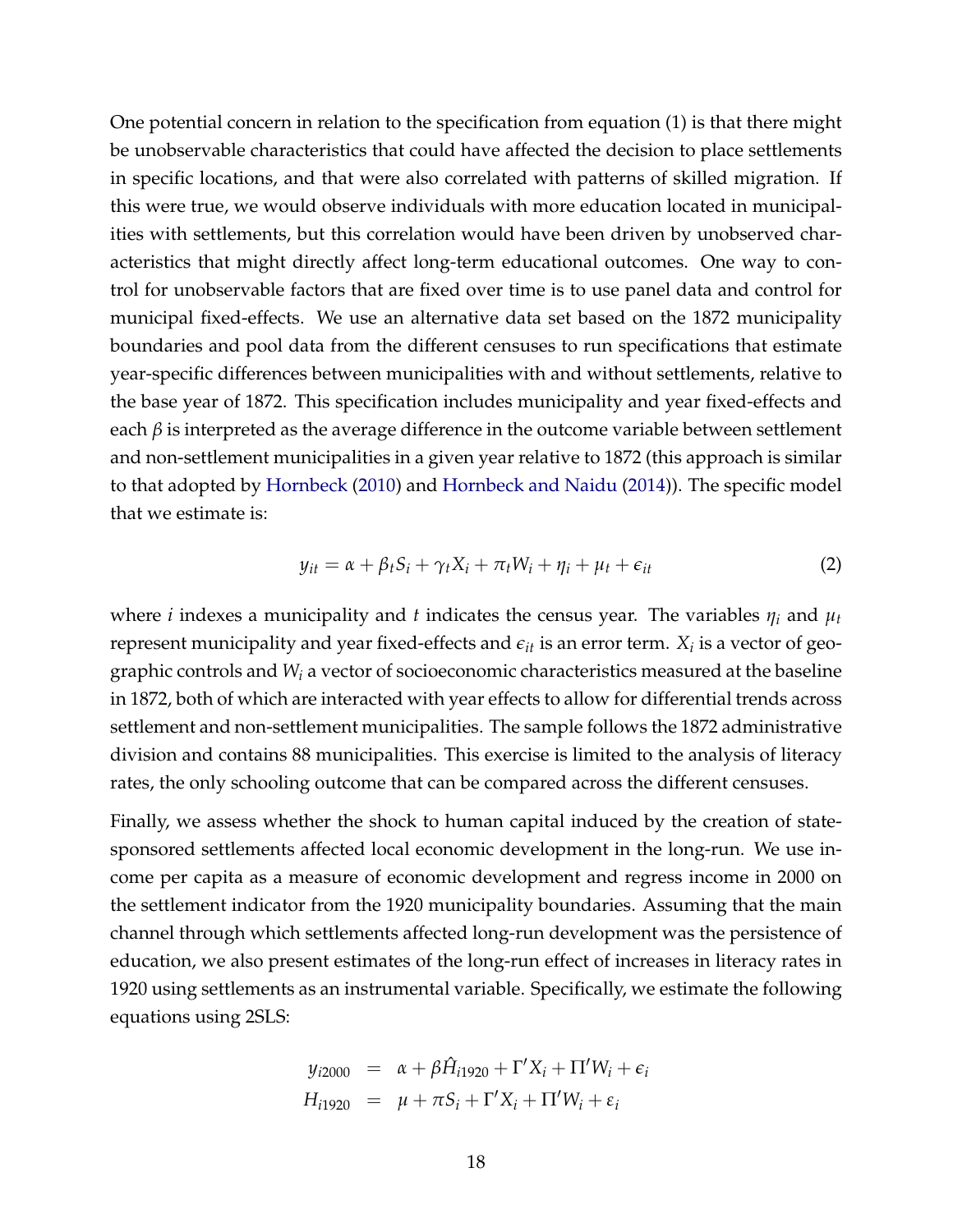One potential concern in relation to the specification from equation (1) is that there might be unobservable characteristics that could have affected the decision to place settlements in specific locations, and that were also correlated with patterns of skilled migration. If this were true, we would observe individuals with more education located in municipalities with settlements, but this correlation would have been driven by unobserved characteristics that might directly affect long-term educational outcomes. One way to control for unobservable factors that are fixed over time is to use panel data and control for municipal fixed-effects. We use an alternative data set based on the 1872 municipality boundaries and pool data from the different censuses to run specifications that estimate year-specific differences between municipalities with and without settlements, relative to the base year of 1872. This specification includes municipality and year fixed-effects and each $\beta$ is interpreted as the average difference in the outcome variable between settlement and non-settlement municipalities in a given year relative to 1872 (this approach is similar to that adopted by Hornbeck (2010) and Hornbeck and Naidu (2014)). The specific model that we estimate is:

$$y_{it} = \alpha + \beta_t S_i + \gamma_t X_i + \pi_t W_i + \eta_i + \mu_t + \epsilon_{it} \tag{2}$$

where $i$ indexes a municipality and $t$ indicates the census year. The variables $\eta_i$ and $\mu_t$ represent municipality and year fixed-effects and $\epsilon_{it}$ is an error term. $X_i$ is a vector of geographic controls and $W_i$ a vector of socioeconomic characteristics measured at the baseline in 1872, both of which are interacted with year effects to allow for differential trends across settlement and non-settlement municipalities. The sample follows the 1872 administrative division and contains 88 municipalities. This exercise is limited to the analysis of literacy rates, the only schooling outcome that can be compared across the different censuses.

Finally, we assess whether the shock to human capital induced by the creation of state-sponsored settlements affected local economic development in the long-run. We use income per capita as a measure of economic development and regress income in 2000 on the settlement indicator from the 1920 municipality boundaries. Assuming that the main channel through which settlements affected long-run development was the persistence of education, we also present estimates of the long-run effect of increases in literacy rates in 1920 using settlements as an instrumental variable. Specifically, we estimate the following equations using 2SLS:

$$\begin{aligned} y_{i2000} &= \alpha + \beta \hat{H}_{i1920} + \Gamma' X_i + \Pi' W_i + \epsilon_i \\ H_{i1920} &= \mu + \pi S_i + \Gamma' X_i + \Pi' W_i + \varepsilon_i \end{aligned}$$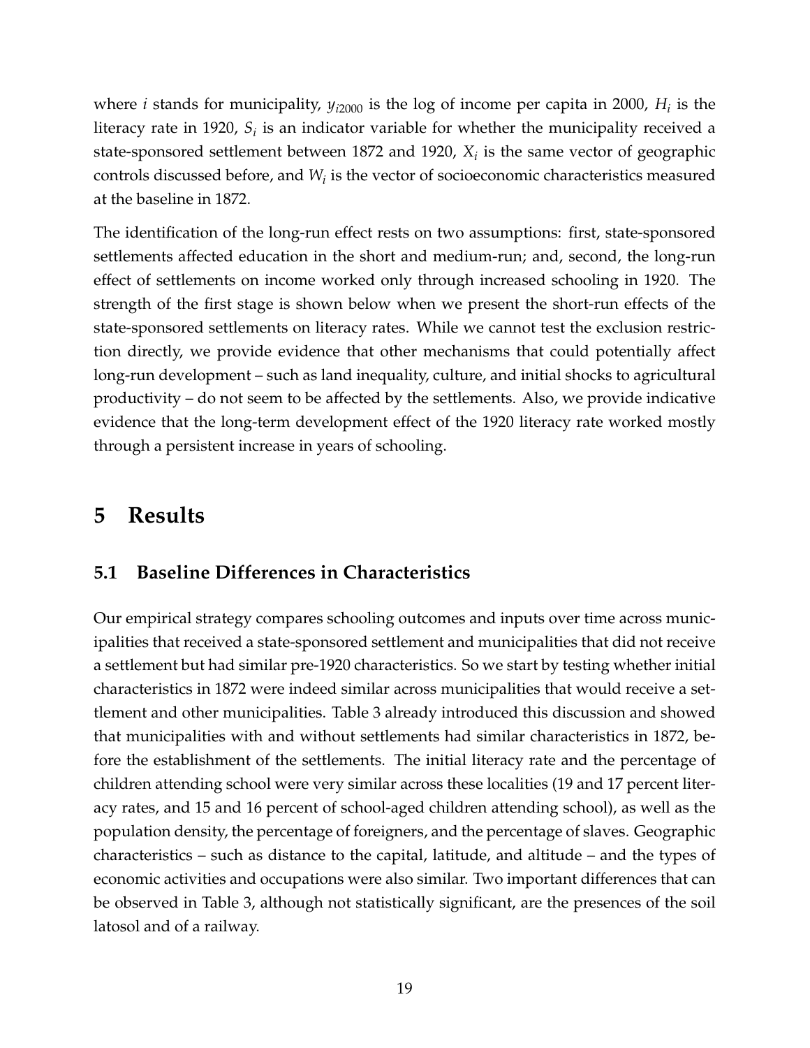where $i$ stands for municipality, $y_{i2000}$ is the log of income per capita in 2000, $H_i$ is the literacy rate in 1920, $S_i$ is an indicator variable for whether the municipality received a state-sponsored settlement between 1872 and 1920, $X_i$ is the same vector of geographic controls discussed before, and $W_i$ is the vector of socioeconomic characteristics measured at the baseline in 1872.

The identification of the long-run effect rests on two assumptions: first, state-sponsored settlements affected education in the short and medium-run; and, second, the long-run effect of settlements on income worked only through increased schooling in 1920. The strength of the first stage is shown below when we present the short-run effects of the state-sponsored settlements on literacy rates. While we cannot test the exclusion restriction directly, we provide evidence that other mechanisms that could potentially affect long-run development – such as land inequality, culture, and initial shocks to agricultural productivity – do not seem to be affected by the settlements. Also, we provide indicative evidence that the long-term development effect of the 1920 literacy rate worked mostly through a persistent increase in years of schooling.

# 5 Results

## 5.1 Baseline Differences in Characteristics

Our empirical strategy compares schooling outcomes and inputs over time across municipalities that received a state-sponsored settlement and municipalities that did not receive a settlement but had similar pre-1920 characteristics. So we start by testing whether initial characteristics in 1872 were indeed similar across municipalities that would receive a settlement and other municipalities. Table 3 already introduced this discussion and showed that municipalities with and without settlements had similar characteristics in 1872, before the establishment of the settlements. The initial literacy rate and the percentage of children attending school were very similar across these localities (19 and 17 percent literacy rates, and 15 and 16 percent of school-aged children attending school), as well as the population density, the percentage of foreigners, and the percentage of slaves. Geographic characteristics – such as distance to the capital, latitude, and altitude – and the types of economic activities and occupations were also similar. Two important differences that can be observed in Table 3, although not statistically significant, are the presences of the soil latosol and of a railway.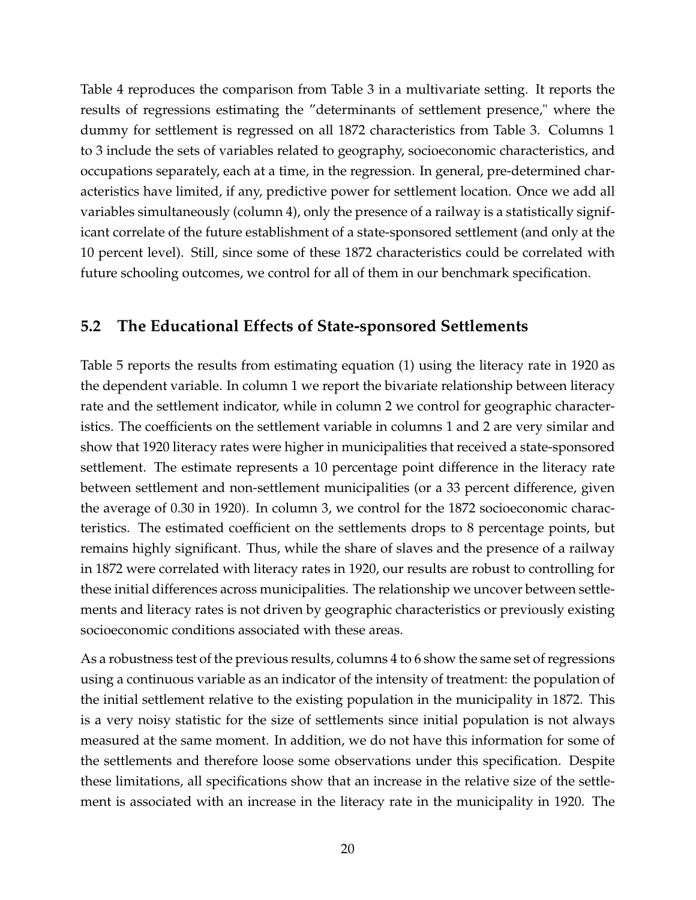Table 4 reproduces the comparison from Table 3 in a multivariate setting. It reports the results of regressions estimating the ”determinants of settlement presence," where the dummy for settlement is regressed on all 1872 characteristics from Table 3. Columns 1 to 3 include the sets of variables related to geography, socioeconomic characteristics, and occupations separately, each at a time, in the regression. In general, pre-determined characteristics have limited, if any, predictive power for settlement location. Once we add all variables simultaneously (column 4), only the presence of a railway is a statistically significant correlate of the future establishment of a state-sponsored settlement (and only at the 10 percent level). Still, since some of these 1872 characteristics could be correlated with future schooling outcomes, we control for all of them in our benchmark specification.

## 5.2 The Educational Effects of State-sponsored Settlements

Table 5 reports the results from estimating equation (1) using the literacy rate in 1920 as the dependent variable. In column 1 we report the bivariate relationship between literacy rate and the settlement indicator, while in column 2 we control for geographic characteristics. The coefficients on the settlement variable in columns 1 and 2 are very similar and show that 1920 literacy rates were higher in municipalities that received a state-sponsored settlement. The estimate represents a 10 percentage point difference in the literacy rate between settlement and non-settlement municipalities (or a 33 percent difference, given the average of 0.30 in 1920). In column 3, we control for the 1872 socioeconomic characteristics. The estimated coefficient on the settlements drops to 8 percentage points, but remains highly significant. Thus, while the share of slaves and the presence of a railway in 1872 were correlated with literacy rates in 1920, our results are robust to controlling for these initial differences across municipalities. The relationship we uncover between settlements and literacy rates is not driven by geographic characteristics or previously existing socioeconomic conditions associated with these areas.

As a robustness test of the previous results, columns 4 to 6 show the same set of regressions using a continuous variable as an indicator of the intensity of treatment: the population of the initial settlement relative to the existing population in the municipality in 1872. This is a very noisy statistic for the size of settlements since initial population is not always measured at the same moment. In addition, we do not have this information for some of the settlements and therefore loose some observations under this specification. Despite these limitations, all specifications show that an increase in the relative size of the settlement is associated with an increase in the literacy rate in the municipality in 1920. The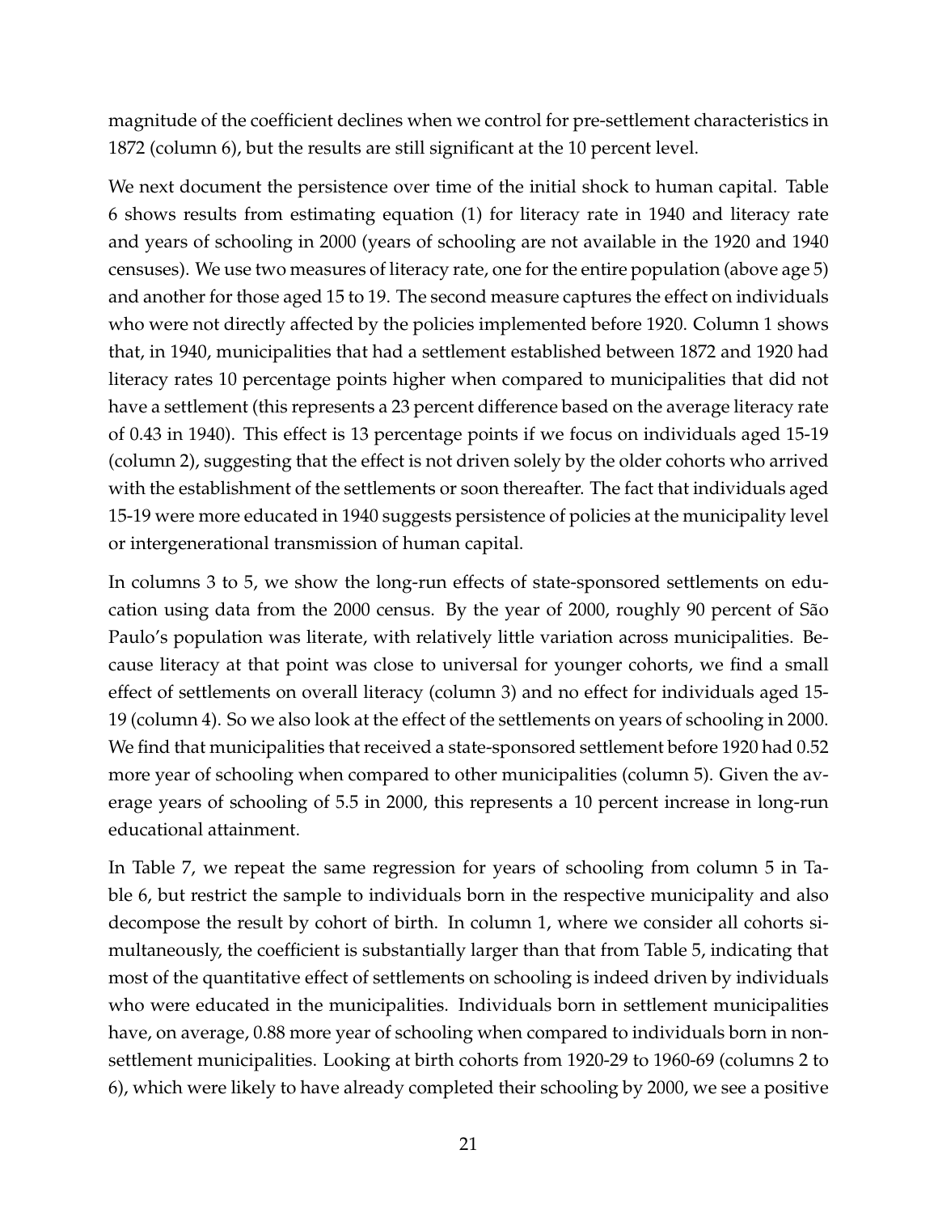magnitude of the coefficient declines when we control for pre-settlement characteristics in 1872 (column 6), but the results are still significant at the 10 percent level.

We next document the persistence over time of the initial shock to human capital. Table 6 shows results from estimating equation (1) for literacy rate in 1940 and literacy rate and years of schooling in 2000 (years of schooling are not available in the 1920 and 1940 censuses). We use two measures of literacy rate, one for the entire population (above age 5) and another for those aged 15 to 19. The second measure captures the effect on individuals who were not directly affected by the policies implemented before 1920. Column 1 shows that, in 1940, municipalities that had a settlement established between 1872 and 1920 had literacy rates 10 percentage points higher when compared to municipalities that did not have a settlement (this represents a 23 percent difference based on the average literacy rate of 0.43 in 1940). This effect is 13 percentage points if we focus on individuals aged 15-19 (column 2), suggesting that the effect is not driven solely by the older cohorts who arrived with the establishment of the settlements or soon thereafter. The fact that individuals aged 15-19 were more educated in 1940 suggests persistence of policies at the municipality level or intergenerational transmission of human capital.

In columns 3 to 5, we show the long-run effects of state-sponsored settlements on education using data from the 2000 census. By the year of 2000, roughly 90 percent of São Paulo's population was literate, with relatively little variation across municipalities. Because literacy at that point was close to universal for younger cohorts, we find a small effect of settlements on overall literacy (column 3) and no effect for individuals aged 15-19 (column 4). So we also look at the effect of the settlements on years of schooling in 2000. We find that municipalities that received a state-sponsored settlement before 1920 had 0.52 more year of schooling when compared to other municipalities (column 5). Given the average years of schooling of 5.5 in 2000, this represents a 10 percent increase in long-run educational attainment.

In Table 7, we repeat the same regression for years of schooling from column 5 in Table 6, but restrict the sample to individuals born in the respective municipality and also decompose the result by cohort of birth. In column 1, where we consider all cohorts simultaneously, the coefficient is substantially larger than that from Table 5, indicating that most of the quantitative effect of settlements on schooling is indeed driven by individuals who were educated in the municipalities. Individuals born in settlement municipalities have, on average, 0.88 more year of schooling when compared to individuals born in non-settlement municipalities. Looking at birth cohorts from 1920-29 to 1960-69 (columns 2 to 6), which were likely to have already completed their schooling by 2000, we see a positive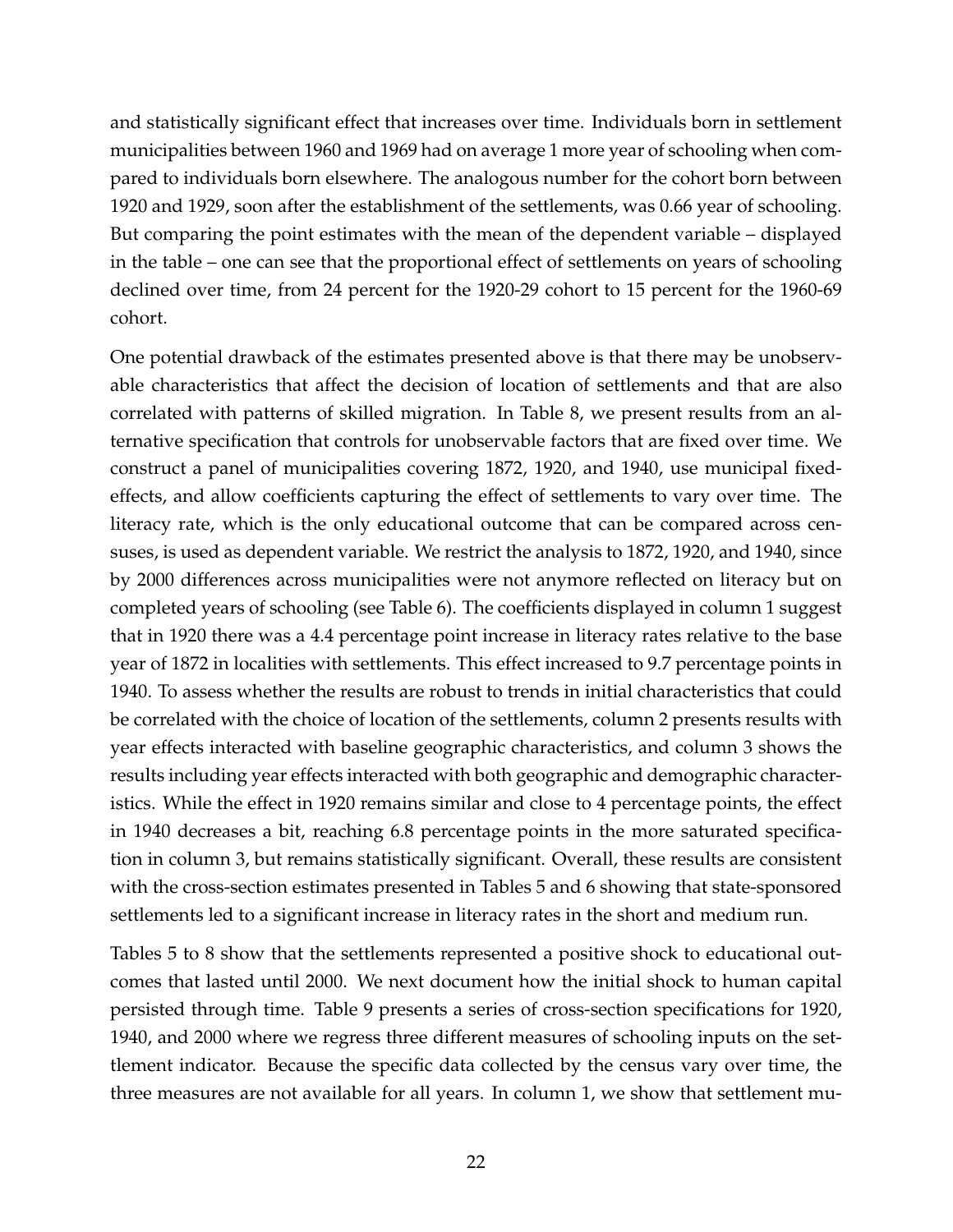and statistically significant effect that increases over time. Individuals born in settlement municipalities between 1960 and 1969 had on average 1 more year of schooling when compared to individuals born elsewhere. The analogous number for the cohort born between 1920 and 1929, soon after the establishment of the settlements, was 0.66 year of schooling. But comparing the point estimates with the mean of the dependent variable – displayed in the table – one can see that the proportional effect of settlements on years of schooling declined over time, from 24 percent for the 1920-29 cohort to 15 percent for the 1960-69 cohort.

One potential drawback of the estimates presented above is that there may be unobservable characteristics that affect the decision of location of settlements and that are also correlated with patterns of skilled migration. In Table 8, we present results from an alternative specification that controls for unobservable factors that are fixed over time. We construct a panel of municipalities covering 1872, 1920, and 1940, use municipal fixed-effects, and allow coefficients capturing the effect of settlements to vary over time. The literacy rate, which is the only educational outcome that can be compared across censuses, is used as dependent variable. We restrict the analysis to 1872, 1920, and 1940, since by 2000 differences across municipalities were not anymore reflected on literacy but on completed years of schooling (see Table 6). The coefficients displayed in column 1 suggest that in 1920 there was a 4.4 percentage point increase in literacy rates relative to the base year of 1872 in localities with settlements. This effect increased to 9.7 percentage points in 1940. To assess whether the results are robust to trends in initial characteristics that could be correlated with the choice of location of the settlements, column 2 presents results with year effects interacted with baseline geographic characteristics, and column 3 shows the results including year effects interacted with both geographic and demographic characteristics. While the effect in 1920 remains similar and close to 4 percentage points, the effect in 1940 decreases a bit, reaching 6.8 percentage points in the more saturated specification in column 3, but remains statistically significant. Overall, these results are consistent with the cross-section estimates presented in Tables 5 and 6 showing that state-sponsored settlements led to a significant increase in literacy rates in the short and medium run.

Tables 5 to 8 show that the settlements represented a positive shock to educational outcomes that lasted until 2000. We next document how the initial shock to human capital persisted through time. Table 9 presents a series of cross-section specifications for 1920, 1940, and 2000 where we regress three different measures of schooling inputs on the settlement indicator. Because the specific data collected by the census vary over time, the three measures are not available for all years. In column 1, we show that settlement mu-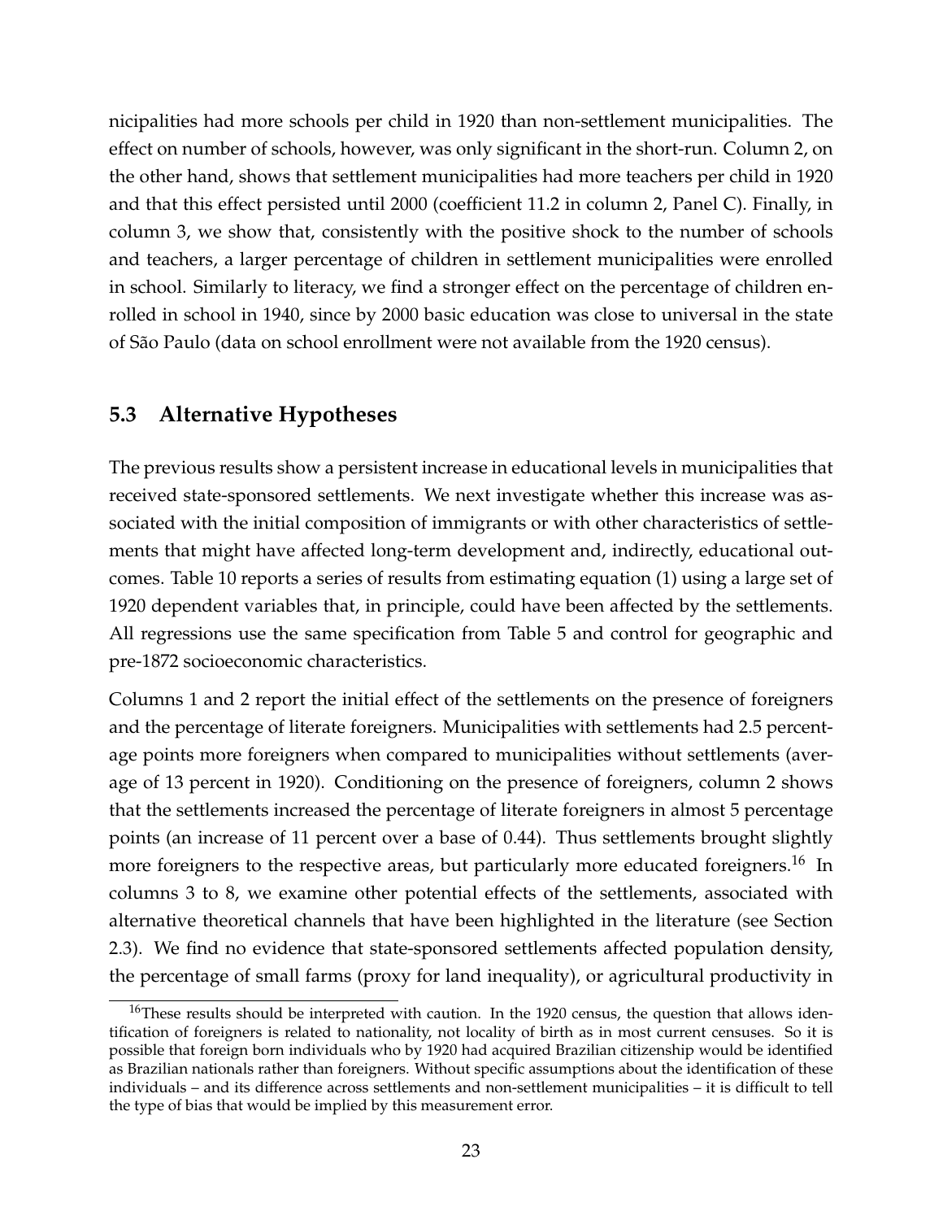nicipalities had more schools per child in 1920 than non-settlement municipalities. The effect on number of schools, however, was only significant in the short-run. Column 2, on the other hand, shows that settlement municipalities had more teachers per child in 1920 and that this effect persisted until 2000 (coefficient 11.2 in column 2, Panel C). Finally, in column 3, we show that, consistently with the positive shock to the number of schools and teachers, a larger percentage of children in settlement municipalities were enrolled in school. Similarly to literacy, we find a stronger effect on the percentage of children enrolled in school in 1940, since by 2000 basic education was close to universal in the state of São Paulo (data on school enrollment were not available from the 1920 census).

### 5.3 Alternative Hypotheses

The previous results show a persistent increase in educational levels in municipalities that received state-sponsored settlements. We next investigate whether this increase was associated with the initial composition of immigrants or with other characteristics of settlements that might have affected long-term development and, indirectly, educational outcomes. Table 10 reports a series of results from estimating equation (1) using a large set of 1920 dependent variables that, in principle, could have been affected by the settlements. All regressions use the same specification from Table 5 and control for geographic and pre-1872 socioeconomic characteristics.

Columns 1 and 2 report the initial effect of the settlements on the presence of foreigners and the percentage of literate foreigners. Municipalities with settlements had 2.5 percentage points more foreigners when compared to municipalities without settlements (average of 13 percent in 1920). Conditioning on the presence of foreigners, column 2 shows that the settlements increased the percentage of literate foreigners in almost 5 percentage points (an increase of 11 percent over a base of 0.44). Thus settlements brought slightly more foreigners to the respective areas, but particularly more educated foreigners.[16] In columns 3 to 8, we examine other potential effects of the settlements, associated with alternative theoretical channels that have been highlighted in the literature (see Section 2.3). We find no evidence that state-sponsored settlements affected population density, the percentage of small farms (proxy for land inequality), or agricultural productivity in

[16] These results should be interpreted with caution. In the 1920 census, the question that allows identification of foreigners is related to nationality, not locality of birth as in most current censuses. So it is possible that foreign born individuals who by 1920 had acquired Brazilian citizenship would be identified as Brazilian nationals rather than foreigners. Without specific assumptions about the identification of these individuals – and its difference across settlements and non-settlement municipalities – it is difficult to tell the type of bias that would be implied by this measurement error.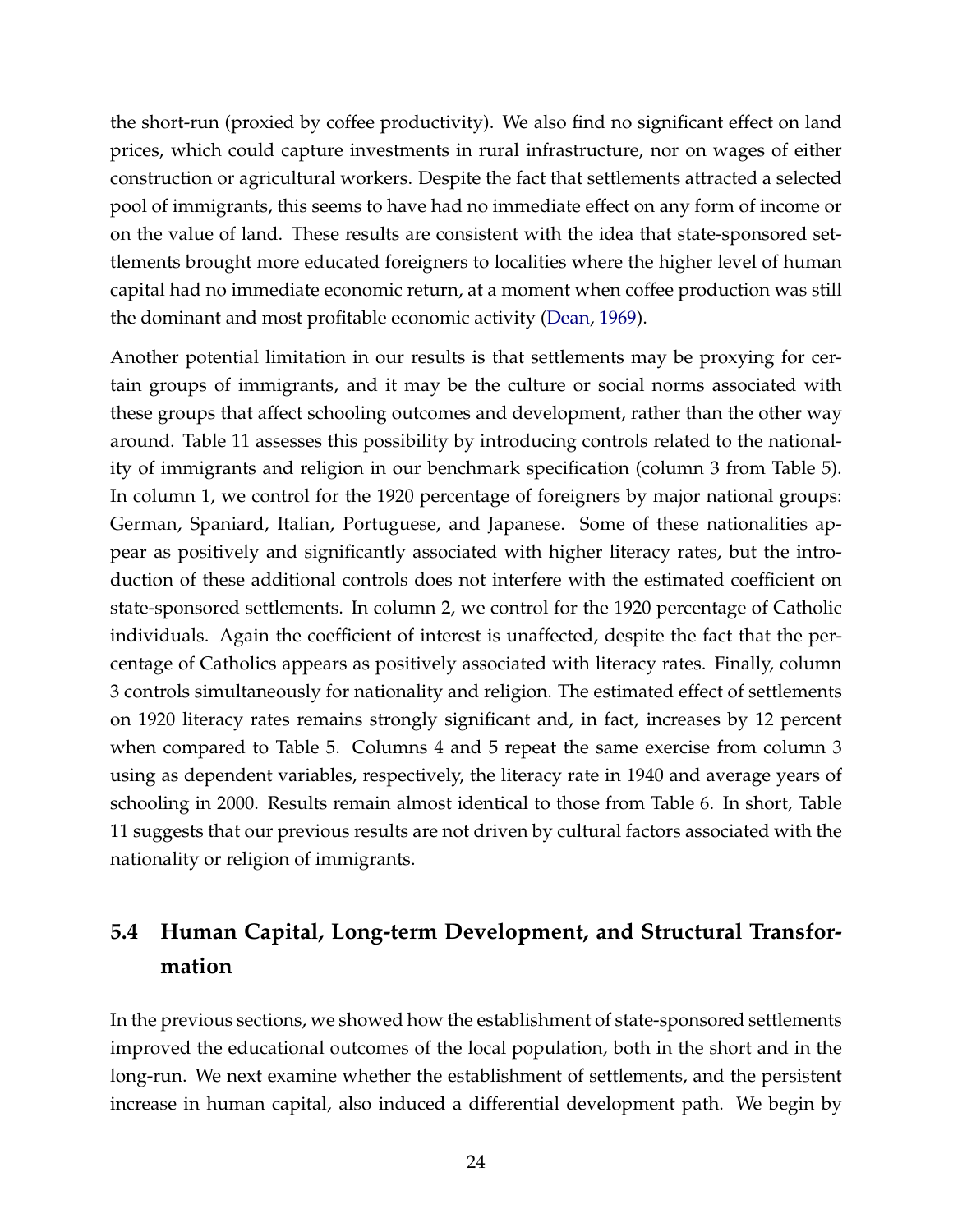the short-run (proxied by coffee productivity). We also find no significant effect on land prices, which could capture investments in rural infrastructure, nor on wages of either construction or agricultural workers. Despite the fact that settlements attracted a selected pool of immigrants, this seems to have had no immediate effect on any form of income or on the value of land. These results are consistent with the idea that state-sponsored settlements brought more educated foreigners to localities where the higher level of human capital had no immediate economic return, at a moment when coffee production was still the dominant and most profitable economic activity (Dean, 1969).

Another potential limitation in our results is that settlements may be proxying for certain groups of immigrants, and it may be the culture or social norms associated with these groups that affect schooling outcomes and development, rather than the other way around. Table 11 assesses this possibility by introducing controls related to the nationality of immigrants and religion in our benchmark specification (column 3 from Table 5). In column 1, we control for the 1920 percentage of foreigners by major national groups: German, Spaniard, Italian, Portuguese, and Japanese. Some of these nationalities appear as positively and significantly associated with higher literacy rates, but the introduction of these additional controls does not interfere with the estimated coefficient on state-sponsored settlements. In column 2, we control for the 1920 percentage of Catholic individuals. Again the coefficient of interest is unaffected, despite the fact that the percentage of Catholics appears as positively associated with literacy rates. Finally, column 3 controls simultaneously for nationality and religion. The estimated effect of settlements on 1920 literacy rates remains strongly significant and, in fact, increases by 12 percent when compared to Table 5. Columns 4 and 5 repeat the same exercise from column 3 using as dependent variables, respectively, the literacy rate in 1940 and average years of schooling in 2000. Results remain almost identical to those from Table 6. In short, Table 11 suggests that our previous results are not driven by cultural factors associated with the nationality or religion of immigrants.

## 5.4 Human Capital, Long-term Development, and Structural Transformation

In the previous sections, we showed how the establishment of state-sponsored settlements improved the educational outcomes of the local population, both in the short and in the long-run. We next examine whether the establishment of settlements, and the persistent increase in human capital, also induced a differential development path. We begin by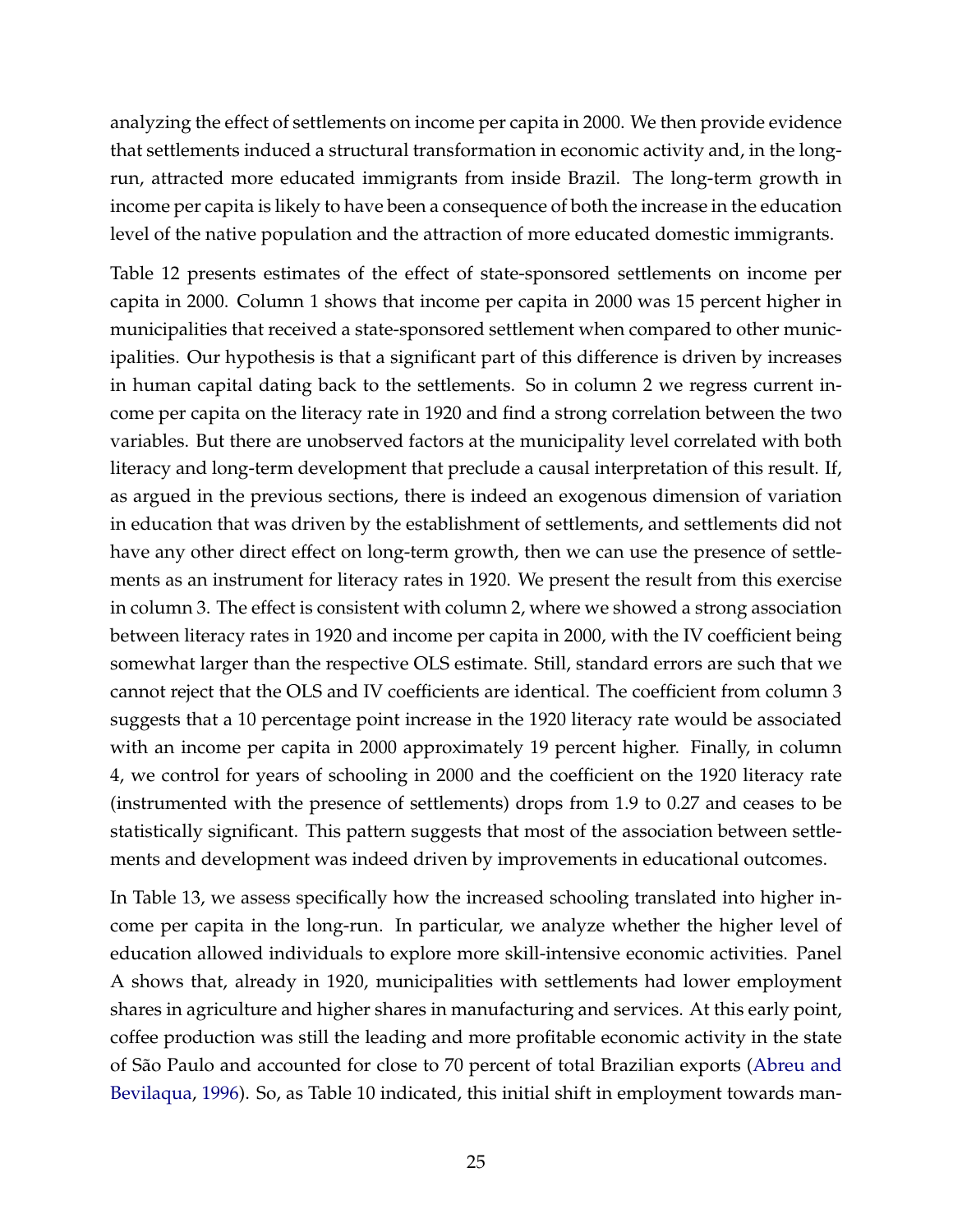analyzing the effect of settlements on income per capita in 2000. We then provide evidence that settlements induced a structural transformation in economic activity and, in the long-run, attracted more educated immigrants from inside Brazil. The long-term growth in income per capita is likely to have been a consequence of both the increase in the education level of the native population and the attraction of more educated domestic immigrants.

Table 12 presents estimates of the effect of state-sponsored settlements on income per capita in 2000. Column 1 shows that income per capita in 2000 was 15 percent higher in municipalities that received a state-sponsored settlement when compared to other municipalities. Our hypothesis is that a significant part of this difference is driven by increases in human capital dating back to the settlements. So in column 2 we regress current income per capita on the literacy rate in 1920 and find a strong correlation between the two variables. But there are unobserved factors at the municipality level correlated with both literacy and long-term development that preclude a causal interpretation of this result. If, as argued in the previous sections, there is indeed an exogenous dimension of variation in education that was driven by the establishment of settlements, and settlements did not have any other direct effect on long-term growth, then we can use the presence of settlements as an instrument for literacy rates in 1920. We present the result from this exercise in column 3. The effect is consistent with column 2, where we showed a strong association between literacy rates in 1920 and income per capita in 2000, with the IV coefficient being somewhat larger than the respective OLS estimate. Still, standard errors are such that we cannot reject that the OLS and IV coefficients are identical. The coefficient from column 3 suggests that a 10 percentage point increase in the 1920 literacy rate would be associated with an income per capita in 2000 approximately 19 percent higher. Finally, in column 4, we control for years of schooling in 2000 and the coefficient on the 1920 literacy rate (instrumented with the presence of settlements) drops from 1.9 to 0.27 and ceases to be statistically significant. This pattern suggests that most of the association between settlements and development was indeed driven by improvements in educational outcomes.

In Table 13, we assess specifically how the increased schooling translated into higher income per capita in the long-run. In particular, we analyze whether the higher level of education allowed individuals to explore more skill-intensive economic activities. Panel A shows that, already in 1920, municipalities with settlements had lower employment shares in agriculture and higher shares in manufacturing and services. At this early point, coffee production was still the leading and more profitable economic activity in the state of São Paulo and accounted for close to 70 percent of total Brazilian exports (Abreu and Bevilaqua, 1996). So, as Table 10 indicated, this initial shift in employment towards man-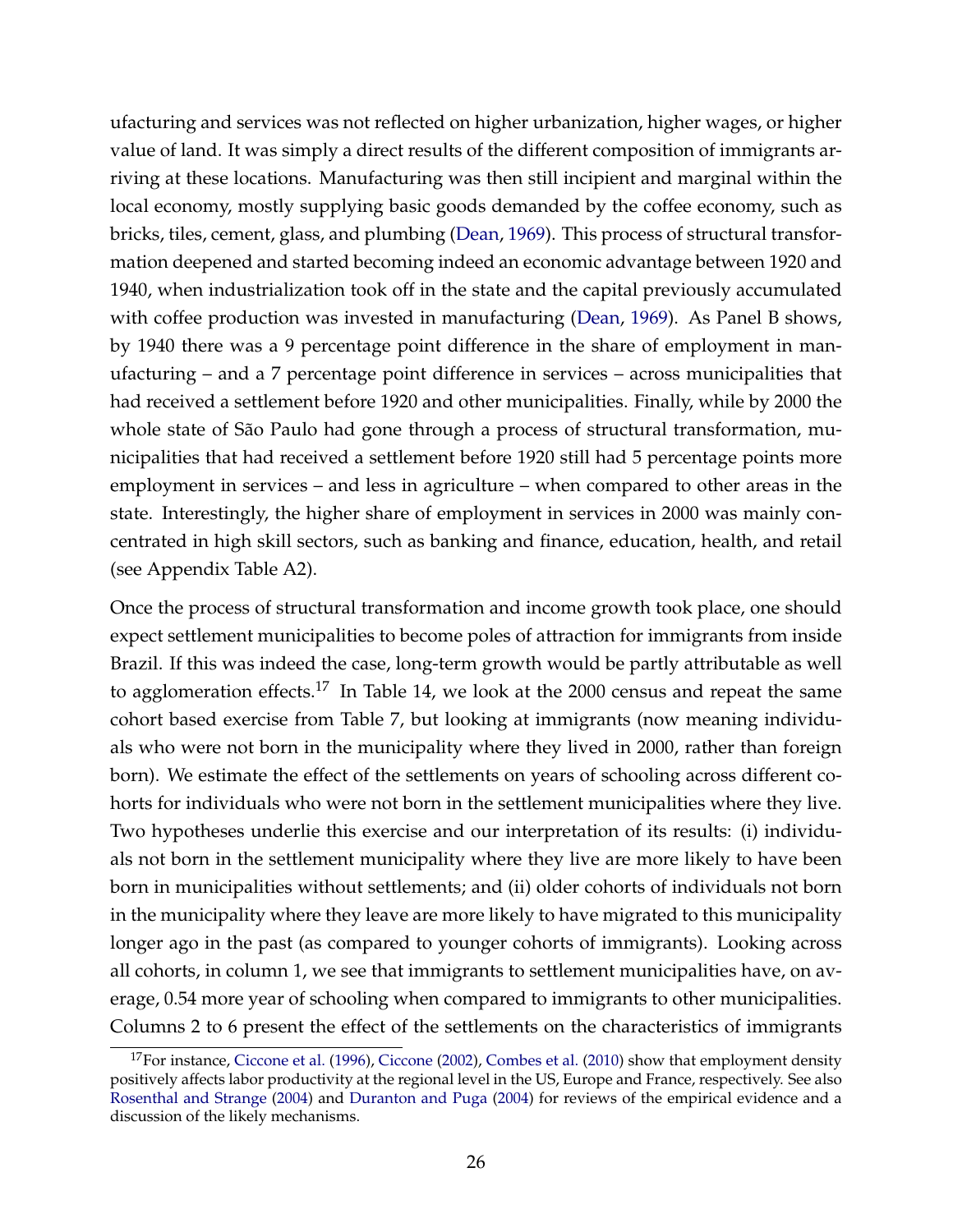ufacturing and services was not reflected on higher urbanization, higher wages, or higher value of land. It was simply a direct results of the different composition of immigrants arriving at these locations. Manufacturing was then still incipient and marginal within the local economy, mostly supplying basic goods demanded by the coffee economy, such as bricks, tiles, cement, glass, and plumbing (Dean, 1969). This process of structural transformation deepened and started becoming indeed an economic advantage between 1920 and 1940, when industrialization took off in the state and the capital previously accumulated with coffee production was invested in manufacturing (Dean, 1969). As Panel B shows, by 1940 there was a 9 percentage point difference in the share of employment in manufacturing – and a 7 percentage point difference in services – across municipalities that had received a settlement before 1920 and other municipalities. Finally, while by 2000 the whole state of São Paulo had gone through a process of structural transformation, municipalities that had received a settlement before 1920 still had 5 percentage points more employment in services – and less in agriculture – when compared to other areas in the state. Interestingly, the higher share of employment in services in 2000 was mainly concentrated in high skill sectors, such as banking and finance, education, health, and retail (see Appendix Table A2).

Once the process of structural transformation and income growth took place, one should expect settlement municipalities to become poles of attraction for immigrants from inside Brazil. If this was indeed the case, long-term growth would be partly attributable as well to agglomeration effects.[17] In Table 14, we look at the 2000 census and repeat the same cohort based exercise from Table 7, but looking at immigrants (now meaning individuals who were not born in the municipality where they lived in 2000, rather than foreign born). We estimate the effect of the settlements on years of schooling across different cohorts for individuals who were not born in the settlement municipalities where they live. Two hypotheses underlie this exercise and our interpretation of its results: (i) individuals not born in the settlement municipality where they live are more likely to have been born in municipalities without settlements; and (ii) older cohorts of individuals not born in the municipality where they leave are more likely to have migrated to this municipality longer ago in the past (as compared to younger cohorts of immigrants). Looking across all cohorts, in column 1, we see that immigrants to settlement municipalities have, on average, 0.54 more year of schooling when compared to immigrants to other municipalities. Columns 2 to 6 present the effect of the settlements on the characteristics of immigrants

[17] For instance, Ciccone et al. (1996), Ciccone (2002), Combes et al. (2010) show that employment density positively affects labor productivity at the regional level in the US, Europe and France, respectively. See also Rosenthal and Strange (2004) and Duranton and Puga (2004) for reviews of the empirical evidence and a discussion of the likely mechanisms.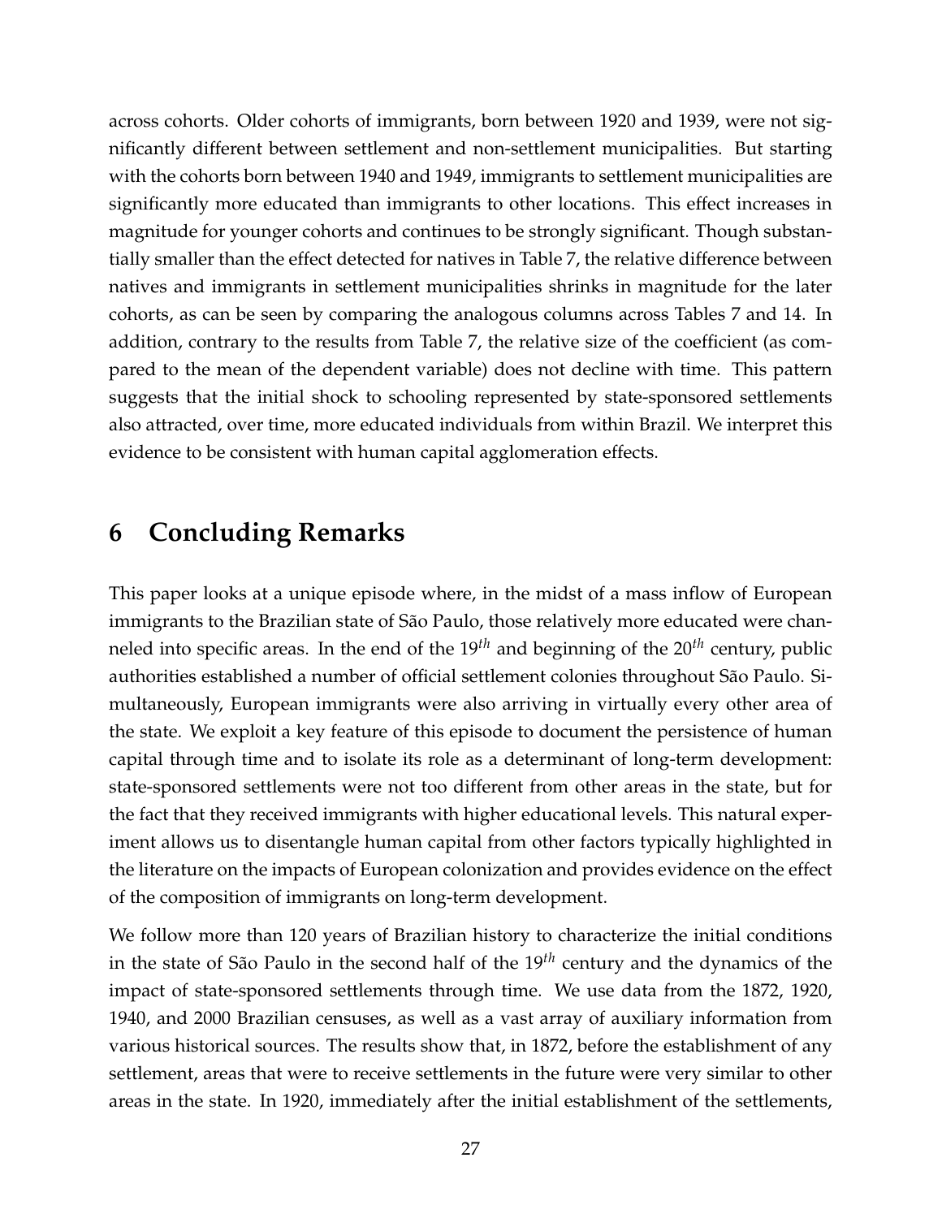across cohorts. Older cohorts of immigrants, born between 1920 and 1939, were not significantly different between settlement and non-settlement municipalities. But starting with the cohorts born between 1940 and 1949, immigrants to settlement municipalities are significantly more educated than immigrants to other locations. This effect increases in magnitude for younger cohorts and continues to be strongly significant. Though substantially smaller than the effect detected for natives in Table 7, the relative difference between natives and immigrants in settlement municipalities shrinks in magnitude for the later cohorts, as can be seen by comparing the analogous columns across Tables 7 and 14. In addition, contrary to the results from Table 7, the relative size of the coefficient (as compared to the mean of the dependent variable) does not decline with time. This pattern suggests that the initial shock to schooling represented by state-sponsored settlements also attracted, over time, more educated individuals from within Brazil. We interpret this evidence to be consistent with human capital agglomeration effects.

# 6 Concluding Remarks

This paper looks at a unique episode where, in the midst of a mass inflow of European immigrants to the Brazilian state of São Paulo, those relatively more educated were channeled into specific areas. In the end of the $19^{th}$ and beginning of the $20^{th}$ century, public authorities established a number of official settlement colonies throughout São Paulo. Simultaneously, European immigrants were also arriving in virtually every other area of the state. We exploit a key feature of this episode to document the persistence of human capital through time and to isolate its role as a determinant of long-term development: state-sponsored settlements were not too different from other areas in the state, but for the fact that they received immigrants with higher educational levels. This natural experiment allows us to disentangle human capital from other factors typically highlighted in the literature on the impacts of European colonization and provides evidence on the effect of the composition of immigrants on long-term development.

We follow more than 120 years of Brazilian history to characterize the initial conditions in the state of São Paulo in the second half of the $19^{th}$ century and the dynamics of the impact of state-sponsored settlements through time. We use data from the 1872, 1920, 1940, and 2000 Brazilian censuses, as well as a vast array of auxiliary information from various historical sources. The results show that, in 1872, before the establishment of any settlement, areas that were to receive settlements in the future were very similar to other areas in the state. In 1920, immediately after the initial establishment of the settlements,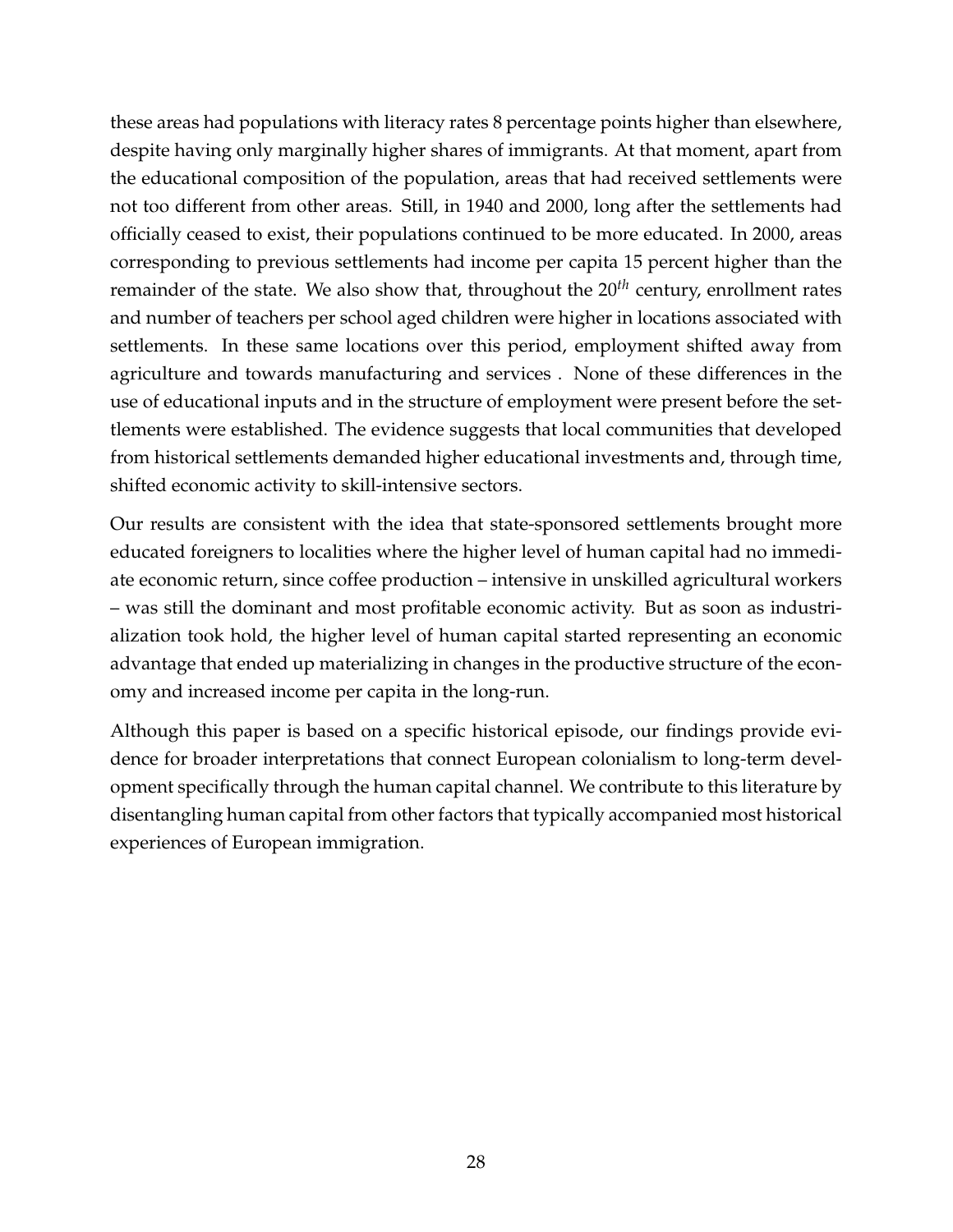these areas had populations with literacy rates 8 percentage points higher than elsewhere, despite having only marginally higher shares of immigrants. At that moment, apart from the educational composition of the population, areas that had received settlements were not too different from other areas. Still, in 1940 and 2000, long after the settlements had officially ceased to exist, their populations continued to be more educated. In 2000, areas corresponding to previous settlements had income per capita 15 percent higher than the remainder of the state. We also show that, throughout the $20^{th}$ century, enrollment rates and number of teachers per school aged children were higher in locations associated with settlements. In these same locations over this period, employment shifted away from agriculture and towards manufacturing and services . None of these differences in the use of educational inputs and in the structure of employment were present before the settlements were established. The evidence suggests that local communities that developed from historical settlements demanded higher educational investments and, through time, shifted economic activity to skill-intensive sectors.

Our results are consistent with the idea that state-sponsored settlements brought more educated foreigners to localities where the higher level of human capital had no immediate economic return, since coffee production – intensive in unskilled agricultural workers – was still the dominant and most profitable economic activity. But as soon as industrialization took hold, the higher level of human capital started representing an economic advantage that ended up materializing in changes in the productive structure of the economy and increased income per capita in the long-run.

Although this paper is based on a specific historical episode, our findings provide evidence for broader interpretations that connect European colonialism to long-term development specifically through the human capital channel. We contribute to this literature by disentangling human capital from other factors that typically accompanied most historical experiences of European immigration.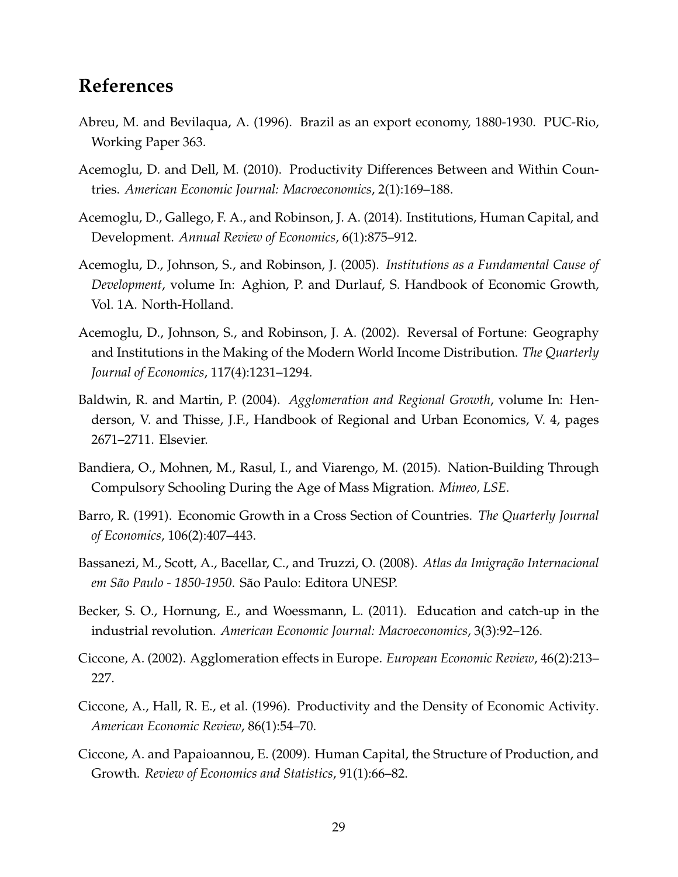# References

Abreu, M. and Bevilaqua, A. (1996). Brazil as an export economy, 1880-1930. PUC-Rio, Working Paper 363.

Acemoglu, D. and Dell, M. (2010). Productivity Differences Between and Within Countries. *American Economic Journal: Macroeconomics*, 2(1):169–188.

Acemoglu, D., Gallego, F. A., and Robinson, J. A. (2014). Institutions, Human Capital, and Development. *Annual Review of Economics*, 6(1):875–912.

Acemoglu, D., Johnson, S., and Robinson, J. (2005). *Institutions as a Fundamental Cause of Development*, volume In: Aghion, P. and Durlauf, S. Handbook of Economic Growth, Vol. 1A. North-Holland.

Acemoglu, D., Johnson, S., and Robinson, J. A. (2002). Reversal of Fortune: Geography and Institutions in the Making of the Modern World Income Distribution. *The Quarterly Journal of Economics*, 117(4):1231–1294.

Baldwin, R. and Martin, P. (2004). *Agglomeration and Regional Growth*, volume In: Henderson, V. and Thisse, J.F., Handbook of Regional and Urban Economics, V. 4, pages 2671–2711. Elsevier.

Bandiera, O., Mohnen, M., Rasul, I., and Viarengo, M. (2015). Nation-Building Through Compulsory Schooling During the Age of Mass Migration. *Mimeo, LSE*.

Barro, R. (1991). Economic Growth in a Cross Section of Countries. *The Quarterly Journal of Economics*, 106(2):407–443.

Bassanezi, M., Scott, A., Bacellar, C., and Truzzi, O. (2008). *Atlas da Imigração Internacional em São Paulo - 1850-1950*. São Paulo: Editora UNESP.

Becker, S. O., Hornung, E., and Woessmann, L. (2011). Education and catch-up in the industrial revolution. *American Economic Journal: Macroeconomics*, 3(3):92–126.

Ciccone, A. (2002). Agglomeration effects in Europe. *European Economic Review*, 46(2):213–227.

Ciccone, A., Hall, R. E., et al. (1996). Productivity and the Density of Economic Activity. *American Economic Review*, 86(1):54–70.

Ciccone, A. and Papaioannou, E. (2009). Human Capital, the Structure of Production, and Growth. *Review of Economics and Statistics*, 91(1):66–82.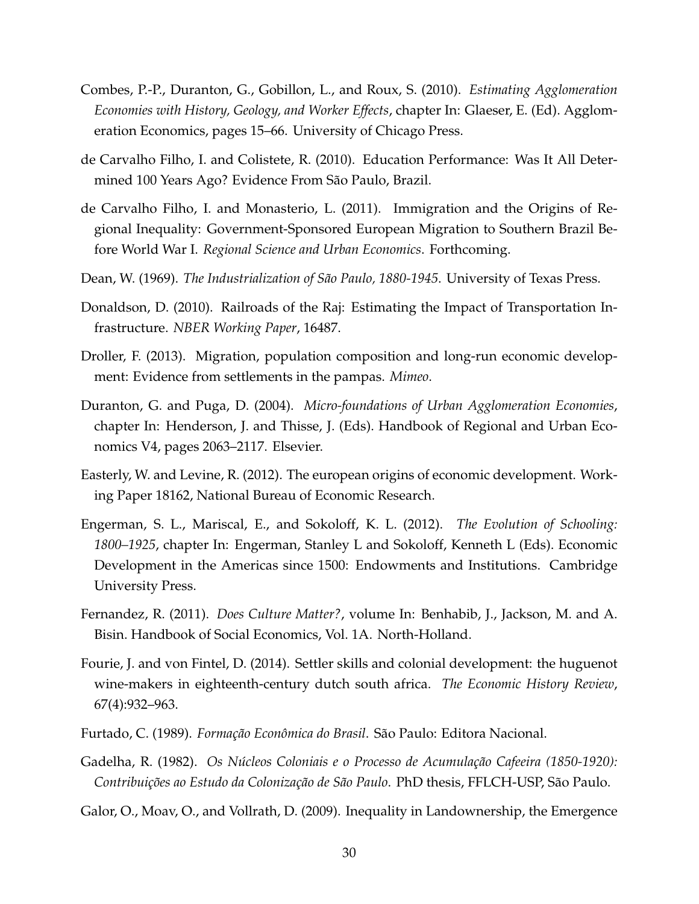Combes, P.-P., Duranton, G., Gobillon, L., and Roux, S. (2010). *Estimating Agglomeration Economies with History, Geology, and Worker Effects*, chapter In: Glaeser, E. (Ed). Agglomeration Economics, pages 15–66. University of Chicago Press.

de Carvalho Filho, I. and Colistete, R. (2010). Education Performance: Was It All Determined 100 Years Ago? Evidence From São Paulo, Brazil.

de Carvalho Filho, I. and Monasterio, L. (2011). Immigration and the Origins of Regional Inequality: Government-Sponsored European Migration to Southern Brazil Before World War I. *Regional Science and Urban Economics*. Forthcoming.

Dean, W. (1969). *The Industrialization of São Paulo, 1880-1945*. University of Texas Press.

Donaldson, D. (2010). Railroads of the Raj: Estimating the Impact of Transportation Infrastructure. *NBER Working Paper*, 16487.

Droller, F. (2013). Migration, population composition and long-run economic development: Evidence from settlements in the pampas. *Mimeo*.

Duranton, G. and Puga, D. (2004). *Micro-foundations of Urban Agglomeration Economies*, chapter In: Henderson, J. and Thisse, J. (Eds). Handbook of Regional and Urban Economics V4, pages 2063–2117. Elsevier.

Easterly, W. and Levine, R. (2012). The european origins of economic development. Working Paper 18162, National Bureau of Economic Research.

Engerman, S. L., Mariscal, E., and Sokoloff, K. L. (2012). *The Evolution of Schooling: 1800–1925*, chapter In: Engerman, Stanley L and Sokoloff, Kenneth L (Eds). Economic Development in the Americas since 1500: Endowments and Institutions. Cambridge University Press.

Fernandez, R. (2011). *Does Culture Matter?*, volume In: Benhabib, J., Jackson, M. and A. Bisin. Handbook of Social Economics, Vol. 1A. North-Holland.

Fourie, J. and von Fintel, D. (2014). Settler skills and colonial development: the huguenot wine-makers in eighteenth-century dutch south africa. *The Economic History Review*, 67(4):932–963.

Furtado, C. (1989). *Formação Econômica do Brasil*. São Paulo: Editora Nacional.

Gadelha, R. (1982). *Os Núcleos Coloniais e o Processo de Acumulação Cafeeira (1850-1920): Contribuições ao Estudo da Colonização de São Paulo*. PhD thesis, FFLCH-USP, São Paulo.

Galor, O., Moav, O., and Vollrath, D. (2009). Inequality in Landownership, the Emergence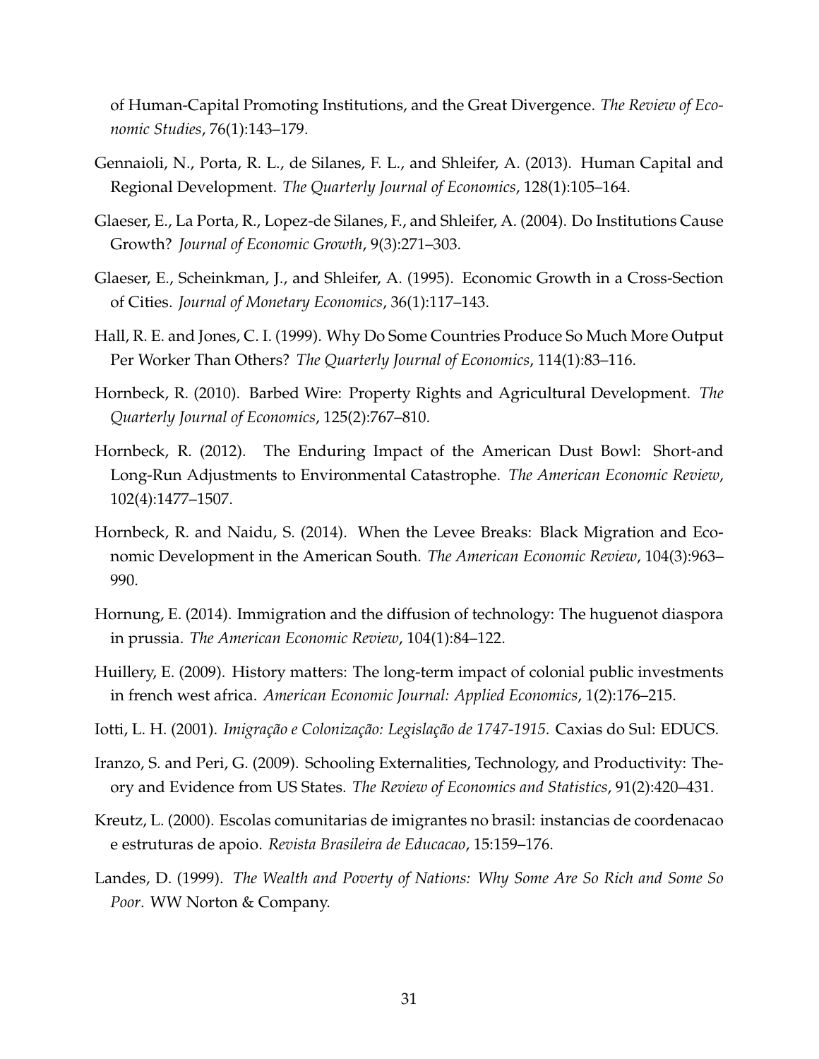of Human-Capital Promoting Institutions, and the Great Divergence. *The Review of Economic Studies*, 76(1):143–179.

Gennaioli, N., Porta, R. L., de Silanes, F. L., and Shleifer, A. (2013). Human Capital and Regional Development. *The Quarterly Journal of Economics*, 128(1):105–164.

Glaeser, E., La Porta, R., Lopez-de Silanes, F., and Shleifer, A. (2004). Do Institutions Cause Growth? *Journal of Economic Growth*, 9(3):271–303.

Glaeser, E., Scheinkman, J., and Shleifer, A. (1995). Economic Growth in a Cross-Section of Cities. *Journal of Monetary Economics*, 36(1):117–143.

Hall, R. E. and Jones, C. I. (1999). Why Do Some Countries Produce So Much More Output Per Worker Than Others? *The Quarterly Journal of Economics*, 114(1):83–116.

Hornbeck, R. (2010). Barbed Wire: Property Rights and Agricultural Development. *The Quarterly Journal of Economics*, 125(2):767–810.

Hornbeck, R. (2012). The Enduring Impact of the American Dust Bowl: Short-and Long-Run Adjustments to Environmental Catastrophe. *The American Economic Review*, 102(4):1477–1507.

Hornbeck, R. and Naidu, S. (2014). When the Levee Breaks: Black Migration and Economic Development in the American South. *The American Economic Review*, 104(3):963–990.

Hornung, E. (2014). Immigration and the diffusion of technology: The huguenot diaspora in prussia. *The American Economic Review*, 104(1):84–122.

Huillery, E. (2009). History matters: The long-term impact of colonial public investments in french west africa. *American Economic Journal: Applied Economics*, 1(2):176–215.

Iotti, L. H. (2001). *Imigração e Colonização: Legislação de 1747-1915*. Caxias do Sul: EDUCS.

Iranzo, S. and Peri, G. (2009). Schooling Externalities, Technology, and Productivity: Theory and Evidence from US States. *The Review of Economics and Statistics*, 91(2):420–431.

Kreutz, L. (2000). Escolas comunitarias de imigrantes no brasil: instancias de coordenacao e estruturas de apoio. *Revista Brasileira de Educacao*, 15:159–176.

Landes, D. (1999). *The Wealth and Poverty of Nations: Why Some Are So Rich and Some So Poor*. WW Norton & Company.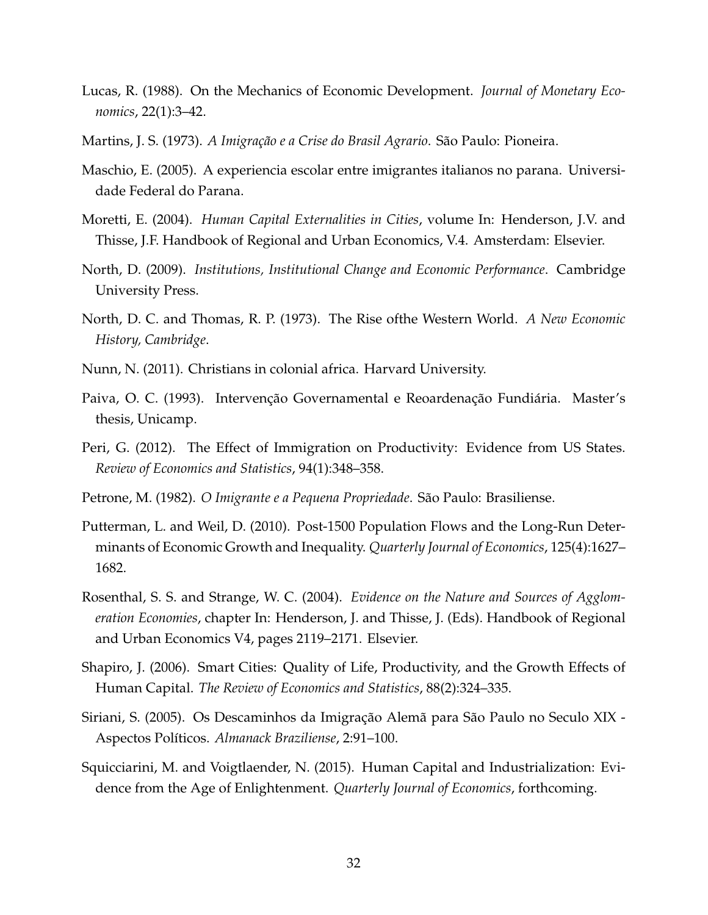Lucas, R. (1988). On the Mechanics of Economic Development. *Journal of Monetary Economics*, 22(1):3–42.

Martins, J. S. (1973). *A Imigração e a Crise do Brasil Agrario*. São Paulo: Pioneira.

Maschio, E. (2005). A experiencia escolar entre imigrantes italianos no parana. Universidade Federal do Parana.

Moretti, E. (2004). *Human Capital Externalities in Cities*, volume In: Henderson, J.V. and Thisse, J.F. Handbook of Regional and Urban Economics, V.4. Amsterdam: Elsevier.

North, D. (2009). *Institutions, Institutional Change and Economic Performance*. Cambridge University Press.

North, D. C. and Thomas, R. P. (1973). The Rise ofthe Western World. *A New Economic History, Cambridge*.

Nunn, N. (2011). Christians in colonial africa. Harvard University.

Paiva, O. C. (1993). Intervenção Governamental e Reoardenação Fundiária. Master's thesis, Unicamp.

Peri, G. (2012). The Effect of Immigration on Productivity: Evidence from US States. *Review of Economics and Statistics*, 94(1):348–358.

Petrone, M. (1982). *O Imigrante e a Pequena Propriedade*. São Paulo: Brasiliense.

Putterman, L. and Weil, D. (2010). Post-1500 Population Flows and the Long-Run Determinants of Economic Growth and Inequality. *Quarterly Journal of Economics*, 125(4):1627–1682.

Rosenthal, S. S. and Strange, W. C. (2004). *Evidence on the Nature and Sources of Agglomeration Economies*, chapter In: Henderson, J. and Thisse, J. (Eds). Handbook of Regional and Urban Economics V4, pages 2119–2171. Elsevier.

Shapiro, J. (2006). Smart Cities: Quality of Life, Productivity, and the Growth Effects of Human Capital. *The Review of Economics and Statistics*, 88(2):324–335.

Siriani, S. (2005). Os Descaminhos da Imigração Alemã para São Paulo no Seculo XIX - Aspectos Políticos. *Almanack Braziliense*, 2:91–100.

Squicciarini, M. and Voigtlaender, N. (2015). Human Capital and Industrialization: Evidence from the Age of Enlightenment. *Quarterly Journal of Economics*, forthcoming.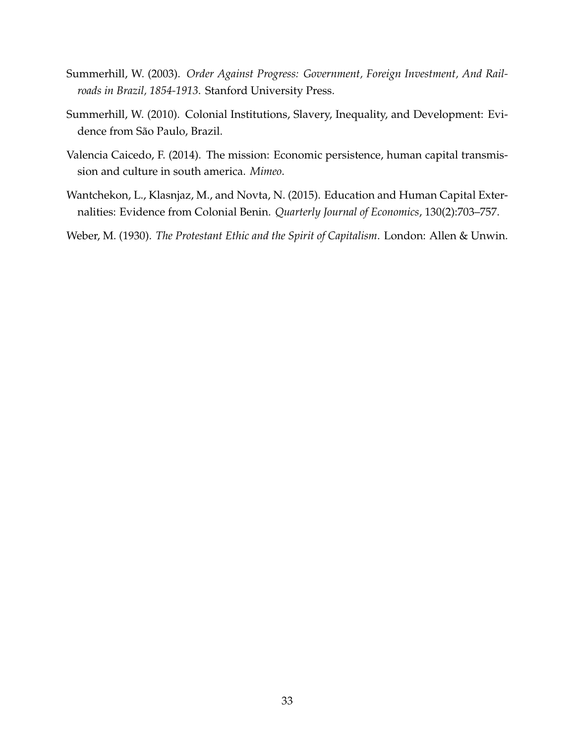Summerhill, W. (2003). *Order Against Progress: Government, Foreign Investment, And Railroads in Brazil, 1854-1913*. Stanford University Press.

Summerhill, W. (2010). Colonial Institutions, Slavery, Inequality, and Development: Evidence from São Paulo, Brazil.

Valencia Caicedo, F. (2014). The mission: Economic persistence, human capital transmission and culture in south america. *Mimeo*.

Wantchekon, L., Klasnjaz, M., and Novta, N. (2015). Education and Human Capital Externalities: Evidence from Colonial Benin. *Quarterly Journal of Economics*, 130(2):703–757.

Weber, M. (1930). *The Protestant Ethic and the Spirit of Capitalism*. London: Allen & Unwin.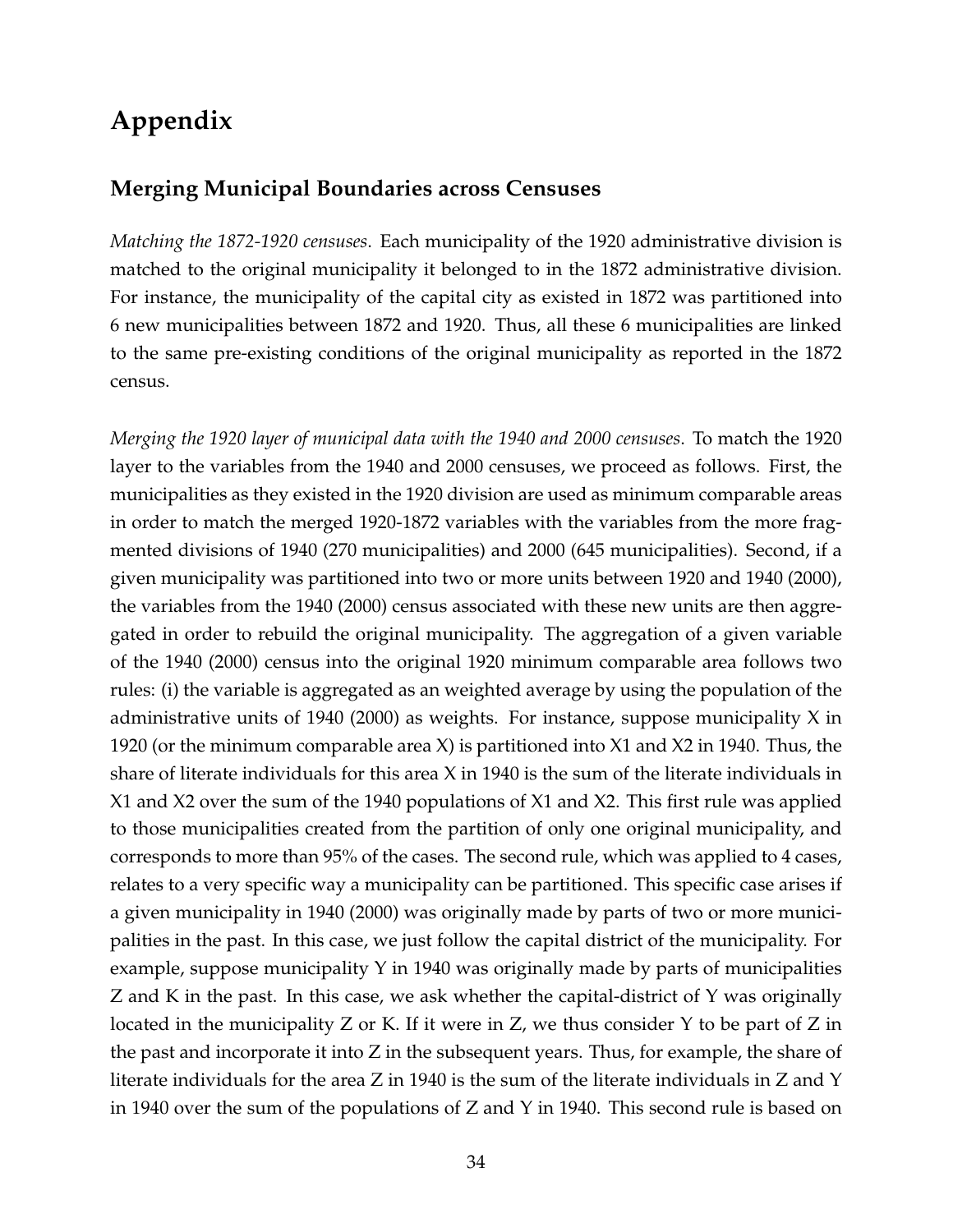# Appendix

## Merging Municipal Boundaries across Censuses

*Matching the 1872-1920 censuses*. Each municipality of the 1920 administrative division is matched to the original municipality it belonged to in the 1872 administrative division. For instance, the municipality of the capital city as existed in 1872 was partitioned into 6 new municipalities between 1872 and 1920. Thus, all these 6 municipalities are linked to the same pre-existing conditions of the original municipality as reported in the 1872 census.

*Merging the 1920 layer of municipal data with the 1940 and 2000 censuses*. To match the 1920 layer to the variables from the 1940 and 2000 censuses, we proceed as follows. First, the municipalities as they existed in the 1920 division are used as minimum comparable areas in order to match the merged 1920-1872 variables with the variables from the more fragmented divisions of 1940 (270 municipalities) and 2000 (645 municipalities). Second, if a given municipality was partitioned into two or more units between 1920 and 1940 (2000), the variables from the 1940 (2000) census associated with these new units are then aggregated in order to rebuild the original municipality. The aggregation of a given variable of the 1940 (2000) census into the original 1920 minimum comparable area follows two rules: (i) the variable is aggregated as an weighted average by using the population of the administrative units of 1940 (2000) as weights. For instance, suppose municipality X in 1920 (or the minimum comparable area X) is partitioned into X1 and X2 in 1940. Thus, the share of literate individuals for this area X in 1940 is the sum of the literate individuals in X1 and X2 over the sum of the 1940 populations of X1 and X2. This first rule was applied to those municipalities created from the partition of only one original municipality, and corresponds to more than 95% of the cases. The second rule, which was applied to 4 cases, relates to a very specific way a municipality can be partitioned. This specific case arises if a given municipality in 1940 (2000) was originally made by parts of two or more municipalities in the past. In this case, we just follow the capital district of the municipality. For example, suppose municipality Y in 1940 was originally made by parts of municipalities Z and K in the past. In this case, we ask whether the capital-district of Y was originally located in the municipality Z or K. If it were in Z, we thus consider Y to be part of Z in the past and incorporate it into Z in the subsequent years. Thus, for example, the share of literate individuals for the area Z in 1940 is the sum of the literate individuals in Z and Y in 1940 over the sum of the populations of Z and Y in 1940. This second rule is based on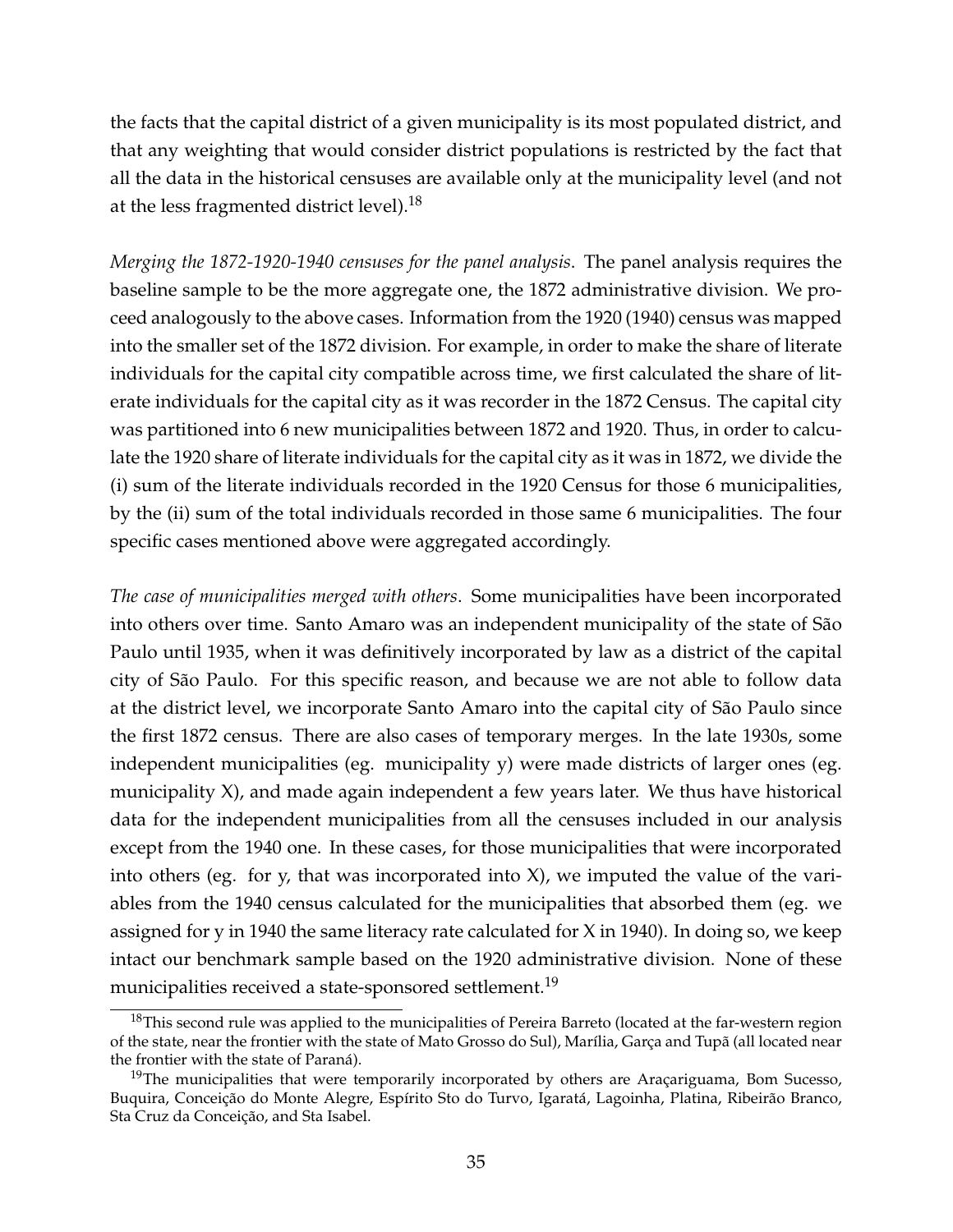the facts that the capital district of a given municipality is its most populated district, and that any weighting that would consider district populations is restricted by the fact that all the data in the historical censuses are available only at the municipality level (and not at the less fragmented district level).[18]

*Merging the 1872-1920-1940 censuses for the panel analysis*. The panel analysis requires the baseline sample to be the more aggregate one, the 1872 administrative division. We proceed analogously to the above cases. Information from the 1920 (1940) census was mapped into the smaller set of the 1872 division. For example, in order to make the share of literate individuals for the capital city compatible across time, we first calculated the share of literate individuals for the capital city as it was recorder in the 1872 Census. The capital city was partitioned into 6 new municipalities between 1872 and 1920. Thus, in order to calculate the 1920 share of literate individuals for the capital city as it was in 1872, we divide the (i) sum of the literate individuals recorded in the 1920 Census for those 6 municipalities, by the (ii) sum of the total individuals recorded in those same 6 municipalities. The four specific cases mentioned above were aggregated accordingly.

*The case of municipalities merged with others*. Some municipalities have been incorporated into others over time. Santo Amaro was an independent municipality of the state of São Paulo until 1935, when it was definitively incorporated by law as a district of the capital city of São Paulo. For this specific reason, and because we are not able to follow data at the district level, we incorporate Santo Amaro into the capital city of São Paulo since the first 1872 census. There are also cases of temporary merges. In the late 1930s, some independent municipalities (eg. municipality y) were made districts of larger ones (eg. municipality X), and made again independent a few years later. We thus have historical data for the independent municipalities from all the censuses included in our analysis except from the 1940 one. In these cases, for those municipalities that were incorporated into others (eg. for y, that was incorporated into X), we imputed the value of the variables from the 1940 census calculated for the municipalities that absorbed them (eg. we assigned for y in 1940 the same literacy rate calculated for X in 1940). In doing so, we keep intact our benchmark sample based on the 1920 administrative division. None of these municipalities received a state-sponsored settlement.[19]

[18] This second rule was applied to the municipalities of Pereira Barreto (located at the far-western region of the state, near the frontier with the state of Mato Grosso do Sul), Marília, Garça and Tupã (all located near the frontier with the state of Paraná).

[19] The municipalities that were temporarily incorporated by others are Araçariguama, Bom Sucesso, Buquira, Conceição do Monte Alegre, Espírito Sto do Turvo, Igaratá, Lagoinha, Platina, Ribeirão Branco, Sta Cruz da Conceição, and Sta Isabel.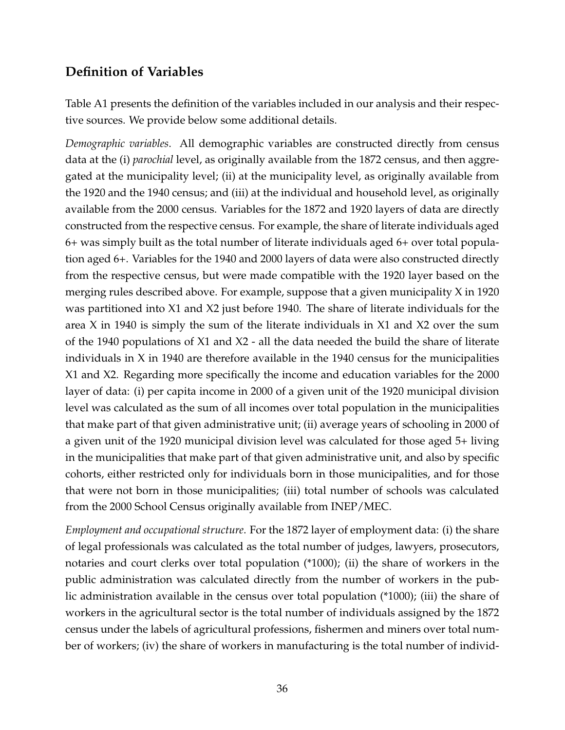## Definition of Variables

Table A1 presents the definition of the variables included in our analysis and their respective sources. We provide below some additional details.

*Demographic variables*. All demographic variables are constructed directly from census data at the (i) *parochial* level, as originally available from the 1872 census, and then aggregated at the municipality level; (ii) at the municipality level, as originally available from the 1920 and the 1940 census; and (iii) at the individual and household level, as originally available from the 2000 census. Variables for the 1872 and 1920 layers of data are directly constructed from the respective census. For example, the share of literate individuals aged 6+ was simply built as the total number of literate individuals aged 6+ over total population aged 6+. Variables for the 1940 and 2000 layers of data were also constructed directly from the respective census, but were made compatible with the 1920 layer based on the merging rules described above. For example, suppose that a given municipality X in 1920 was partitioned into X1 and X2 just before 1940. The share of literate individuals for the area X in 1940 is simply the sum of the literate individuals in X1 and X2 over the sum of the 1940 populations of X1 and X2 - all the data needed the build the share of literate individuals in X in 1940 are therefore available in the 1940 census for the municipalities X1 and X2. Regarding more specifically the income and education variables for the 2000 layer of data: (i) per capita income in 2000 of a given unit of the 1920 municipal division level was calculated as the sum of all incomes over total population in the municipalities that make part of that given administrative unit; (ii) average years of schooling in 2000 of a given unit of the 1920 municipal division level was calculated for those aged 5+ living in the municipalities that make part of that given administrative unit, and also by specific cohorts, either restricted only for individuals born in those municipalities, and for those that were not born in those municipalities; (iii) total number of schools was calculated from the 2000 School Census originally available from INEP/MEC.

*Employment and occupational structure*. For the 1872 layer of employment data: (i) the share of legal professionals was calculated as the total number of judges, lawyers, prosecutors, notaries and court clerks over total population (*1000); (ii) the share of workers in the public administration was calculated directly from the number of workers in the public administration available in the census over total population (*1000); (iii) the share of workers in the agricultural sector is the total number of individuals assigned by the 1872 census under the labels of agricultural professions, fishermen and miners over total number of workers; (iv) the share of workers in manufacturing is the total number of individ-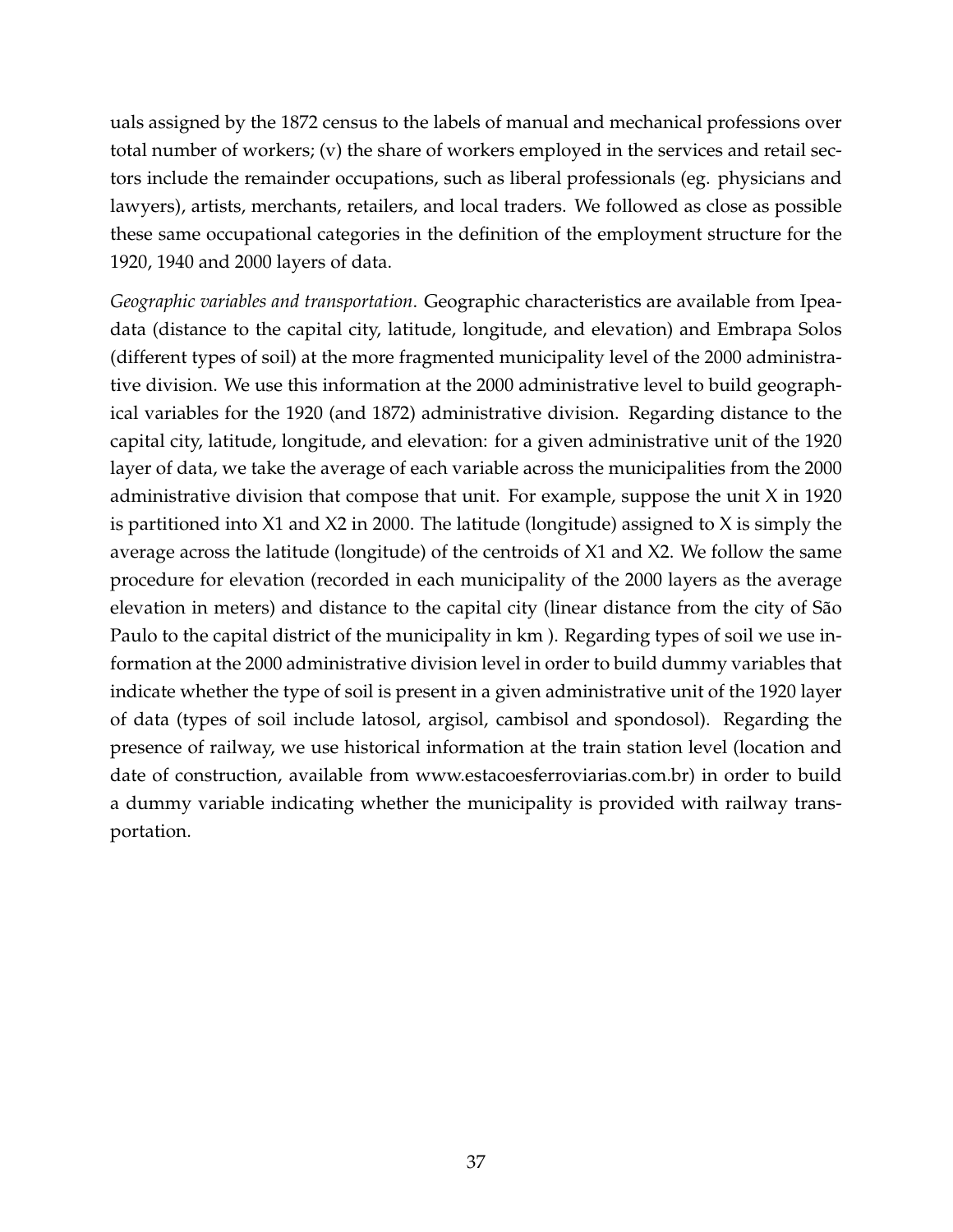uals assigned by the 1872 census to the labels of manual and mechanical professions over total number of workers; (v) the share of workers employed in the services and retail sectors include the remainder occupations, such as liberal professionals (eg. physicians and lawyers), artists, merchants, retailers, and local traders. We followed as close as possible these same occupational categories in the definition of the employment structure for the 1920, 1940 and 2000 layers of data.

*Geographic variables and transportation*. Geographic characteristics are available from Ipeadata (distance to the capital city, latitude, longitude, and elevation) and Embrapa Solos (different types of soil) at the more fragmented municipality level of the 2000 administrative division. We use this information at the 2000 administrative level to build geographical variables for the 1920 (and 1872) administrative division. Regarding distance to the capital city, latitude, longitude, and elevation: for a given administrative unit of the 1920 layer of data, we take the average of each variable across the municipalities from the 2000 administrative division that compose that unit. For example, suppose the unit X in 1920 is partitioned into X1 and X2 in 2000. The latitude (longitude) assigned to X is simply the average across the latitude (longitude) of the centroids of X1 and X2. We follow the same procedure for elevation (recorded in each municipality of the 2000 layers as the average elevation in meters) and distance to the capital city (linear distance from the city of São Paulo to the capital district of the municipality in km ). Regarding types of soil we use information at the 2000 administrative division level in order to build dummy variables that indicate whether the type of soil is present in a given administrative unit of the 1920 layer of data (types of soil include latosol, argisol, cambisol and spondosol). Regarding the presence of railway, we use historical information at the train station level (location and date of construction, available from www.estacoesferroviarias.com.br) in order to build a dummy variable indicating whether the municipality is provided with railway transportation.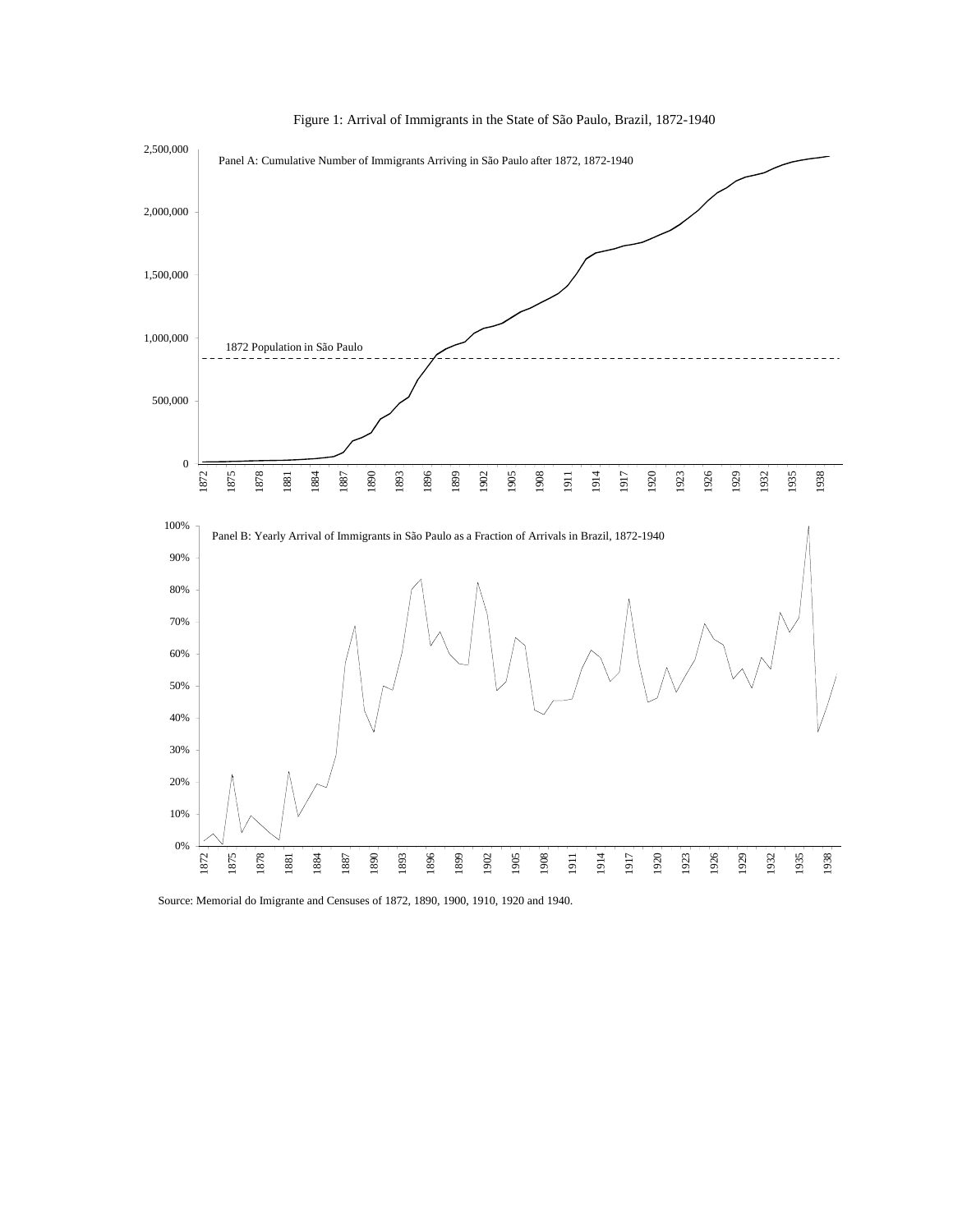Figure 1: Arrival of Immigrants in the State of São Paulo, Brazil, 1872-1940

Panel A: Cumulative Number of Immigrants Arriving in São Paulo after 1872, 1872-1940

Panel B: Yearly Arrival of Immigrants in São Paulo as a Fraction of Arrivals in Brazil, 1872-1940

Source: Memorial do Imigrante and Censuses of 1872, 1890, 1900, 1910, 1920 and 1940.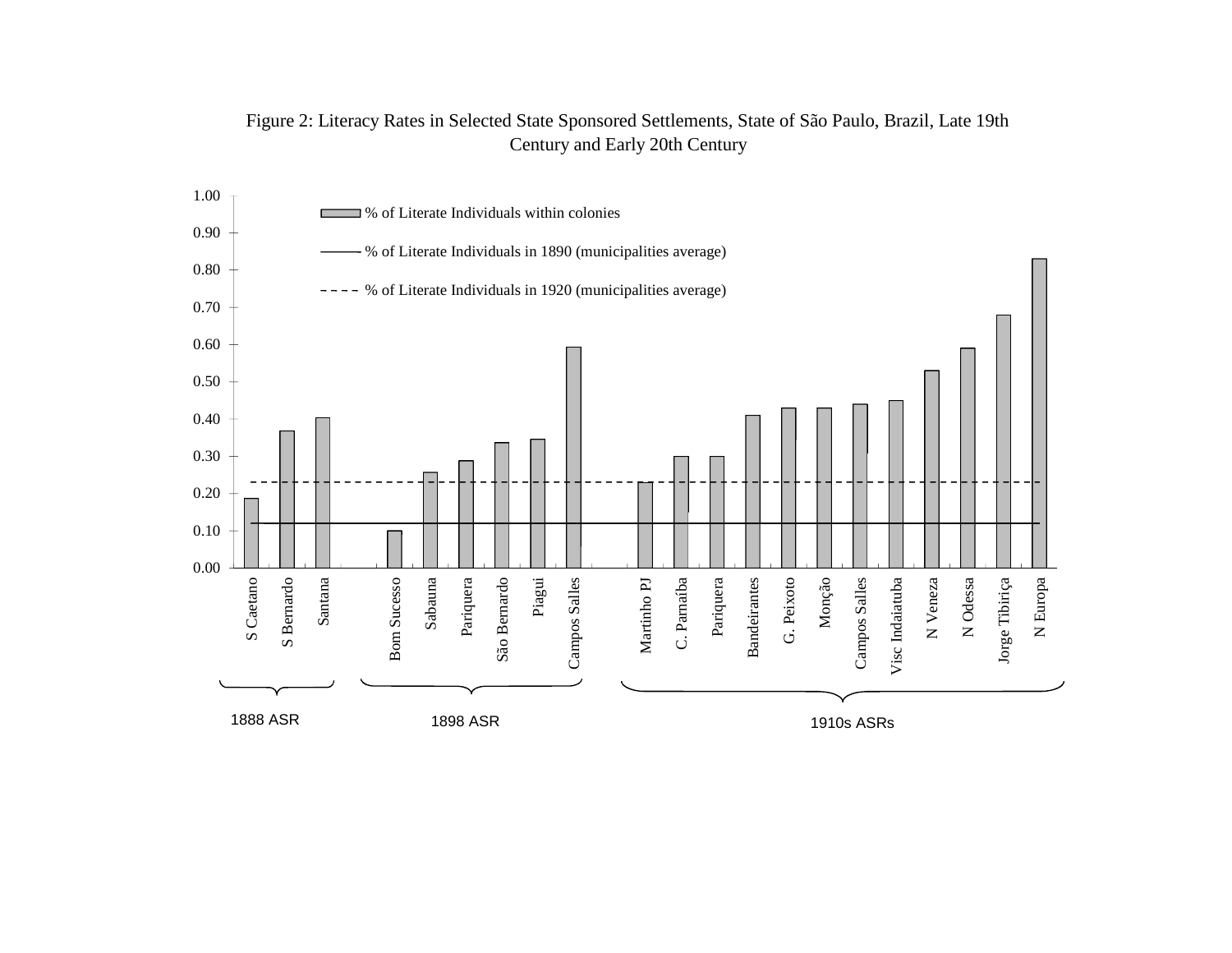Figure 2: Literacy Rates in Selected State Sponsored Settlements, State of São Paulo, Brazil, Late 19th Century and Early 20th Century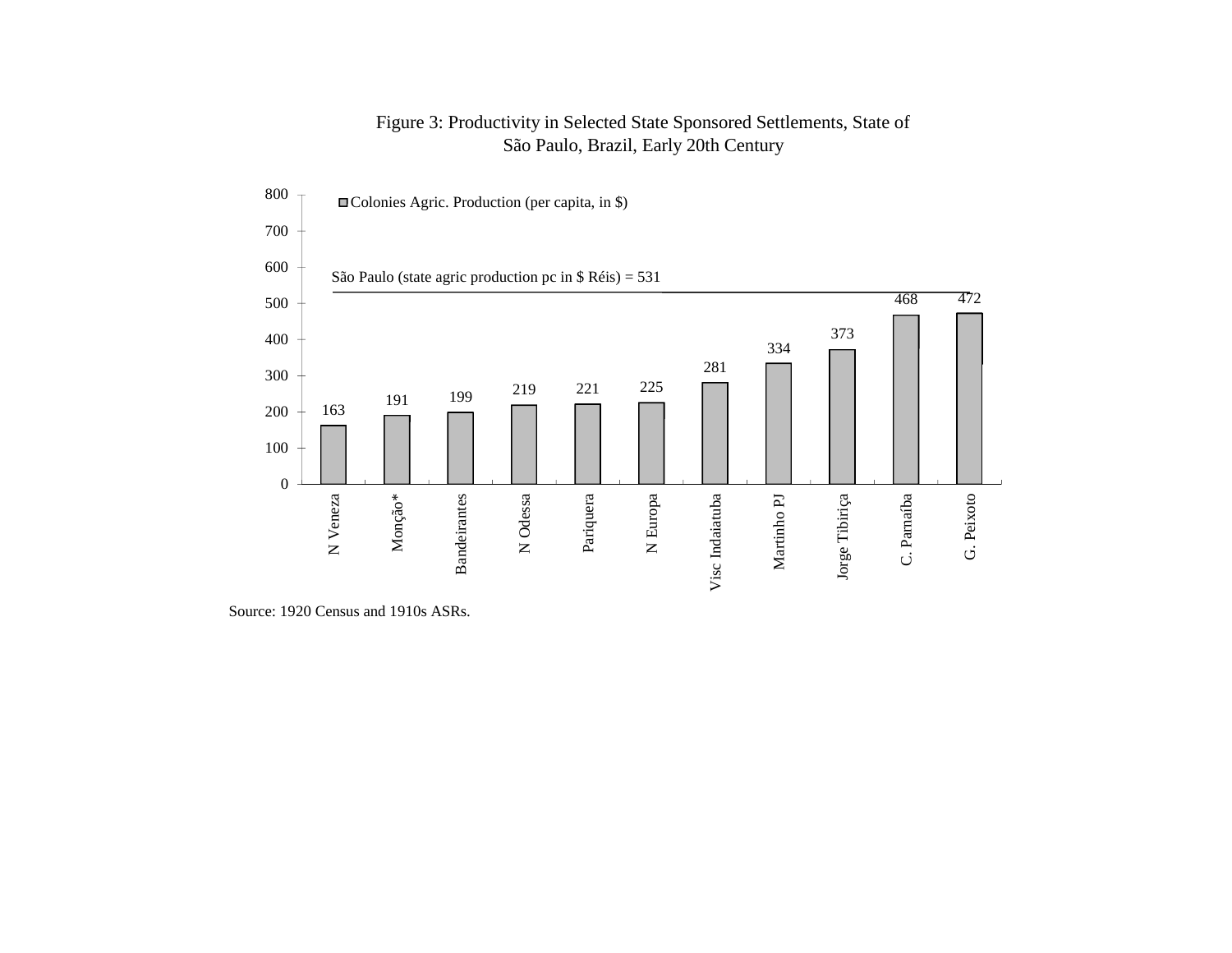Figure 3: Productivity in Selected State Sponsored Settlements, State of São Paulo, Brazil, Early 20th Century

| Settlement | Colonies Agric. Production (per capita, in $) |
|---|---|
| N Veneza | 163 |
| Monção* | 191 |
| Bandeirantes | 199 |
| N Odessa | 219 |
| Pariquera | 221 |
| N Europa | 225 |
| Visc Indaiatuba | 281 |
| Martinho PJ | 334 |
| Jorge Tibiriça | 373 |
| C. Parnaíba | 468 |
| G. Peixoto | 472 |

São Paulo (state agric production pc in $ Réis) = 531

Source: 1920 Census and 1910s ASRs.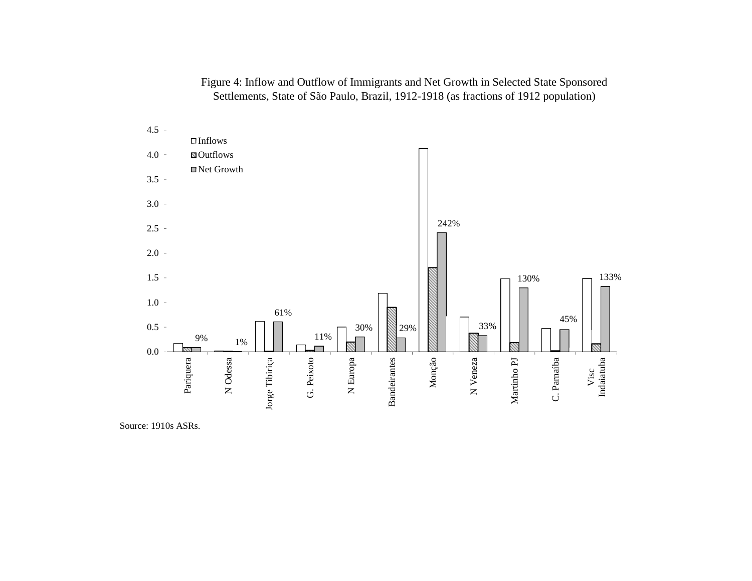Figure 4: Inflow and Outflow of Immigrants and Net Growth in Selected State Sponsored Settlements, State of São Paulo, Brazil, 1912-1918 (as fractions of 1912 population)

Source: 1910s ASRs.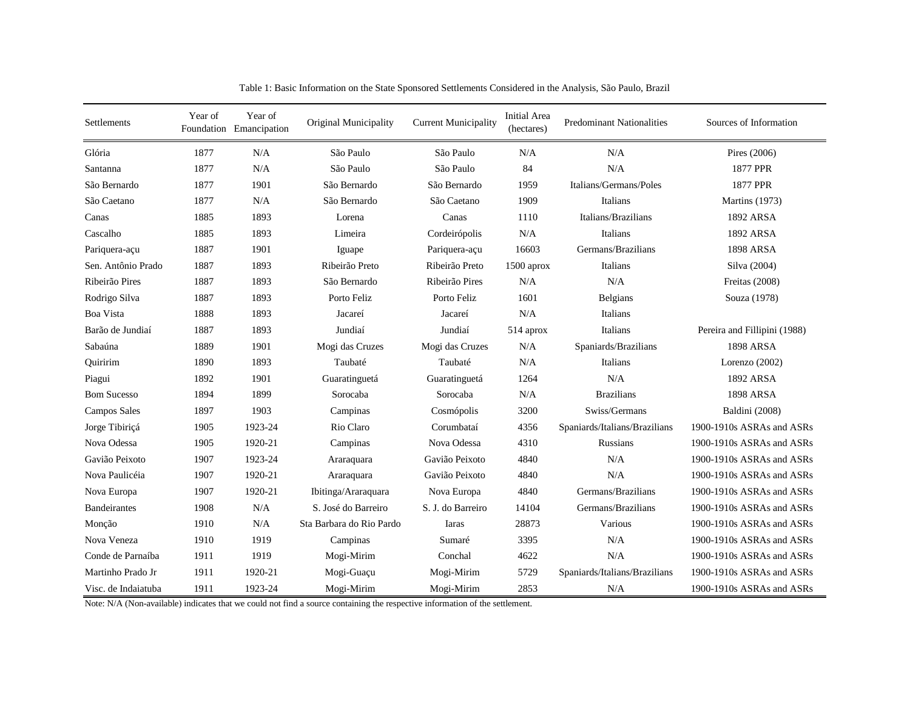Table 1: Basic Information on the State Sponsored Settlements Considered in the Analysis, São Paulo, Brazil

| Settlements | Year of Foundation | Year of Emancipation | Original Municipality | Current Municipality | Initial Area (hectares) | Predominant Nationalities | Sources of Information |
|---|---|---|---|---|---|---|---|
| Glória | 1877 | N/A | São Paulo | São Paulo | N/A | N/A | Pires (2006) |
| Santanna | 1877 | N/A | São Paulo | São Paulo | 84 | N/A | 1877 PPR |
| São Bernardo | 1877 | 1901 | São Bernardo | São Bernardo | 1959 | Italians/Germans/Poles | 1877 PPR |
| São Caetano | 1877 | N/A | São Bernardo | São Caetano | 1909 | Italians | Martins (1973) |
| Canas | 1885 | 1893 | Lorena | Canas | 1110 | Italians/Brazilians | 1892 ARSA |
| Cascalho | 1885 | 1893 | Limeira | Cordeirópolis | N/A | Italians | 1892 ARSA |
| Pariquera-açu | 1887 | 1901 | Iguape | Pariquera-açu | 16603 | Germans/Brazilians | 1898 ARSA |
| Sen. Antônio Prado | 1887 | 1893 | Ribeirão Preto | Ribeirão Preto | 1500 aprox | Italians | Silva (2004) |
| Ribeirão Pires | 1887 | 1893 | São Bernardo | Ribeirão Pires | N/A | N/A | Freitas (2008) |
| Rodrigo Silva | 1887 | 1893 | Porto Feliz | Porto Feliz | 1601 | Belgians | Souza (1978) |
| Boa Vista | 1888 | 1893 | Jacareí | Jacareí | N/A | Italians | |
| Barão de Jundiaí | 1887 | 1893 | Jundiaí | Jundiaí | 514 aprox | Italians | Pereira and Fillipini (1988) |
| Sabaúna | 1889 | 1901 | Mogi das Cruzes | Mogi das Cruzes | N/A | Spaniards/Brazilians | 1898 ARSA |
| Quiririm | 1890 | 1893 | Taubaté | Taubaté | N/A | Italians | Lorenzo (2002) |
| Piagui | 1892 | 1901 | Guaratinguetá | Guaratinguetá | 1264 | N/A | 1892 ARSA |
| Bom Sucesso | 1894 | 1899 | Sorocaba | Sorocaba | N/A | Brazilians | 1898 ARSA |
| Campos Sales | 1897 | 1903 | Campinas | Cosmópolis | 3200 | Swiss/Germans | Baldini (2008) |
| Jorge Tibiriçá | 1905 | 1923-24 | Rio Claro | Corumbataí | 4356 | Spaniards/Italians/Brazilians | 1900-1910s ASRAs and ASRs |
| Nova Odessa | 1905 | 1920-21 | Campinas | Nova Odessa | 4310 | Russians | 1900-1910s ASRAs and ASRs |
| Gavião Peixoto | 1907 | 1923-24 | Araraquara | Gavião Peixoto | 4840 | N/A | 1900-1910s ASRAs and ASRs |
| Nova Paulicéia | 1907 | 1920-21 | Araraquara | Gavião Peixoto | 4840 | N/A | 1900-1910s ASRAs and ASRs |
| Nova Europa | 1907 | 1920-21 | Ibitinga/Araraquara | Nova Europa | 4840 | Germans/Brazilians | 1900-1910s ASRAs and ASRs |
| Bandeirantes | 1908 | N/A | S. José do Barreiro | S. J. do Barreiro | 14104 | Germans/Brazilians | 1900-1910s ASRAs and ASRs |
| Monção | 1910 | N/A | Sta Barbara do Rio Pardo | Iaras | 28873 | Various | 1900-1910s ASRAs and ASRs |
| Nova Veneza | 1910 | 1919 | Campinas | Sumaré | 3395 | N/A | 1900-1910s ASRAs and ASRs |
| Conde de Parnaíba | 1911 | 1919 | Mogi-Mirim | Conchal | 4622 | N/A | 1900-1910s ASRAs and ASRs |
| Martinho Prado Jr | 1911 | 1920-21 | Mogi-Guaçu | Mogi-Mirim | 5729 | Spaniards/Italians/Brazilians | 1900-1910s ASRAs and ASRs |
| Visc. de Indaiatuba | 1911 | 1923-24 | Mogi-Mirim | Mogi-Mirim | 2853 | N/A | 1900-1910s ASRAs and ASRs |

Note: N/A (Non-available) indicates that we could not find a source containing the respective information of the settlement.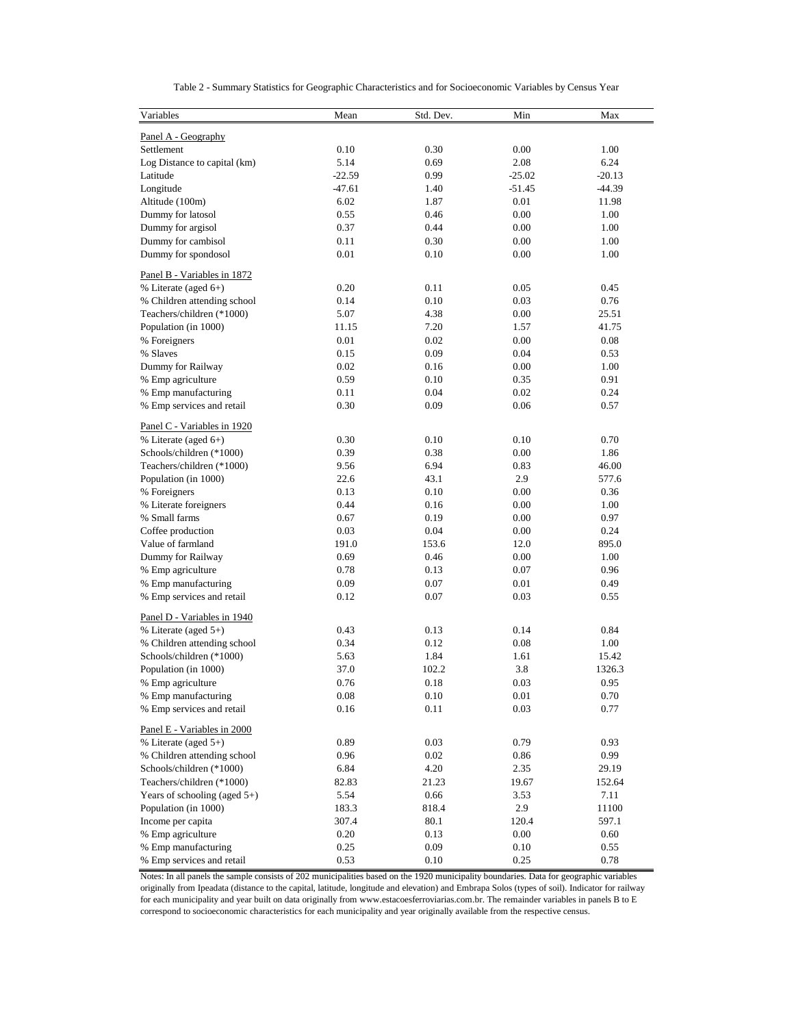Table 2 - Summary Statistics for Geographic Characteristics and for Socioeconomic Variables by Census Year

| Variables | Mean | Std. Dev. | Min | Max |
|---|---|---|---|---|
| Panel A - Geography | | | | |
| Settlement | 0.10 | 0.30 | 0.00 | 1.00 |
| Log Distance to capital (km) | 5.14 | 0.69 | 2.08 | 6.24 |
| Latitude | -22.59 | 0.99 | -25.02 | -20.13 |
| Longitude | -47.61 | 1.40 | -51.45 | -44.39 |
| Altitude (100m) | 6.02 | 1.87 | 0.01 | 11.98 |
| Dummy for latosol | 0.55 | 0.46 | 0.00 | 1.00 |
| Dummy for argisol | 0.37 | 0.44 | 0.00 | 1.00 |
| Dummy for cambisol | 0.11 | 0.30 | 0.00 | 1.00 |
| Dummy for spondosol | 0.01 | 0.10 | 0.00 | 1.00 |
| Panel B - Variables in 1872 | | | | |
| % Literate (aged 6+) | 0.20 | 0.11 | 0.05 | 0.45 |
| % Children attending school | 0.14 | 0.10 | 0.03 | 0.76 |
| Teachers/children (*1000) | 5.07 | 4.38 | 0.00 | 25.51 |
| Population (in 1000) | 11.15 | 7.20 | 1.57 | 41.75 |
| % Foreigners | 0.01 | 0.02 | 0.00 | 0.08 |
| % Slaves | 0.15 | 0.09 | 0.04 | 0.53 |
| Dummy for Railway | 0.02 | 0.16 | 0.00 | 1.00 |
| % Emp agriculture | 0.59 | 0.10 | 0.35 | 0.91 |
| % Emp manufacturing | 0.11 | 0.04 | 0.02 | 0.24 |
| % Emp services and retail | 0.30 | 0.09 | 0.06 | 0.57 |
| Panel C - Variables in 1920 | | | | |
| % Literate (aged 6+) | 0.30 | 0.10 | 0.10 | 0.70 |
| Schools/children (*1000) | 0.39 | 0.38 | 0.00 | 1.86 |
| Teachers/children (*1000) | 9.56 | 6.94 | 0.83 | 46.00 |
| Population (in 1000) | 22.6 | 43.1 | 2.9 | 577.6 |
| % Foreigners | 0.13 | 0.10 | 0.00 | 0.36 |
| % Literate foreigners | 0.44 | 0.16 | 0.00 | 1.00 |
| % Small farms | 0.67 | 0.19 | 0.00 | 0.97 |
| Coffee production | 0.03 | 0.04 | 0.00 | 0.24 |
| Value of farmland | 191.0 | 153.6 | 12.0 | 895.0 |
| Dummy for Railway | 0.69 | 0.46 | 0.00 | 1.00 |
| % Emp agriculture | 0.78 | 0.13 | 0.07 | 0.96 |
| % Emp manufacturing | 0.09 | 0.07 | 0.01 | 0.49 |
| % Emp services and retail | 0.12 | 0.07 | 0.03 | 0.55 |
| Panel D - Variables in 1940 | | | | |
| % Literate (aged 5+) | 0.43 | 0.13 | 0.14 | 0.84 |
| % Children attending school | 0.34 | 0.12 | 0.08 | 1.00 |
| Schools/children (*1000) | 5.63 | 1.84 | 1.61 | 15.42 |
| Population (in 1000) | 37.0 | 102.2 | 3.8 | 1326.3 |
| % Emp agriculture | 0.76 | 0.18 | 0.03 | 0.95 |
| % Emp manufacturing | 0.08 | 0.10 | 0.01 | 0.70 |
| % Emp services and retail | 0.16 | 0.11 | 0.03 | 0.77 |
| Panel E - Variables in 2000 | | | | |
| % Literate (aged 5+) | 0.89 | 0.03 | 0.79 | 0.93 |
| % Children attending school | 0.96 | 0.02 | 0.86 | 0.99 |
| Schools/children (*1000) | 6.84 | 4.20 | 2.35 | 29.19 |
| Teachers/children (*1000) | 82.83 | 21.23 | 19.67 | 152.64 |
| Years of schooling (aged 5+) | 5.54 | 0.66 | 3.53 | 7.11 |
| Population (in 1000) | 183.3 | 818.4 | 2.9 | 11100 |
| Income per capita | 307.4 | 80.1 | 120.4 | 597.1 |
| % Emp agriculture | 0.20 | 0.13 | 0.00 | 0.60 |
| % Emp manufacturing | 0.25 | 0.09 | 0.10 | 0.55 |
| % Emp services and retail | 0.53 | 0.10 | 0.25 | 0.78 |

Notes: In all panels the sample consists of 202 municipalities based on the 1920 municipality boundaries. Data for geographic variables originally from Ipeadata (distance to the capital, latitude, longitude and elevation) and Embrapa Solos (types of soil). Indicator for railway for each municipality and year built on data originally from www.estacoesferroviarias.com.br. The remainder variables in panels B to E correspond to socioeconomic characteristics for each municipality and year originally available from the respective census.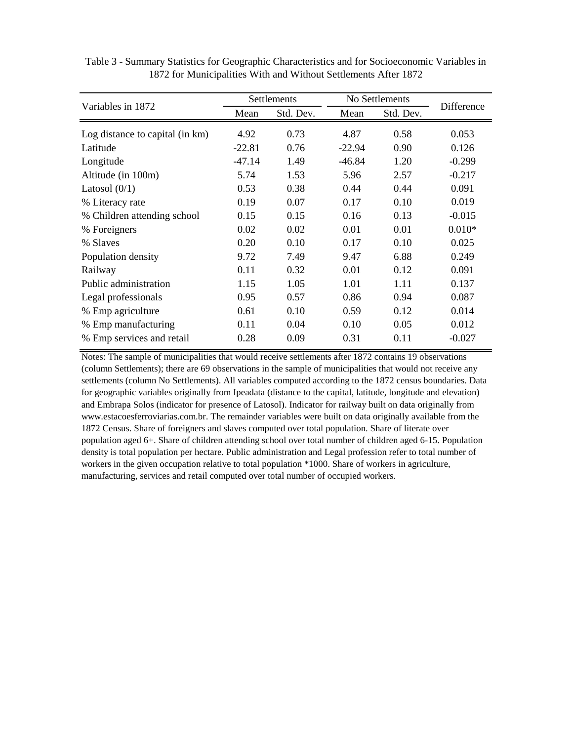Table 3 - Summary Statistics for Geographic Characteristics and for Socioeconomic Variables in 1872 for Municipalities With and Without Settlements After 1872

| Variables in 1872 | Settlements | | No Settlements | | Difference |
|---|---|---|---|---|---|
| | Mean | Std. Dev. | Mean | Std. Dev. | |
| Log distance to capital (in km) | 4.92 | 0.73 | 4.87 | 0.58 | 0.053 |
| Latitude | -22.81 | 0.76 | -22.94 | 0.90 | 0.126 |
| Longitude | -47.14 | 1.49 | -46.84 | 1.20 | -0.299 |
| Altitude (in 100m) | 5.74 | 1.53 | 5.96 | 2.57 | -0.217 |
| Latosol (0/1) | 0.53 | 0.38 | 0.44 | 0.44 | 0.091 |
| % Literacy rate | 0.19 | 0.07 | 0.17 | 0.10 | 0.019 |
| % Children attending school | 0.15 | 0.15 | 0.16 | 0.13 | -0.015 |
| % Foreigners | 0.02 | 0.02 | 0.01 | 0.01 | 0.010* |
| % Slaves | 0.20 | 0.10 | 0.17 | 0.10 | 0.025 |
| Population density | 9.72 | 7.49 | 9.47 | 6.88 | 0.249 |
| Railway | 0.11 | 0.32 | 0.01 | 0.12 | 0.091 |
| Public administration | 1.15 | 1.05 | 1.01 | 1.11 | 0.137 |
| Legal professionals | 0.95 | 0.57 | 0.86 | 0.94 | 0.087 |
| % Emp agriculture | 0.61 | 0.10 | 0.59 | 0.12 | 0.014 |
| % Emp manufacturing | 0.11 | 0.04 | 0.10 | 0.05 | 0.012 |
| % Emp services and retail | 0.28 | 0.09 | 0.31 | 0.11 | -0.027 |

Notes: The sample of municipalities that would receive settlements after 1872 contains 19 observations (column Settlements); there are 69 observations in the sample of municipalities that would not receive any settlements (column No Settlements). All variables computed according to the 1872 census boundaries. Data for geographic variables originally from Ipeadata (distance to the capital, latitude, longitude and elevation) and Embrapa Solos (indicator for presence of Latosol). Indicator for railway built on data originally from www.estacoesferroviarias.com.br. The remainder variables were built on data originally available from the 1872 Census. Share of foreigners and slaves computed over total population. Share of literate over population aged 6+. Share of children attending school over total number of children aged 6-15. Population density is total population per hectare. Public administration and Legal profession refer to total number of workers in the given occupation relative to total population *1000. Share of workers in agriculture, manufacturing, services and retail computed over total number of occupied workers.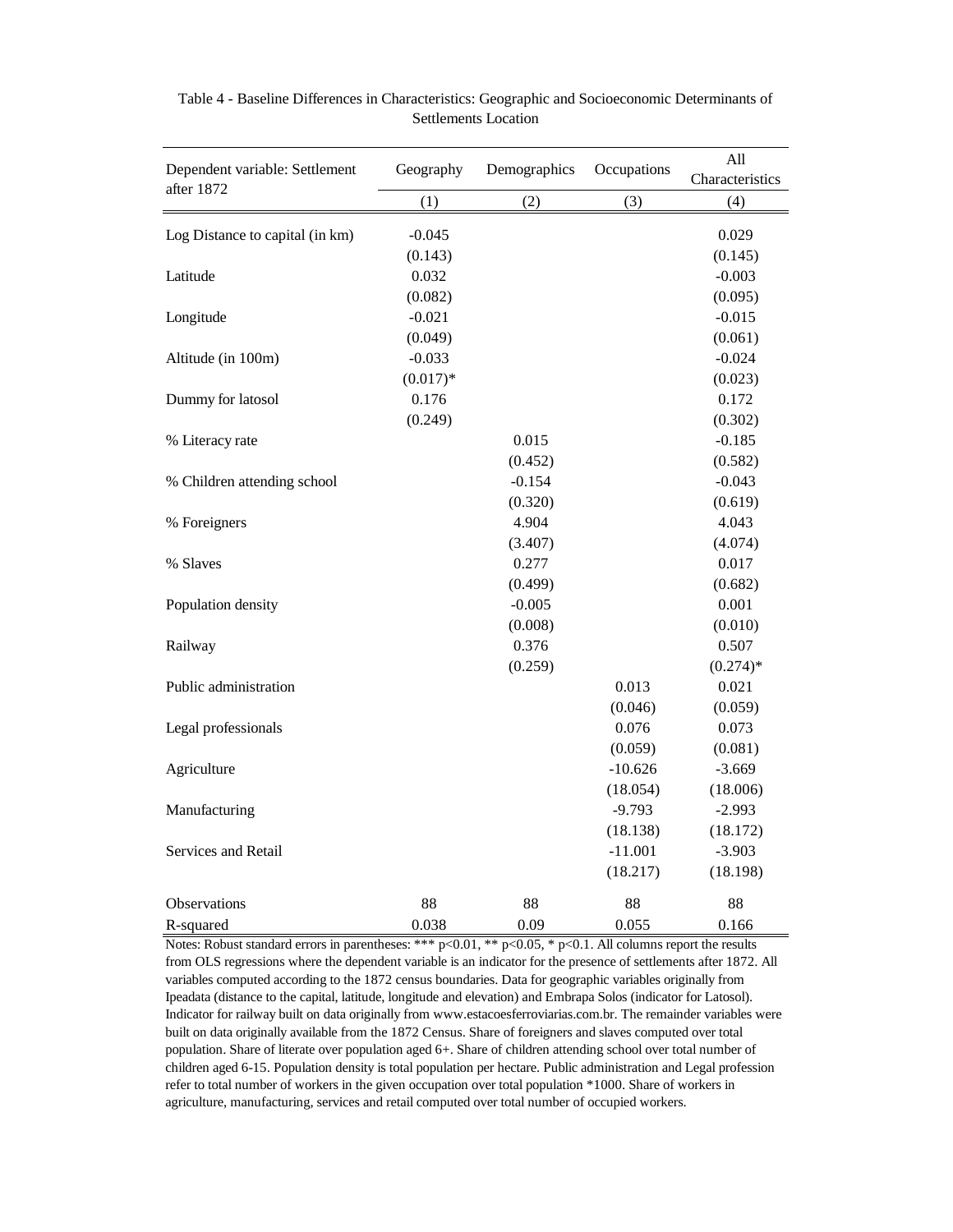Table 4 - Baseline Differences in Characteristics: Geographic and Socioeconomic Determinants of Settlements Location

| Dependent variable: Settlement after 1872 | Geography | Demographics | Occupations | All Characteristics |
|---|---|---|---|---|
| | (1) | (2) | (3) | (4) |
| Log Distance to capital (in km) | -0.045 | | | 0.029 |
| | (0.143) | | | (0.145) |
| Latitude | 0.032 | | | -0.003 |
| | (0.082) | | | (0.095) |
| Longitude | -0.021 | | | -0.015 |
| | (0.049) | | | (0.061) |
| Altitude (in 100m) | -0.033 | | | -0.024 |
| | (0.017)* | | | (0.023) |
| Dummy for latosol | 0.176 | | | 0.172 |
| | (0.249) | | | (0.302) |
| % Literacy rate | | 0.015 | | -0.185 |
| | | (0.452) | | (0.582) |
| % Children attending school | | -0.154 | | -0.043 |
| | | (0.320) | | (0.619) |
| % Foreigners | | 4.904 | | 4.043 |
| | | (3.407) | | (4.074) |
| % Slaves | | 0.277 | | 0.017 |
| | | (0.499) | | (0.682) |
| Population density | | -0.005 | | 0.001 |
| | | (0.008) | | (0.010) |
| Railway | | 0.376 | | 0.507 |
| | | (0.259) | | (0.274)* |
| Public administration | | | 0.013 | 0.021 |
| | | | (0.046) | (0.059) |
| Legal professionals | | | 0.076 | 0.073 |
| | | | (0.059) | (0.081) |
| Agriculture | | | -10.626 | -3.669 |
| | | | (18.054) | (18.006) |
| Manufacturing | | | -9.793 | -2.993 |
| | | | (18.138) | (18.172) |
| Services and Retail | | | -11.001 | -3.903 |
| | | | (18.217) | (18.198) |
| Observations | 88 | 88 | 88 | 88 |
| R-squared | 0.038 | 0.09 | 0.055 | 0.166 |

Notes: Robust standard errors in parentheses: *** p<0.01, ** p<0.05, * p<0.1. All columns report the results from OLS regressions where the dependent variable is an indicator for the presence of settlements after 1872. All variables computed according to the 1872 census boundaries. Data for geographic variables originally from Ipeadata (distance to the capital, latitude, longitude and elevation) and Embrapa Solos (indicator for Latosol). Indicator for railway built on data originally from www.estacoesferroviarias.com.br. The remainder variables were built on data originally available from the 1872 Census. Share of foreigners and slaves computed over total population. Share of literate over population aged 6+. Share of children attending school over total number of children aged 6-15. Population density is total population per hectare. Public administration and Legal profession refer to total number of workers in the given occupation over total population *1000. Share of workers in agriculture, manufacturing, services and retail computed over total number of occupied workers.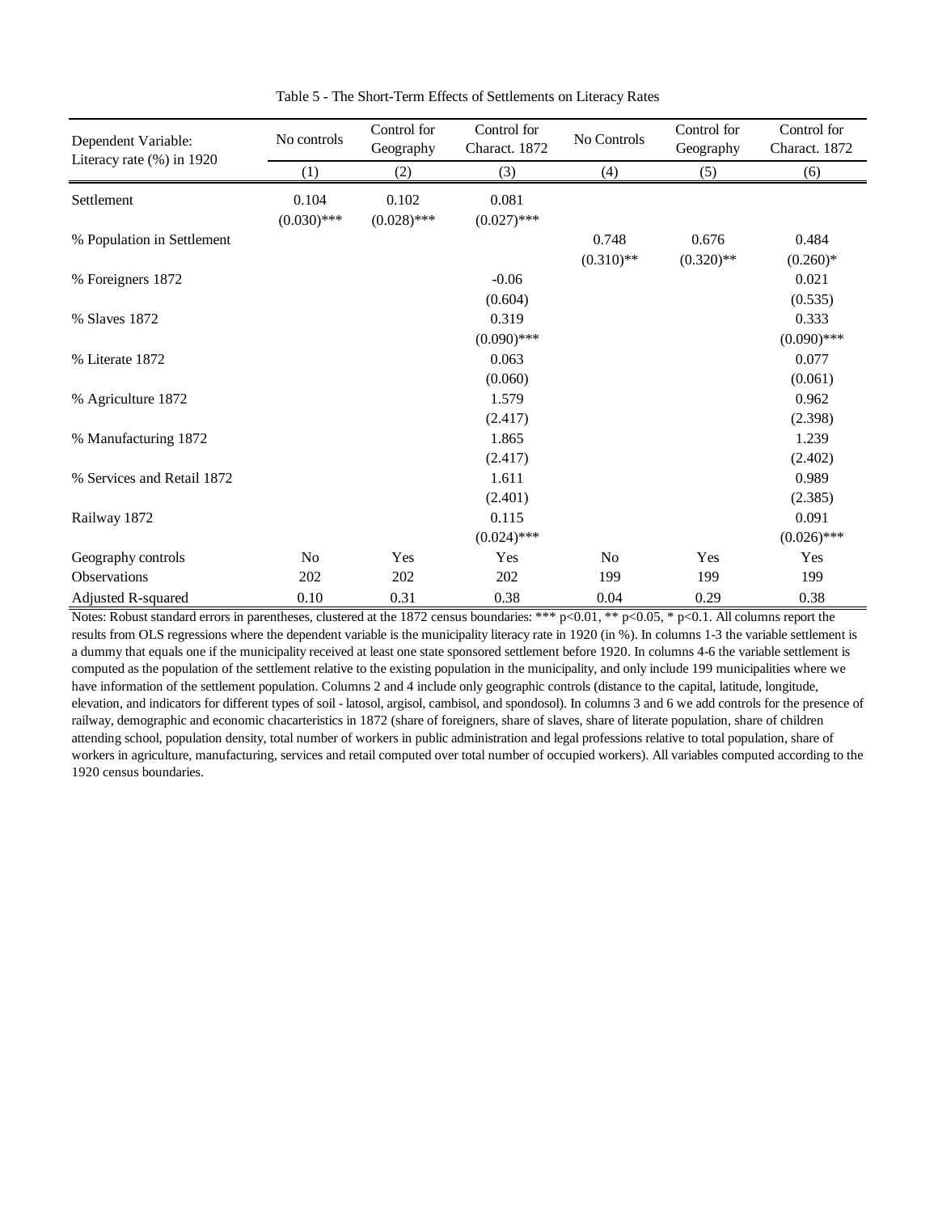Table 5 - The Short-Term Effects of Settlements on Literacy Rates

| Dependent Variable: Literacy rate (%) in 1920 | No controls | Control for Geography | Control for Charact. 1872 | No Controls | Control for Geography | Control for Charact. 1872 |
|---|---|---|---|---|---|---|
| | (1) | (2) | (3) | (4) | (5) | (6) |
| Settlement | 0.104 | 0.102 | 0.081 | | | |
| | (0.030)*** | (0.028)*** | (0.027)*** | | | |
| % Population in Settlement | | | | 0.748 | 0.676 | 0.484 |
| | | | | (0.310)** | (0.320)** | (0.260)* |
| % Foreigners 1872 | | | -0.06 | | | 0.021 |
| | | | (0.604) | | | (0.535) |
| % Slaves 1872 | | | 0.319 | | | 0.333 |
| | | | (0.090)*** | | | (0.090)*** |
| % Literate 1872 | | | 0.063 | | | 0.077 |
| | | | (0.060) | | | (0.061) |
| % Agriculture 1872 | | | 1.579 | | | 0.962 |
| | | | (2.417) | | | (2.398) |
| % Manufacturing 1872 | | | 1.865 | | | 1.239 |
| | | | (2.417) | | | (2.402) |
| % Services and Retail 1872 | | | 1.611 | | | 0.989 |
| | | | (2.401) | | | (2.385) |
| Railway 1872 | | | 0.115 | | | 0.091 |
| | | | (0.024)*** | | | (0.026)*** |
| Geography controls | No | Yes | Yes | No | Yes | Yes |
| Observations | 202 | 202 | 202 | 199 | 199 | 199 |
| Adjusted R-squared | 0.10 | 0.31 | 0.38 | 0.04 | 0.29 | 0.38 |

Notes: Robust standard errors in parentheses, clustered at the 1872 census boundaries: *** p<0.01, ** p<0.05, * p<0.1. All columns report the results from OLS regressions where the dependent variable is the municipality literacy rate in 1920 (in %). In columns 1-3 the variable settlement is a dummy that equals one if the municipality received at least one state sponsored settlement before 1920. In columns 4-6 the variable settlement is computed as the population of the settlement relative to the existing population in the municipality, and only include 199 municipalities where we have information of the settlement population. Columns 2 and 4 include only geographic controls (distance to the capital, latitude, longitude, elevation, and indicators for different types of soil - latosol, argisol, cambisol, and spondosol). In columns 3 and 6 we add controls for the presence of railway, demographic and economic chacarteristics in 1872 (share of foreigners, share of slaves, share of literate population, share of children attending school, population density, total number of workers in public administration and legal professions relative to total population, share of workers in agriculture, manufacturing, services and retail computed over total number of occupied workers). All variables computed according to the 1920 census boundaries.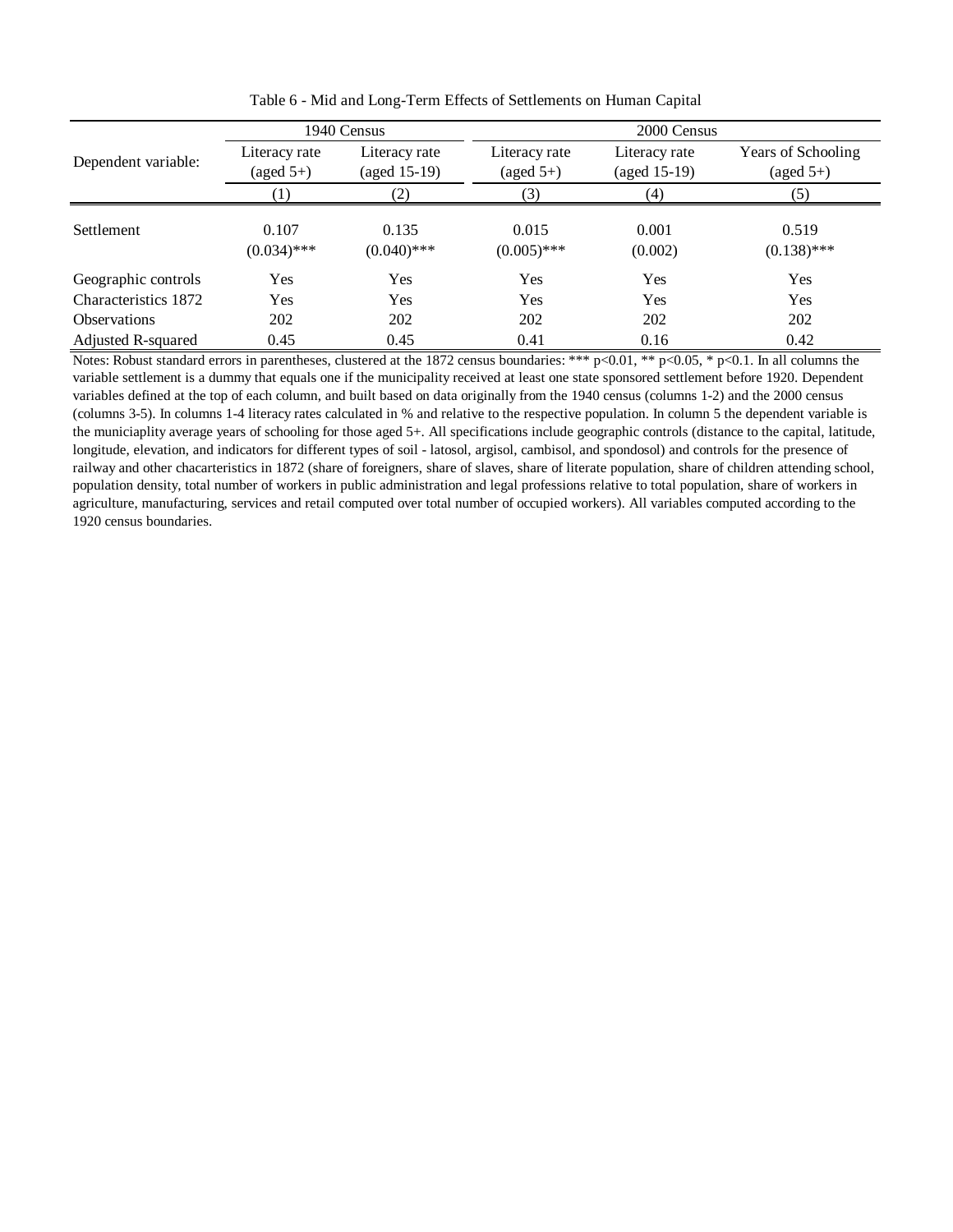Table 6 - Mid and Long-Term Effects of Settlements on Human Capital

| Dependent variable: | 1940 Census | | 2000 Census | | |
|---|---|---|---|---|---|
| | Literacy rate (aged 5+) | Literacy rate (aged 15-19) | Literacy rate (aged 5+) | Literacy rate (aged 15-19) | Years of Schooling (aged 5+) |
| | (1) | (2) | (3) | (4) | (5) |
| Settlement | 0.107 | 0.135 | 0.015 | 0.001 | 0.519 |
| | (0.034)*** | (0.040)*** | (0.005)*** | (0.002) | (0.138)*** |
| Geographic controls | Yes | Yes | Yes | Yes | Yes |
| Characteristics 1872 | Yes | Yes | Yes | Yes | Yes |
| Observations | 202 | 202 | 202 | 202 | 202 |
| Adjusted R-squared | 0.45 | 0.45 | 0.41 | 0.16 | 0.42 |

Notes: Robust standard errors in parentheses, clustered at the 1872 census boundaries: *** p<0.01, ** p<0.05, * p<0.1. In all columns the variable settlement is a dummy that equals one if the municipality received at least one state sponsored settlement before 1920. Dependent variables defined at the top of each column, and built based on data originally from the 1940 census (columns 1-2) and the 2000 census (columns 3-5). In columns 1-4 literacy rates calculated in % and relative to the respective population. In column 5 the dependent variable is the municiaplity average years of schooling for those aged 5+. All specifications include geographic controls (distance to the capital, latitude, longitude, elevation, and indicators for different types of soil - latosol, argisol, cambisol, and spondosol) and controls for the presence of railway and other chacarteristics in 1872 (share of foreigners, share of slaves, share of literate population, share of children attending school, population density, total number of workers in public administration and legal professions relative to total population, share of workers in agriculture, manufacturing, services and retail computed over total number of occupied workers). All variables computed according to the 1920 census boundaries.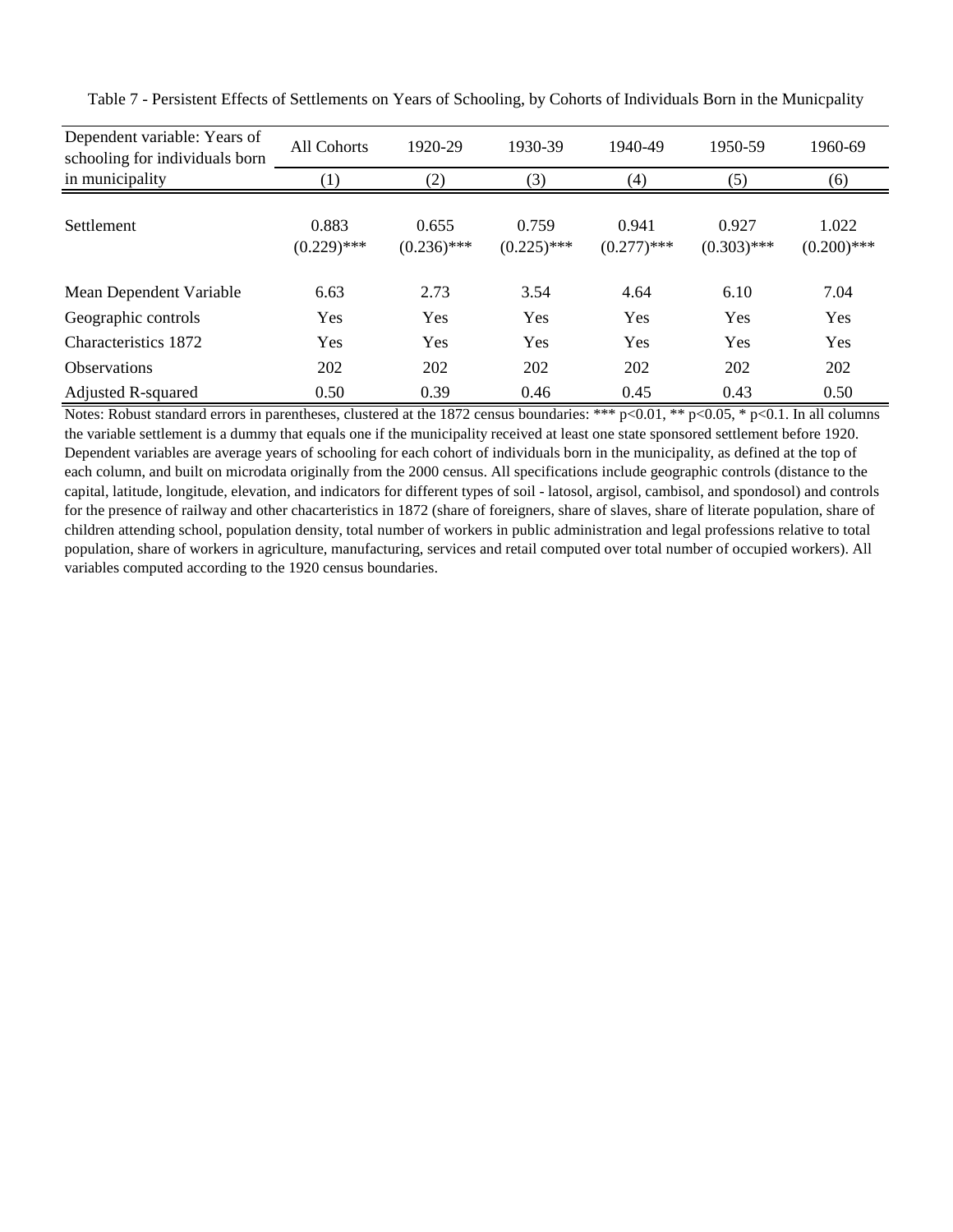Table 7 - Persistent Effects of Settlements on Years of Schooling, by Cohorts of Individuals Born in the Municpality

| Dependent variable: Years of schooling for individuals born in municipality | All Cohorts | 1920-29 | 1930-39 | 1940-49 | 1950-59 | 1960-69 |
|---|---|---|---|---|---|---|
| | (1) | (2) | (3) | (4) | (5) | (6) |
| Settlement | 0.883 | 0.655 | 0.759 | 0.941 | 0.927 | 1.022 |
| | (0.229)*** | (0.236)*** | (0.225)*** | (0.277)*** | (0.303)*** | (0.200)*** |
| Mean Dependent Variable | 6.63 | 2.73 | 3.54 | 4.64 | 6.10 | 7.04 |
| Geographic controls | Yes | Yes | Yes | Yes | Yes | Yes |
| Characteristics 1872 | Yes | Yes | Yes | Yes | Yes | Yes |
| Observations | 202 | 202 | 202 | 202 | 202 | 202 |
| Adjusted R-squared | 0.50 | 0.39 | 0.46 | 0.45 | 0.43 | 0.50 |

Notes: Robust standard errors in parentheses, clustered at the 1872 census boundaries: *** p<0.01, ** p<0.05, * p<0.1. In all columns the variable settlement is a dummy that equals one if the municipality received at least one state sponsored settlement before 1920. Dependent variables are average years of schooling for each cohort of individuals born in the municipality, as defined at the top of each column, and built on microdata originally from the 2000 census. All specifications include geographic controls (distance to the capital, latitude, longitude, elevation, and indicators for different types of soil - latosol, argisol, cambisol, and spondosol) and controls for the presence of railway and other chacarteristics in 1872 (share of foreigners, share of slaves, share of literate population, share of children attending school, population density, total number of workers in public administration and legal professions relative to total population, share of workers in agriculture, manufacturing, services and retail computed over total number of occupied workers). All variables computed according to the 1920 census boundaries.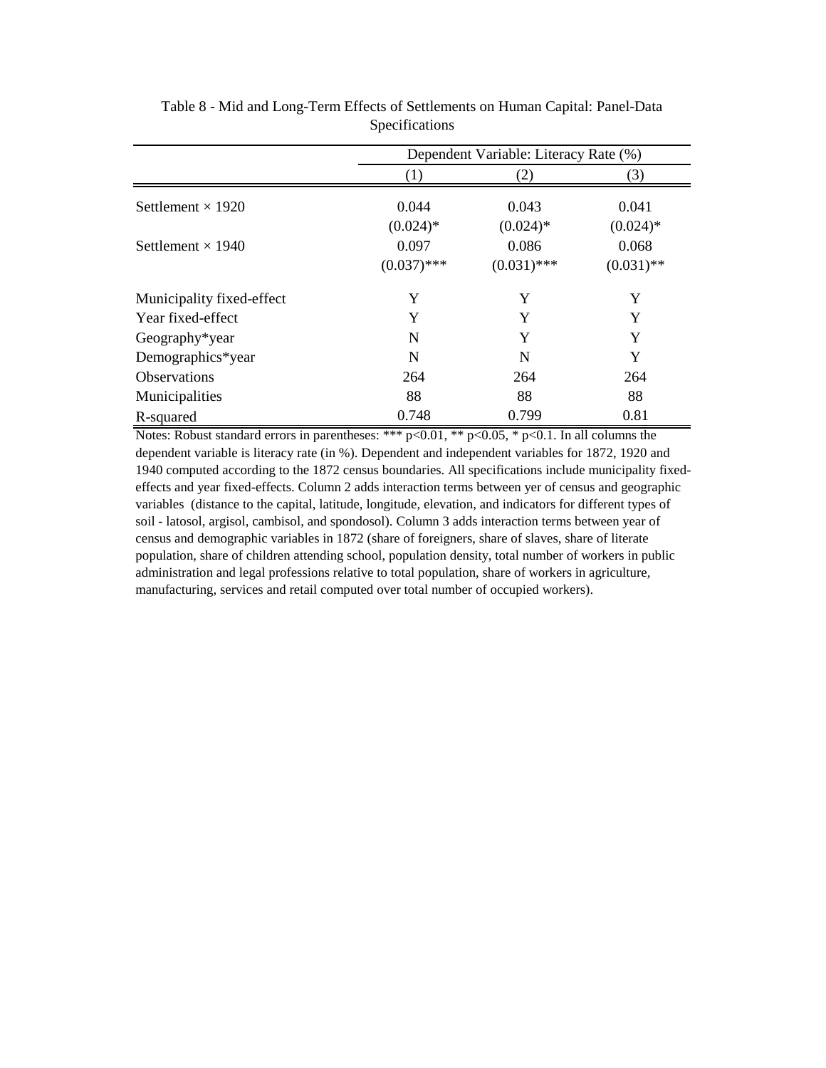Table 8 - Mid and Long-Term Effects of Settlements on Human Capital: Panel-Data Specifications

| | Dependent Variable: Literacy Rate (%) | | |
|---|---|---|---|
| | (1) | (2) | (3) |
| Settlement × 1920 | 0.044 | 0.043 | 0.041 |
| | (0.024)* | (0.024)* | (0.024)* |
| Settlement × 1940 | 0.097 | 0.086 | 0.068 |
| | (0.037)*** | (0.031)*** | (0.031)** |
| Municipality fixed-effect | Y | Y | Y |
| Year fixed-effect | Y | Y | Y |
| Geography*year | N | Y | Y |
| Demographics*year | N | N | Y |
| Observations | 264 | 264 | 264 |
| Municipalities | 88 | 88 | 88 |
| R-squared | 0.748 | 0.799 | 0.81 |

Notes: Robust standard errors in parentheses: *** p<0.01, ** p<0.05, * p<0.1. In all columns the dependent variable is literacy rate (in %). Dependent and independent variables for 1872, 1920 and 1940 computed according to the 1872 census boundaries. All specifications include municipality fixed-effects and year fixed-effects. Column 2 adds interaction terms between yer of census and geographic variables (distance to the capital, latitude, longitude, elevation, and indicators for different types of soil - latosol, argisol, cambisol, and spondosol). Column 3 adds interaction terms between year of census and demographic variables in 1872 (share of foreigners, share of slaves, share of literate population, share of children attending school, population density, total number of workers in public administration and legal professions relative to total population, share of workers in agriculture, manufacturing, services and retail computed over total number of occupied workers).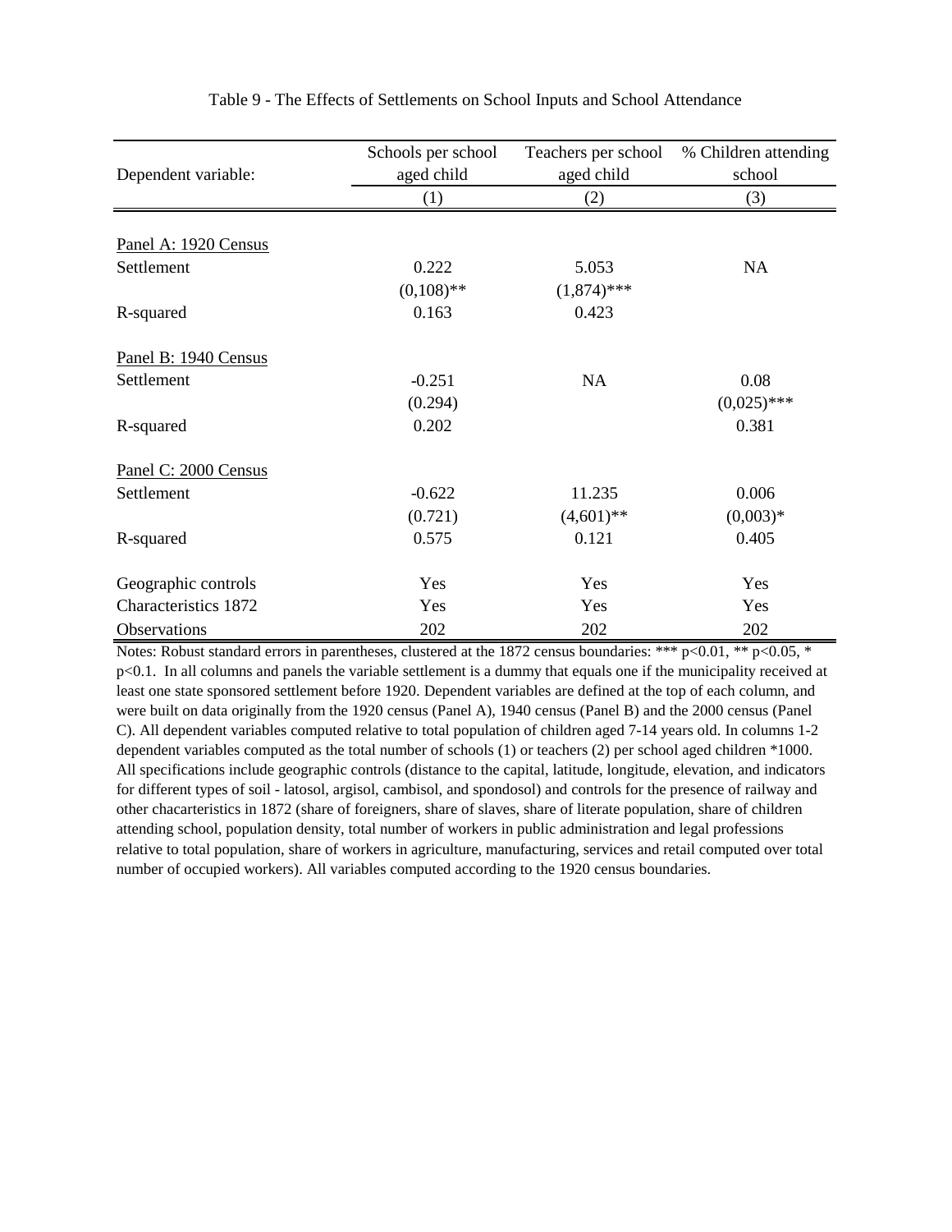Table 9 - The Effects of Settlements on School Inputs and School Attendance

| Dependent variable: | Schools per school aged child | Teachers per school aged child | % Children attending school |
|---|---|---|---|
| | (1) | (2) | (3) |
| Panel A: 1920 Census | | | |
| Settlement | 0.222 | 5.053 | NA |
| | (0,108)** | (1,874)*** | |
| R-squared | 0.163 | 0.423 | |
| Panel B: 1940 Census | | | |
| Settlement | -0.251 | NA | 0.08 |
| | (0.294) | | (0,025)*** |
| R-squared | 0.202 | | 0.381 |
| Panel C: 2000 Census | | | |
| Settlement | -0.622 | 11.235 | 0.006 |
| | (0.721) | (4,601)** | (0,003)* |
| R-squared | 0.575 | 0.121 | 0.405 |
| Geographic controls | Yes | Yes | Yes |
| Characteristics 1872 | Yes | Yes | Yes |
| Observations | 202 | 202 | 202 |

Notes: Robust standard errors in parentheses, clustered at the 1872 census boundaries: *** p<0.01, ** p<0.05, * p<0.1. In all columns and panels the variable settlement is a dummy that equals one if the municipality received at least one state sponsored settlement before 1920. Dependent variables are defined at the top of each column, and were built on data originally from the 1920 census (Panel A), 1940 census (Panel B) and the 2000 census (Panel C). All dependent variables computed relative to total population of children aged 7-14 years old. In columns 1-2 dependent variables computed as the total number of schools (1) or teachers (2) per school aged children *1000. All specifications include geographic controls (distance to the capital, latitude, longitude, elevation, and indicators for different types of soil - latosol, argisol, cambisol, and spondosol) and controls for the presence of railway and other chacarteristics in 1872 (share of foreigners, share of slaves, share of literate population, share of children attending school, population density, total number of workers in public administration and legal professions relative to total population, share of workers in agriculture, manufacturing, services and retail computed over total number of occupied workers). All variables computed according to the 1920 census boundaries.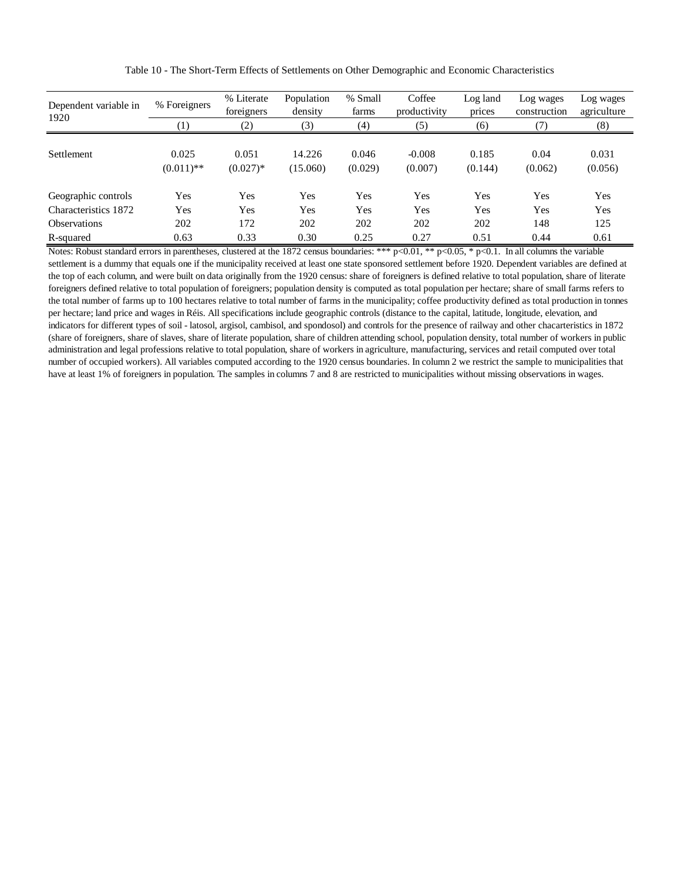Table 10 - The Short-Term Effects of Settlements on Other Demographic and Economic Characteristics

| Dependent variable in 1920 | % Foreigners | % Literate foreigners | Population density | % Small farms | Coffee productivity | Log land prices | Log wages construction | Log wages agriculture |
|---|---|---|---|---|---|---|---|---|
| | (1) | (2) | (3) | (4) | (5) | (6) | (7) | (8) |
| Settlement | 0.025 | 0.051 | 14.226 | 0.046 | -0.008 | 0.185 | 0.04 | 0.031 |
| | (0.011)** | (0.027)* | (15.060) | (0.029) | (0.007) | (0.144) | (0.062) | (0.056) |
| Geographic controls | Yes | Yes | Yes | Yes | Yes | Yes | Yes | Yes |
| Characteristics 1872 | Yes | Yes | Yes | Yes | Yes | Yes | Yes | Yes |
| Observations | 202 | 172 | 202 | 202 | 202 | 202 | 148 | 125 |
| R-squared | 0.63 | 0.33 | 0.30 | 0.25 | 0.27 | 0.51 | 0.44 | 0.61 |

Notes: Robust standard errors in parentheses, clustered at the 1872 census boundaries: *** p<0.01, ** p<0.05, * p<0.1. In all columns the variable settlement is a dummy that equals one if the municipality received at least one state sponsored settlement before 1920. Dependent variables are defined at the top of each column, and were built on data originally from the 1920 census: share of foreigners is defined relative to total population, share of literate foreigners defined relative to total population of foreigners; population density is computed as total population per hectare; share of small farms refers to the total number of farms up to 100 hectares relative to total number of farms in the municipality; coffee productivity defined as total production in tonnes per hectare; land price and wages in Réis. All specifications include geographic controls (distance to the capital, latitude, longitude, elevation, and indicators for different types of soil - latosol, argisol, cambisol, and spondosol) and controls for the presence of railway and other chacarteristics in 1872 (share of foreigners, share of slaves, share of literate population, share of children attending school, population density, total number of workers in public administration and legal professions relative to total population, share of workers in agriculture, manufacturing, services and retail computed over total number of occupied workers). All variables computed according to the 1920 census boundaries. In column 2 we restrict the sample to municipalities that have at least 1% of foreigners in population. The samples in columns 7 and 8 are restricted to municipalities without missing observations in wages.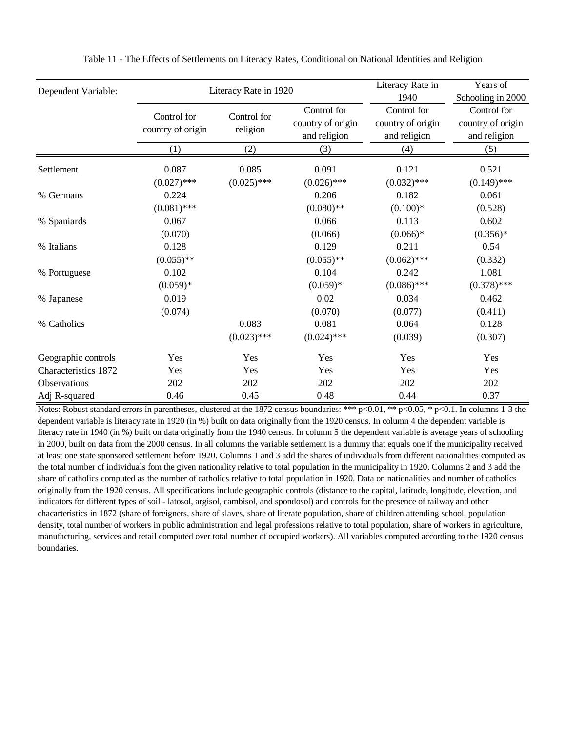Table 11 - The Effects of Settlements on Literacy Rates, Conditional on National Identities and Religion

| Dependent Variable: | Literacy Rate in 1920 | | | Literacy Rate in 1940 | Years of Schooling in 2000 |
|---|---|---|---|---|---|
| | Control for country of origin | Control for religion | Control for country of origin and religion | Control for country of origin and religion | Control for country of origin and religion |
| | (1) | (2) | (3) | (4) | (5) |
| Settlement | 0.087 | 0.085 | 0.091 | 0.121 | 0.521 |
| | (0.027)*** | (0.025)*** | (0.026)*** | (0.032)*** | (0.149)*** |
| % Germans | 0.224 | | 0.206 | 0.182 | 0.061 |
| | (0.081)*** | | (0.080)** | (0.100)* | (0.528) |
| % Spaniards | 0.067 | | 0.066 | 0.113 | 0.602 |
| | (0.070) | | (0.066) | (0.066)* | (0.356)* |
| % Italians | 0.128 | | 0.129 | 0.211 | 0.54 |
| | (0.055)** | | (0.055)** | (0.062)*** | (0.332) |
| % Portuguese | 0.102 | | 0.104 | 0.242 | 1.081 |
| | (0.059)* | | (0.059)* | (0.086)*** | (0.378)*** |
| % Japanese | 0.019 | | 0.02 | 0.034 | 0.462 |
| | (0.074) | | (0.070) | (0.077) | (0.411) |
| % Catholics | | 0.083 | 0.081 | 0.064 | 0.128 |
| | | (0.023)*** | (0.024)*** | (0.039) | (0.307) |
| Geographic controls | Yes | Yes | Yes | Yes | Yes |
| Characteristics 1872 | Yes | Yes | Yes | Yes | Yes |
| Observations | 202 | 202 | 202 | 202 | 202 |
| Adj R-squared | 0.46 | 0.45 | 0.48 | 0.44 | 0.37 |

Notes: Robust standard errors in parentheses, clustered at the 1872 census boundaries: *** p<0.01, ** p<0.05, * p<0.1. In columns 1-3 the dependent variable is literacy rate in 1920 (in %) built on data originally from the 1920 census. In column 4 the dependent variable is literacy rate in 1940 (in %) built on data originally from the 1940 census. In column 5 the dependent variable is average years of schooling in 2000, built on data from the 2000 census. In all columns the variable settlement is a dummy that equals one if the municipality received at least one state sponsored settlement before 1920. Columns 1 and 3 add the shares of individuals from different nationalities computed as the total number of individuals fom the given nationality relative to total population in the municipality in 1920. Columns 2 and 3 add the share of catholics computed as the number of catholics relative to total population in 1920. Data on nationalities and number of catholics originally from the 1920 census. All specifications include geographic controls (distance to the capital, latitude, longitude, elevation, and indicators for different types of soil - latosol, argisol, cambisol, and spondosol) and controls for the presence of railway and other chacarteristics in 1872 (share of foreigners, share of slaves, share of literate population, share of children attending school, population density, total number of workers in public administration and legal professions relative to total population, share of workers in agriculture, manufacturing, services and retail computed over total number of occupied workers). All variables computed according to the 1920 census boundaries.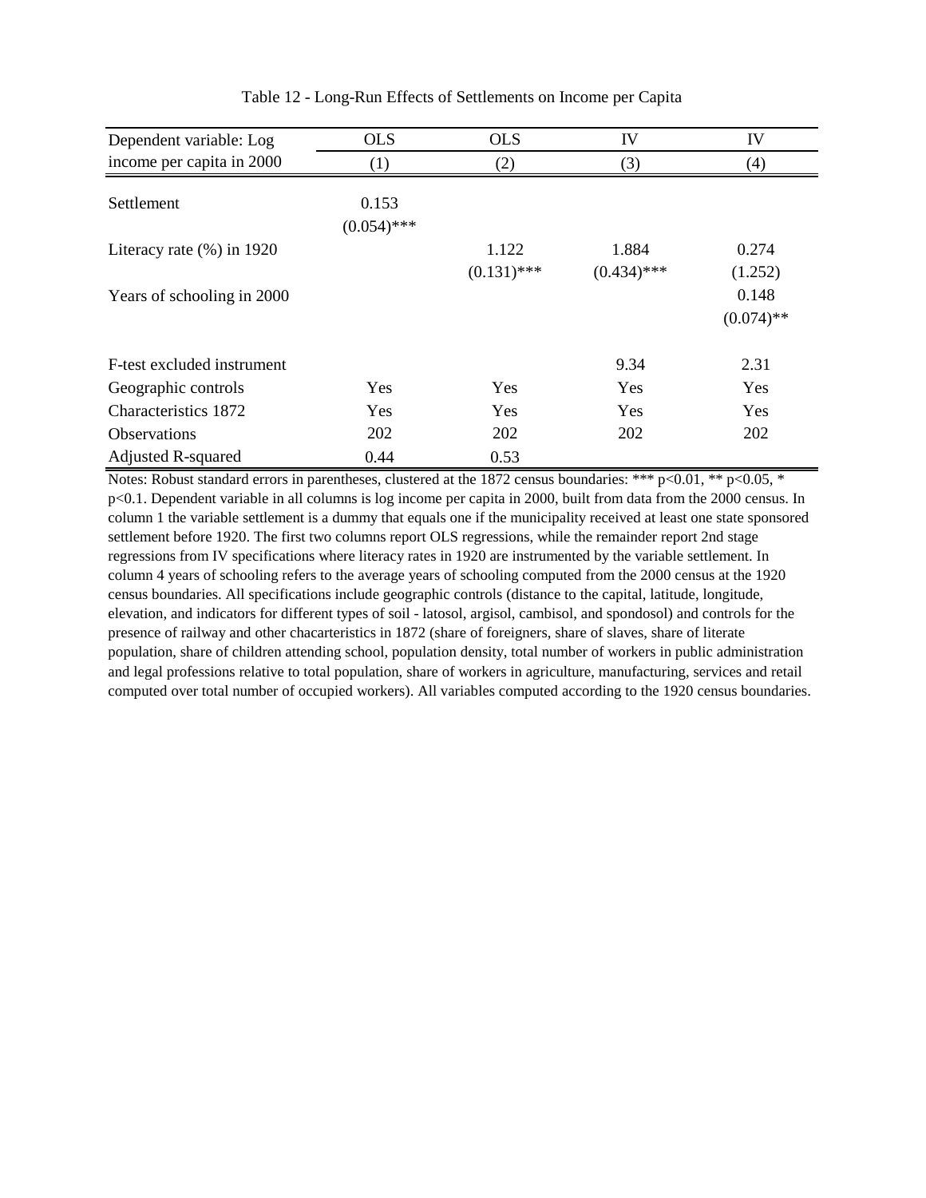Table 12 - Long-Run Effects of Settlements on Income per Capita

| Dependent variable: Log income per capita in 2000 | OLS (1) | OLS (2) | IV (3) | IV (4) |
|---|---|---|---|---|
| Settlement | 0.153 | | | |
| | (0.054)*** | | | |
| Literacy rate (%) in 1920 | | 1.122 | 1.884 | 0.274 |
| | | (0.131)*** | (0.434)*** | (1.252) |
| Years of schooling in 2000 | | | | 0.148 |
| | | | | (0.074)** |
| F-test excluded instrument | | | 9.34 | 2.31 |
| Geographic controls | Yes | Yes | Yes | Yes |
| Characteristics 1872 | Yes | Yes | Yes | Yes |
| Observations | 202 | 202 | 202 | 202 |
| Adjusted R-squared | 0.44 | 0.53 | | |

Notes: Robust standard errors in parentheses, clustered at the 1872 census boundaries: *** p<0.01, ** p<0.05, * p<0.1. Dependent variable in all columns is log income per capita in 2000, built from data from the 2000 census. In column 1 the variable settlement is a dummy that equals one if the municipality received at least one state sponsored settlement before 1920. The first two columns report OLS regressions, while the remainder report 2nd stage regressions from IV specifications where literacy rates in 1920 are instrumented by the variable settlement. In column 4 years of schooling refers to the average years of schooling computed from the 2000 census at the 1920 census boundaries. All specifications include geographic controls (distance to the capital, latitude, longitude, elevation, and indicators for different types of soil - latosol, argisol, cambisol, and spondosol) and controls for the presence of railway and other chacarteristics in 1872 (share of foreigners, share of slaves, share of literate population, share of children attending school, population density, total number of workers in public administration and legal professions relative to total population, share of workers in agriculture, manufacturing, services and retail computed over total number of occupied workers). All variables computed according to the 1920 census boundaries.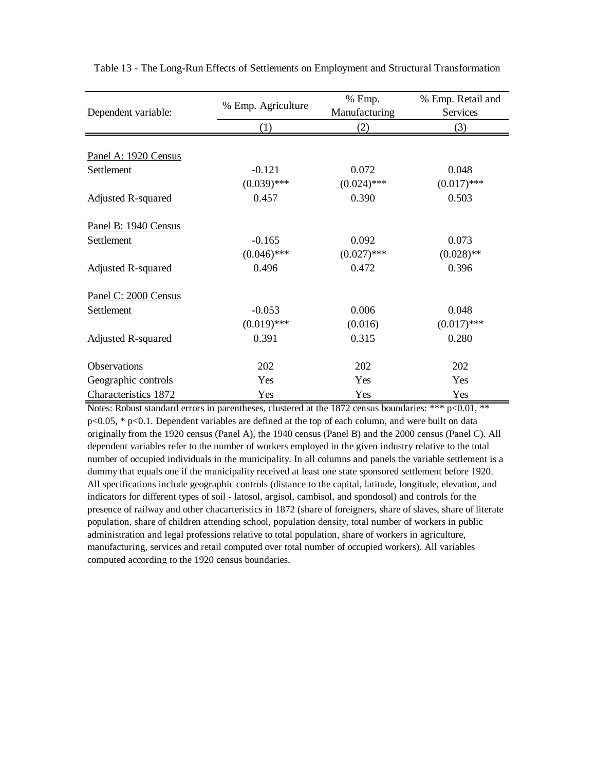Table 13 - The Long-Run Effects of Settlements on Employment and Structural Transformation

| Dependent variable: | % Emp. Agriculture | % Emp. Manufacturing | % Emp. Retail and Services |
|---|---|---|---|
| | (1) | (2) | (3) |
| Panel A: 1920 Census | | | |
| Settlement | -0.121 | 0.072 | 0.048 |
| | (0.039)*** | (0.024)*** | (0.017)*** |
| Adjusted R-squared | 0.457 | 0.390 | 0.503 |
| Panel B: 1940 Census | | | |
| Settlement | -0.165 | 0.092 | 0.073 |
| | (0.046)*** | (0.027)*** | (0.028)** |
| Adjusted R-squared | 0.496 | 0.472 | 0.396 |
| Panel C: 2000 Census | | | |
| Settlement | -0.053 | 0.006 | 0.048 |
| | (0.019)*** | (0.016) | (0.017)*** |
| Adjusted R-squared | 0.391 | 0.315 | 0.280 |
| Observations | 202 | 202 | 202 |
| Geographic controls | Yes | Yes | Yes |
| Characteristics 1872 | Yes | Yes | Yes |

Notes: Robust standard errors in parentheses, clustered at the 1872 census boundaries: *** p<0.01, ** p<0.05, * p<0.1. Dependent variables are defined at the top of each column, and were built on data originally from the 1920 census (Panel A), the 1940 census (Panel B) and the 2000 census (Panel C). All dependent variables refer to the number of workers employed in the given industry relative to the total number of occupied individuals in the municipality. In all columns and panels the variable settlement is a dummy that equals one if the municipality received at least one state sponsored settlement before 1920. All specifications include geographic controls (distance to the capital, latitude, longitude, elevation, and indicators for different types of soil - latosol, argisol, cambisol, and spondosol) and controls for the presence of railway and other chacarteristics in 1872 (share of foreigners, share of slaves, share of literate population, share of children attending school, population density, total number of workers in public administration and legal professions relative to total population, share of workers in agriculture, manufacturing, services and retail computed over total number of occupied workers). All variables computed according to the 1920 census boundaries.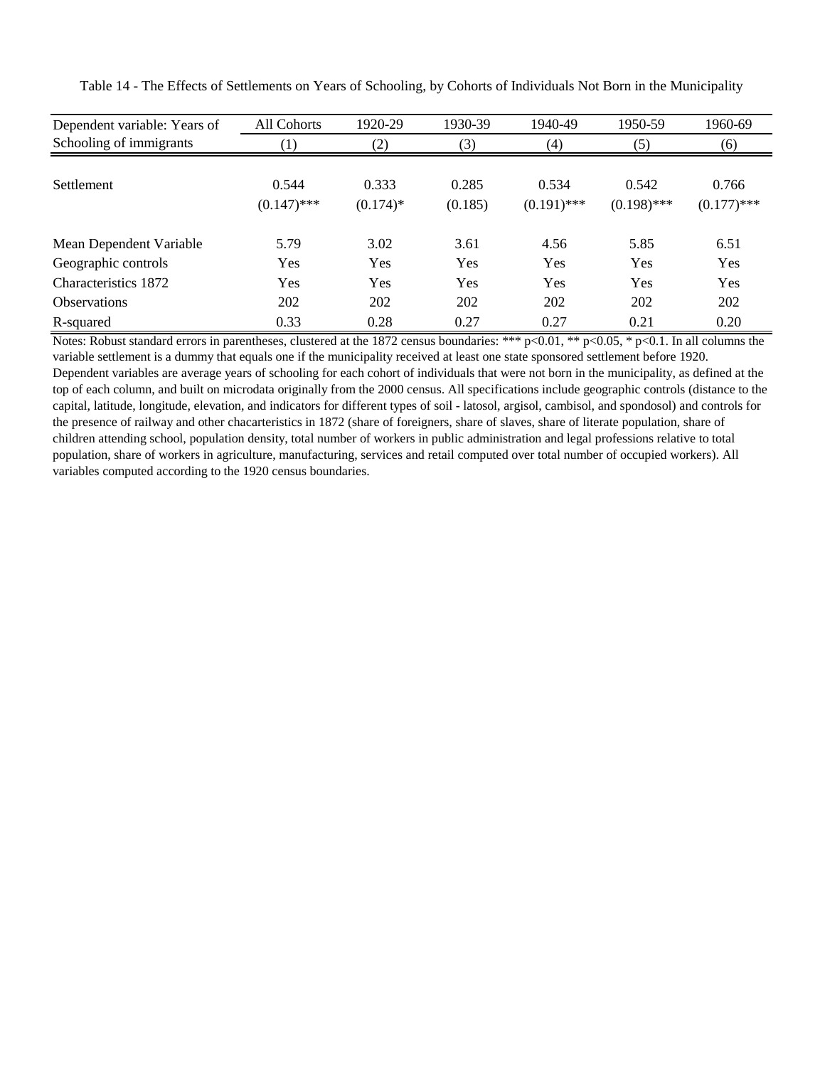Table 14 - The Effects of Settlements on Years of Schooling, by Cohorts of Individuals Not Born in the Municipality

| Dependent variable: Years of Schooling of immigrants | All Cohorts (1) | 1920-29 (2) | 1930-39 (3) | 1940-49 (4) | 1950-59 (5) | 1960-69 (6) |
|---|---|---|---|---|---|---|
| Settlement | 0.544 | 0.333 | 0.285 | 0.534 | 0.542 | 0.766 |
| | (0.147)*** | (0.174)* | (0.185) | (0.191)*** | (0.198)*** | (0.177)*** |
| Mean Dependent Variable | 5.79 | 3.02 | 3.61 | 4.56 | 5.85 | 6.51 |
| Geographic controls | Yes | Yes | Yes | Yes | Yes | Yes |
| Characteristics 1872 | Yes | Yes | Yes | Yes | Yes | Yes |
| Observations | 202 | 202 | 202 | 202 | 202 | 202 |
| R-squared | 0.33 | 0.28 | 0.27 | 0.27 | 0.21 | 0.20 |

Notes: Robust standard errors in parentheses, clustered at the 1872 census boundaries: *** p<0.01, ** p<0.05, * p<0.1. In all columns the variable settlement is a dummy that equals one if the municipality received at least one state sponsored settlement before 1920. Dependent variables are average years of schooling for each cohort of individuals that were not born in the municipality, as defined at the top of each column, and built on microdata originally from the 2000 census. All specifications include geographic controls (distance to the capital, latitude, longitude, elevation, and indicators for different types of soil - latosol, argisol, cambisol, and spondosol) and controls for the presence of railway and other chacarteristics in 1872 (share of foreigners, share of slaves, share of literate population, share of children attending school, population density, total number of workers in public administration and legal professions relative to total population, share of workers in agriculture, manufacturing, services and retail computed over total number of occupied workers). All variables computed according to the 1920 census boundaries.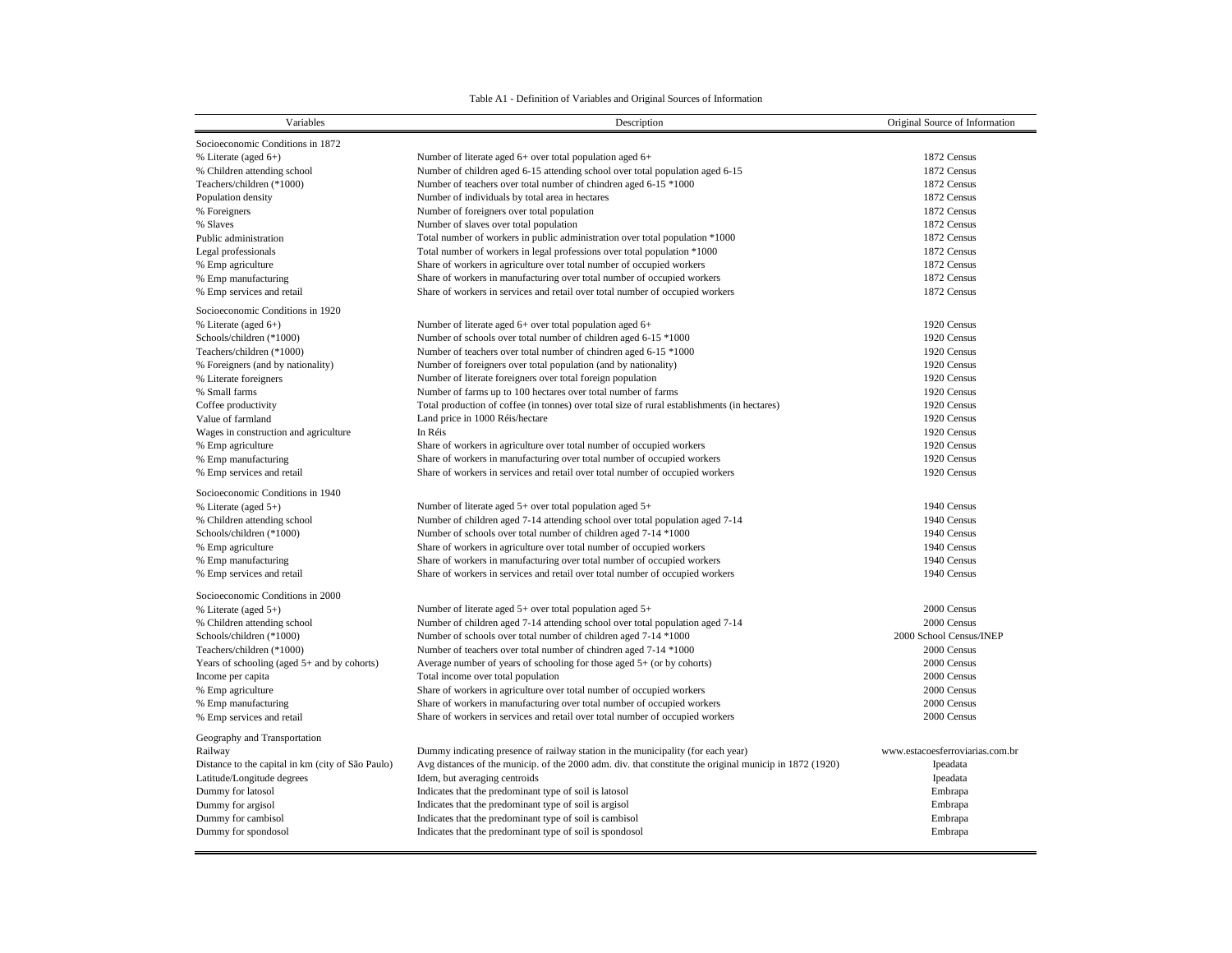Table A1 - Definition of Variables and Original Sources of Information

| Variables | Description | Original Source of Information |
|---|---|---|
| Socioeconomic Conditions in 1872 | | |
| % Literate (aged 6+) | Number of literate aged 6+ over total population aged 6+ | 1872 Census |
| % Children attending school | Number of children aged 6-15 attending school over total population aged 6-15 | 1872 Census |
| Teachers/children (*1000) | Number of teachers over total number of chindren aged 6-15 *1000 | 1872 Census |
| Population density | Number of individuals by total area in hectares | 1872 Census |
| % Foreigners | Number of foreigners over total population | 1872 Census |
| % Slaves | Number of slaves over total population | 1872 Census |
| Public administration | Total number of workers in public administration over total population *1000 | 1872 Census |
| Legal professionals | Total number of workers in legal professions over total population *1000 | 1872 Census |
| % Emp agriculture | Share of workers in agriculture over total number of occupied workers | 1872 Census |
| % Emp manufacturing | Share of workers in manufacturing over total number of occupied workers | 1872 Census |
| % Emp services and retail | Share of workers in services and retail over total number of occupied workers | 1872 Census |
| Socioeconomic Conditions in 1920 | | |
| % Literate (aged 6+) | Number of literate aged 6+ over total population aged 6+ | 1920 Census |
| Schools/children (*1000) | Number of schools over total number of children aged 6-15 *1000 | 1920 Census |
| Teachers/children (*1000) | Number of teachers over total number of chindren aged 6-15 *1000 | 1920 Census |
| % Foreigners (and by nationality) | Number of foreigners over total population (and by nationality) | 1920 Census |
| % Literate foreigners | Number of literate foreigners over total foreign population | 1920 Census |
| % Small farms | Number of farms up to 100 hectares over total number of farms | 1920 Census |
| Coffee productivity | Total production of coffee (in tonnes) over total size of rural establishments (in hectares) | 1920 Census |
| Value of farmland | Land price in 1000 Réis/hectare | 1920 Census |
| Wages in construction and agriculture | In Réis | 1920 Census |
| % Emp agriculture | Share of workers in agriculture over total number of occupied workers | 1920 Census |
| % Emp manufacturing | Share of workers in manufacturing over total number of occupied workers | 1920 Census |
| % Emp services and retail | Share of workers in services and retail over total number of occupied workers | 1920 Census |
| Socioeconomic Conditions in 1940 | | |
| % Literate (aged 5+) | Number of literate aged 5+ over total population aged 5+ | 1940 Census |
| % Children attending school | Number of children aged 7-14 attending school over total population aged 7-14 | 1940 Census |
| Schools/children (*1000) | Number of schools over total number of children aged 7-14 *1000 | 1940 Census |
| % Emp agriculture | Share of workers in agriculture over total number of occupied workers | 1940 Census |
| % Emp manufacturing | Share of workers in manufacturing over total number of occupied workers | 1940 Census |
| % Emp services and retail | Share of workers in services and retail over total number of occupied workers | 1940 Census |
| Socioeconomic Conditions in 2000 | | |
| % Literate (aged 5+) | Number of literate aged 5+ over total population aged 5+ | 2000 Census |
| % Children attending school | Number of children aged 7-14 attending school over total population aged 7-14 | 2000 Census |
| Schools/children (*1000) | Number of schools over total number of children aged 7-14 *1000 | 2000 School Census/INEP |
| Teachers/children (*1000) | Number of teachers over total number of chindren aged 7-14 *1000 | 2000 Census |
| Years of schooling (aged 5+ and by cohorts) | Average number of years of schooling for those aged 5+ (or by cohorts) | 2000 Census |
| Income per capita | Total income over total population | 2000 Census |
| % Emp agriculture | Share of workers in agriculture over total number of occupied workers | 2000 Census |
| % Emp manufacturing | Share of workers in manufacturing over total number of occupied workers | 2000 Census |
| % Emp services and retail | Share of workers in services and retail over total number of occupied workers | 2000 Census |
| Geography and Transportation | | |
| Railway | Dummy indicating presence of railway station in the municipality (for each year) | www.estacoesferroviarias.com.br |
| Distance to the capital in km (city of São Paulo) | Avg distances of the municip. of the 2000 adm. div. that constitute the original municip in 1872 (1920) | Ipeadata |
| Latitude/Longitude degrees | Idem, but averaging centroids | Ipeadata |
| Dummy for latosol | Indicates that the predominant type of soil is latosol | Embrapa |
| Dummy for argisol | Indicates that the predominant type of soil is argisol | Embrapa |
| Dummy for cambisol | Indicates that the predominant type of soil is cambisol | Embrapa |
| Dummy for spondosol | Indicates that the predominant type of soil is spondosol | Embrapa |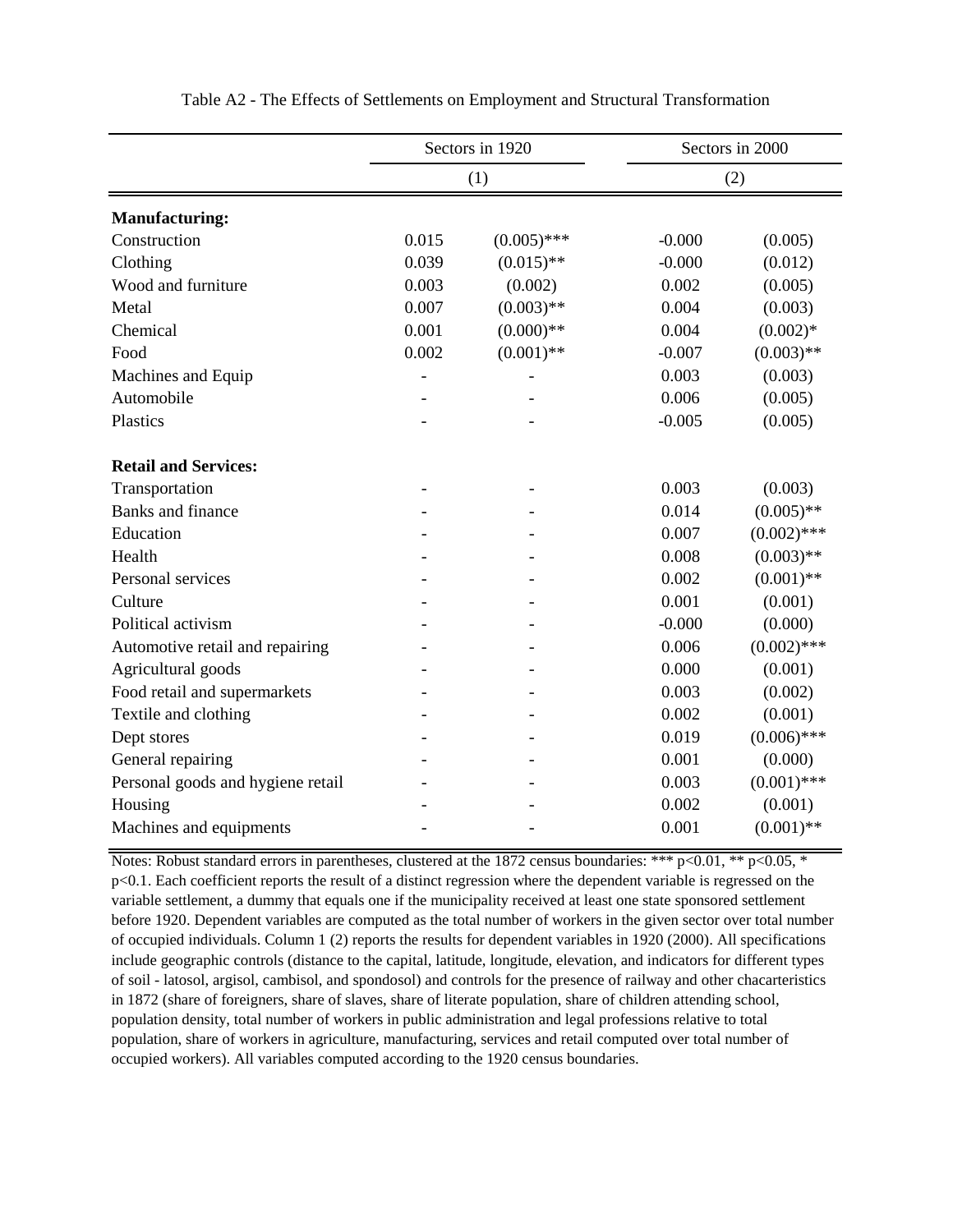Table A2 - The Effects of Settlements on Employment and Structural Transformation

| | Sectors in 1920 | | Sectors in 2000 | |
|---|---|---|---|---|
| | (1) | | (2) | |
| **Manufacturing:** | | | | |
| Construction | 0.015 | (0.005)*** | -0.000 | (0.005) |
| Clothing | 0.039 | (0.015)** | -0.000 | (0.012) |
| Wood and furniture | 0.003 | (0.002) | 0.002 | (0.005) |
| Metal | 0.007 | (0.003)** | 0.004 | (0.003) |
| Chemical | 0.001 | (0.000)** | 0.004 | (0.002)* |
| Food | 0.002 | (0.001)** | -0.007 | (0.003)** |
| Machines and Equip | - | - | 0.003 | (0.003) |
| Automobile | - | - | 0.006 | (0.005) |
| Plastics | - | - | -0.005 | (0.005) |
| **Retail and Services:** | | | | |
| Transportation | - | - | 0.003 | (0.003) |
| Banks and finance | - | - | 0.014 | (0.005)** |
| Education | - | - | 0.007 | (0.002)*** |
| Health | - | - | 0.008 | (0.003)** |
| Personal services | - | - | 0.002 | (0.001)** |
| Culture | - | - | 0.001 | (0.001) |
| Political activism | - | - | -0.000 | (0.000) |
| Automotive retail and repairing | - | - | 0.006 | (0.002)*** |
| Agricultural goods | - | - | 0.000 | (0.001) |
| Food retail and supermarkets | - | - | 0.003 | (0.002) |
| Textile and clothing | - | - | 0.002 | (0.001) |
| Dept stores | - | - | 0.019 | (0.006)*** |
| General repairing | - | - | 0.001 | (0.000) |
| Personal goods and hygiene retail | - | - | 0.003 | (0.001)*** |
| Housing | - | - | 0.002 | (0.001) |
| Machines and equipments | - | - | 0.001 | (0.001)** |

Notes: Robust standard errors in parentheses, clustered at the 1872 census boundaries: *** p<0.01, ** p<0.05, * p<0.1. Each coefficient reports the result of a distinct regression where the dependent variable is regressed on the variable settlement, a dummy that equals one if the municipality received at least one state sponsored settlement before 1920. Dependent variables are computed as the total number of workers in the given sector over total number of occupied individuals. Column 1 (2) reports the results for dependent variables in 1920 (2000). All specifications include geographic controls (distance to the capital, latitude, longitude, elevation, and indicators for different types of soil - latosol, argisol, cambisol, and spondosol) and controls for the presence of railway and other chacarteristics in 1872 (share of foreigners, share of slaves, share of literate population, share of children attending school, population density, total number of workers in public administration and legal professions relative to total population, share of workers in agriculture, manufacturing, services and retail computed over total number of occupied workers). All variables computed according to the 1920 census boundaries.